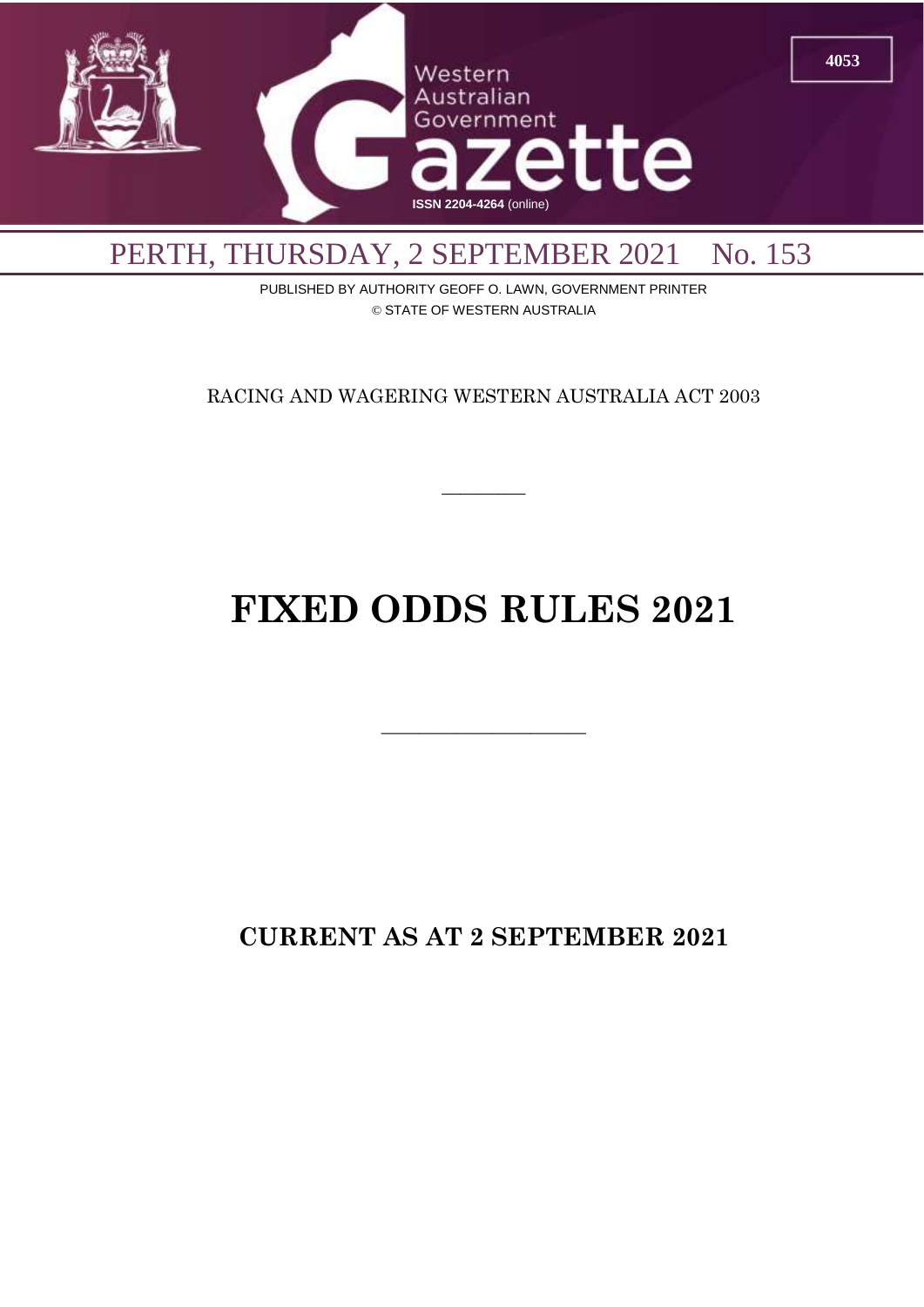# Western Australian Government Gazette

ISSN 2204-4264 (online)

## PERTH, THURSDAY, 2 SEPTEMBER 2021 No. 153

PUBLISHED BY AUTHORITY GEOFF O. LAWN, GOVERNMENT PRINTER

© STATE OF WESTERN AUSTRALIA

RACING AND WAGERING WESTERN AUSTRALIA ACT 2003

---

# FIXED ODDS RULES 2021

---

**CURRENT AS AT 2 SEPTEMBER 2021**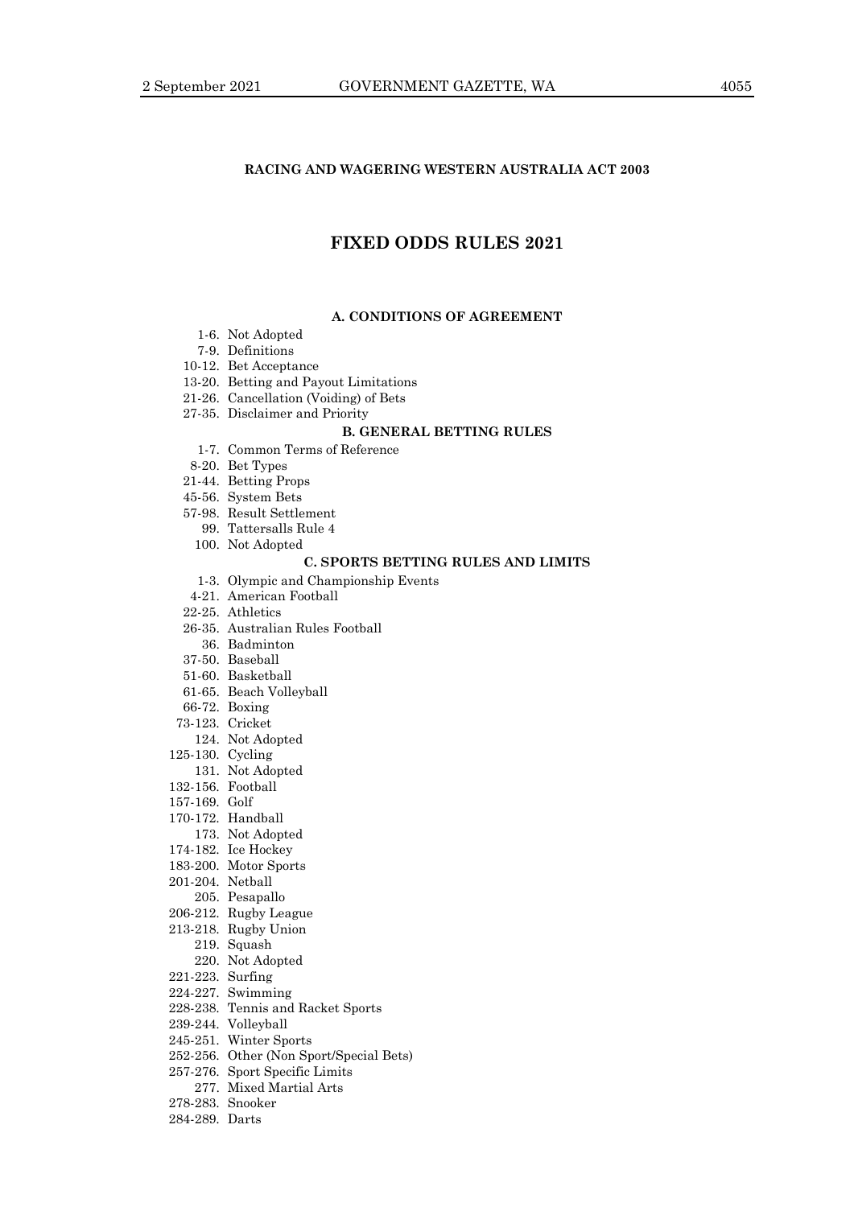**RACING AND WAGERING WESTERN AUSTRALIA ACT 2003**

# FIXED ODDS RULES 2021

## A. CONDITIONS OF AGREEMENT

- 1-6. Not Adopted
- 7-9. Definitions
- 10-12. Bet Acceptance
- 13-20. Betting and Payout Limitations
- 21-26. Cancellation (Voiding) of Bets
- 27-35. Disclaimer and Priority

## B. GENERAL BETTING RULES

- 1-7. Common Terms of Reference
- 8-20. Bet Types
- 21-44. Betting Props
- 45-56. System Bets
- 57-98. Result Settlement
- 99. Tattersalls Rule 4
- 100. Not Adopted

## C. SPORTS BETTING RULES AND LIMITS

- 1-3. Olympic and Championship Events
- 4-21. American Football
- 22-25. Athletics
- 26-35. Australian Rules Football
- 36. Badminton
- 37-50. Baseball
- 51-60. Basketball
- 61-65. Beach Volleyball
- 66-72. Boxing
- 73-123. Cricket
- 124. Not Adopted
- 125-130. Cycling
- 131. Not Adopted
- 132-156. Football
- 157-169. Golf
- 170-172. Handball
- 173. Not Adopted
- 174-182. Ice Hockey
- 183-200. Motor Sports
- 201-204. Netball
- 205. Pesapallo
- 206-212. Rugby League
- 213-218. Rugby Union
- 219. Squash
- 220. Not Adopted
- 221-223. Surfing
- 224-227. Swimming
- 228-238. Tennis and Racket Sports
- 239-244. Volleyball
- 245-251. Winter Sports
- 252-256. Other (Non Sport/Special Bets)
- 257-276. Sport Specific Limits
- 277. Mixed Martial Arts
- 278-283. Snooker
- 284-289. Darts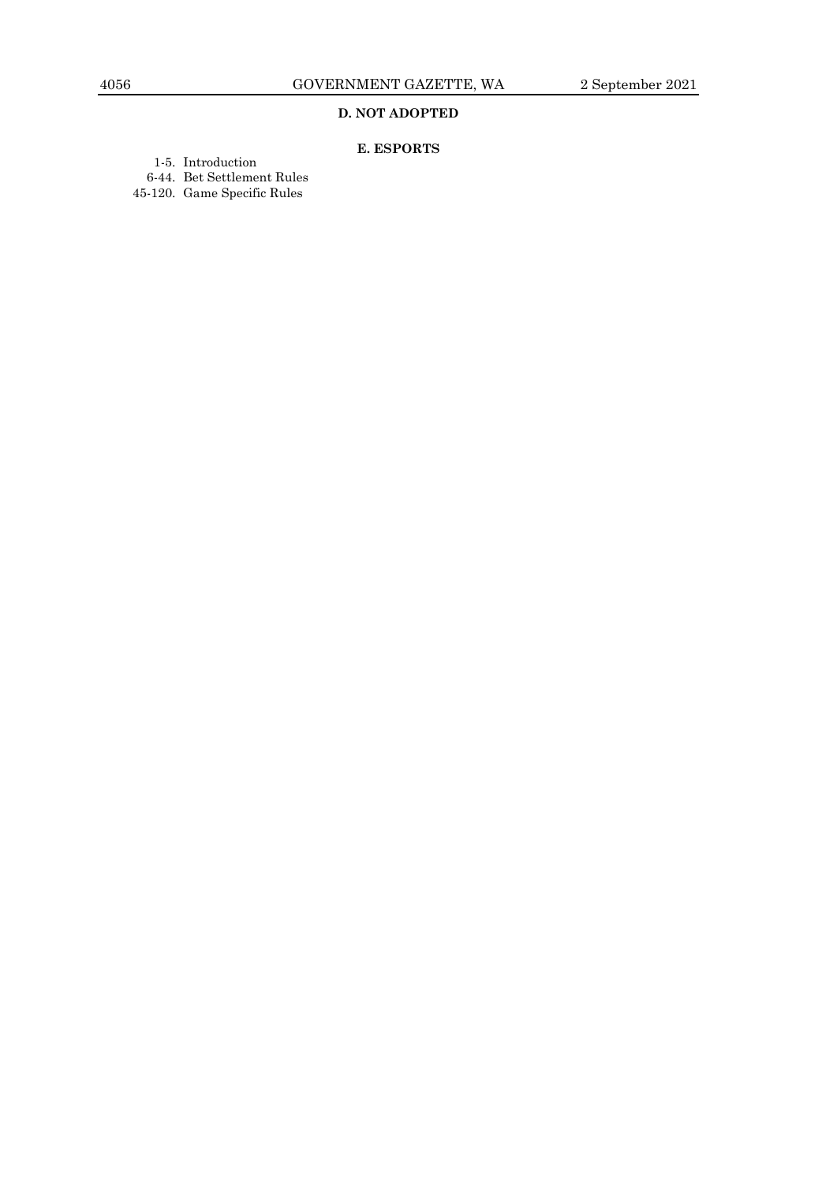**D. NOT ADOPTED**

**E. ESPORTS**

1-5. Introduction

6-44. Bet Settlement Rules

45-120. Game Specific Rules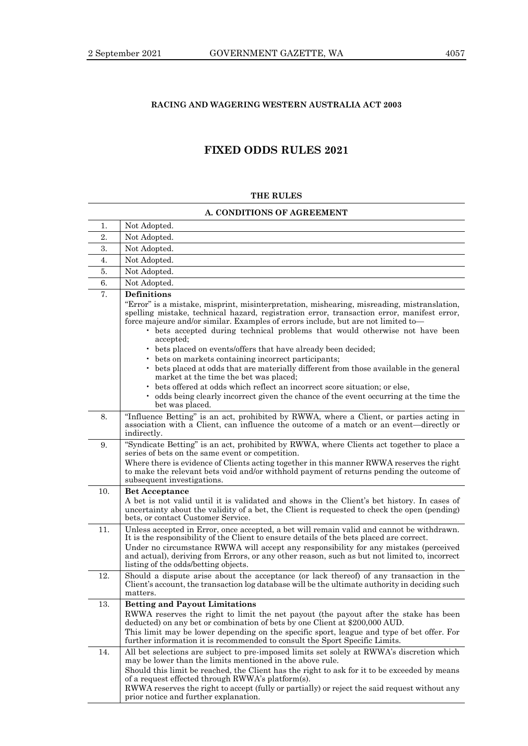**RACING AND WAGERING WESTERN AUSTRALIA ACT 2003**

# FIXED ODDS RULES 2021

**THE RULES**

| | **A. CONDITIONS OF AGREEMENT** |
|---|---|
| 1. | Not Adopted. |
| 2. | Not Adopted. |
| 3. | Not Adopted. |
| 4. | Not Adopted. |
| 5. | Not Adopted. |
| 6. | Not Adopted. |
| 7. | **Definitions**<br>"Error" is a mistake, misprint, misinterpretation, mishearing, misreading, mistranslation, spelling mistake, technical hazard, registration error, transaction error, manifest error, force majeure and/or similar. Examples of errors include, but are not limited to—<br>• bets accepted during technical problems that would otherwise not have been accepted;<br>• bets placed on events/offers that have already been decided;<br>• bets on markets containing incorrect participants;<br>• bets placed at odds that are materially different from those available in the general market at the time the bet was placed;<br>• bets offered at odds which reflect an incorrect score situation; or else,<br>• odds being clearly incorrect given the chance of the event occurring at the time the bet was placed. |
| 8. | "Influence Betting" is an act, prohibited by RWWA, where a Client, or parties acting in association with a Client, can influence the outcome of a match or an event—directly or indirectly. |
| 9. | "Syndicate Betting" is an act, prohibited by RWWA, where Clients act together to place a series of bets on the same event or competition.<br>Where there is evidence of Clients acting together in this manner RWWA reserves the right to make the relevant bets void and/or withhold payment of returns pending the outcome of subsequent investigations. |
| 10. | **Bet Acceptance**<br>A bet is not valid until it is validated and shows in the Client's bet history. In cases of uncertainty about the validity of a bet, the Client is requested to check the open (pending) bets, or contact Customer Service. |
| 11. | Unless accepted in Error, once accepted, a bet will remain valid and cannot be withdrawn. It is the responsibility of the Client to ensure details of the bets placed are correct.<br>Under no circumstance RWWA will accept any responsibility for any mistakes (perceived and actual), deriving from Errors, or any other reason, such as but not limited to, incorrect listing of the odds/betting objects. |
| 12. | Should a dispute arise about the acceptance (or lack thereof) of any transaction in the Client's account, the transaction log database will be the ultimate authority in deciding such matters. |
| 13. | **Betting and Payout Limitations**<br>RWWA reserves the right to limit the net payout (the payout after the stake has been deducted) on any bet or combination of bets by one Client at $200,000 AUD.<br>This limit may be lower depending on the specific sport, league and type of bet offer. For further information it is recommended to consult the Sport Specific Limits. |
| 14. | All bet selections are subject to pre-imposed limits set solely at RWWA's discretion which may be lower than the limits mentioned in the above rule.<br>Should this limit be reached, the Client has the right to ask for it to be exceeded by means of a request effected through RWWA's platform(s).<br>RWWA reserves the right to accept (fully or partially) or reject the said request without any prior notice and further explanation. |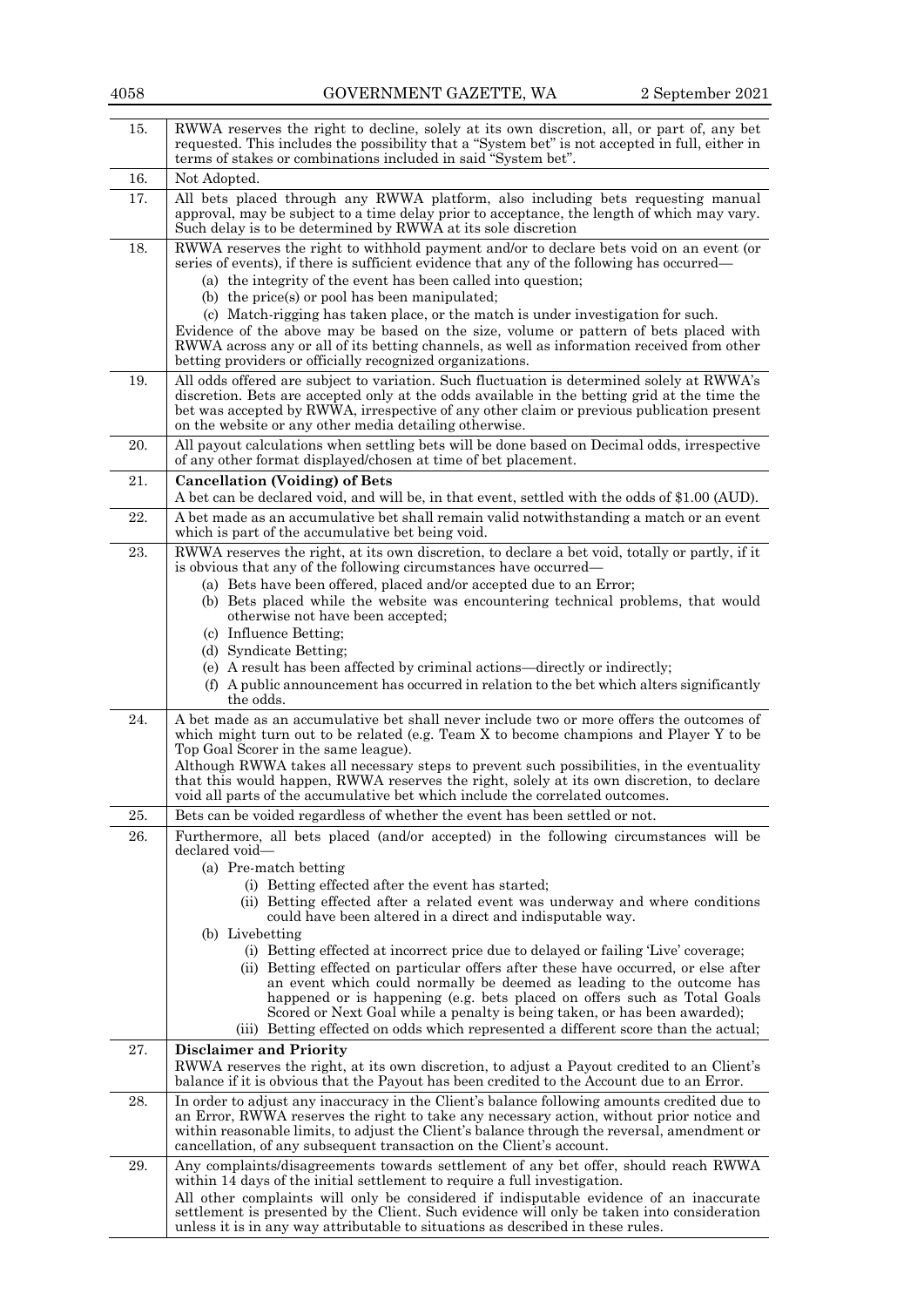| | |
|---|---|
| 15. | RWWA reserves the right to decline, solely at its own discretion, all, or part of, any bet requested. This includes the possibility that a "System bet" is not accepted in full, either in terms of stakes or combinations included in said "System bet". |
| 16. | Not Adopted. |
| 17. | All bets placed through any RWWA platform, also including bets requesting manual approval, may be subject to a time delay prior to acceptance, the length of which may vary. Such delay is to be determined by RWWA at its sole discretion |
| 18. | RWWA reserves the right to withhold payment and/or to declare bets void on an event (or series of events), if there is sufficient evidence that any of the following has occurred— <br> (a) the integrity of the event has been called into question; <br> (b) the price(s) or pool has been manipulated; <br> (c) Match-rigging has taken place, or the match is under investigation for such. <br> Evidence of the above may be based on the size, volume or pattern of bets placed with RWWA across any or all of its betting channels, as well as information received from other betting providers or officially recognized organizations. |
| 19. | All odds offered are subject to variation. Such fluctuation is determined solely at RWWA's discretion. Bets are accepted only at the odds available in the betting grid at the time the bet was accepted by RWWA, irrespective of any other claim or previous publication present on the website or any other media detailing otherwise. |
| 20. | All payout calculations when settling bets will be done based on Decimal odds, irrespective of any other format displayed/chosen at time of bet placement. |
| 21. | **Cancellation (Voiding) of Bets** <br> A bet can be declared void, and will be, in that event, settled with the odds of $1.00 (AUD). |
| 22. | A bet made as an accumulative bet shall remain valid notwithstanding a match or an event which is part of the accumulative bet being void. |
| 23. | RWWA reserves the right, at its own discretion, to declare a bet void, totally or partly, if it is obvious that any of the following circumstances have occurred— <br> (a) Bets have been offered, placed and/or accepted due to an Error; <br> (b) Bets placed while the website was encountering technical problems, that would otherwise not have been accepted; <br> (c) Influence Betting; <br> (d) Syndicate Betting; <br> (e) A result has been affected by criminal actions—directly or indirectly; <br> (f) A public announcement has occurred in relation to the bet which alters significantly the odds. |
| 24. | A bet made as an accumulative bet shall never include two or more offers the outcomes of which might turn out to be related (e.g. Team X to become champions and Player Y to be Top Goal Scorer in the same league). <br> Although RWWA takes all necessary steps to prevent such possibilities, in the eventuality that this would happen, RWWA reserves the right, solely at its own discretion, to declare void all parts of the accumulative bet which include the correlated outcomes. |
| 25. | Bets can be voided regardless of whether the event has been settled or not. |
| 26. | Furthermore, all bets placed (and/or accepted) in the following circumstances will be declared void— <br> (a) Pre-match betting <br> (i) Betting effected after the event has started; <br> (ii) Betting effected after a related event was underway and where conditions could have been altered in a direct and indisputable way. <br> (b) Livebetting <br> (i) Betting effected at incorrect price due to delayed or failing 'Live' coverage; <br> (ii) Betting effected on particular offers after these have occurred, or else after an event which could normally be deemed as leading to the outcome has happened or is happening (e.g. bets placed on offers such as Total Goals Scored or Next Goal while a penalty is being taken, or has been awarded); <br> (iii) Betting effected on odds which represented a different score than the actual; |
| 27. | **Disclaimer and Priority** <br> RWWA reserves the right, at its own discretion, to adjust a Payout credited to an Client's balance if it is obvious that the Payout has been credited to the Account due to an Error. |
| 28. | In order to adjust any inaccuracy in the Client's balance following amounts credited due to an Error, RWWA reserves the right to take any necessary action, without prior notice and within reasonable limits, to adjust the Client's balance through the reversal, amendment or cancellation, of any subsequent transaction on the Client's account. |
| 29. | Any complaints/disagreements towards settlement of any bet offer, should reach RWWA within 14 days of the initial settlement to require a full investigation. <br> All other complaints will only be considered if indisputable evidence of an inaccurate settlement is presented by the Client. Such evidence will only be taken into consideration unless it is in any way attributable to situations as described in these rules. |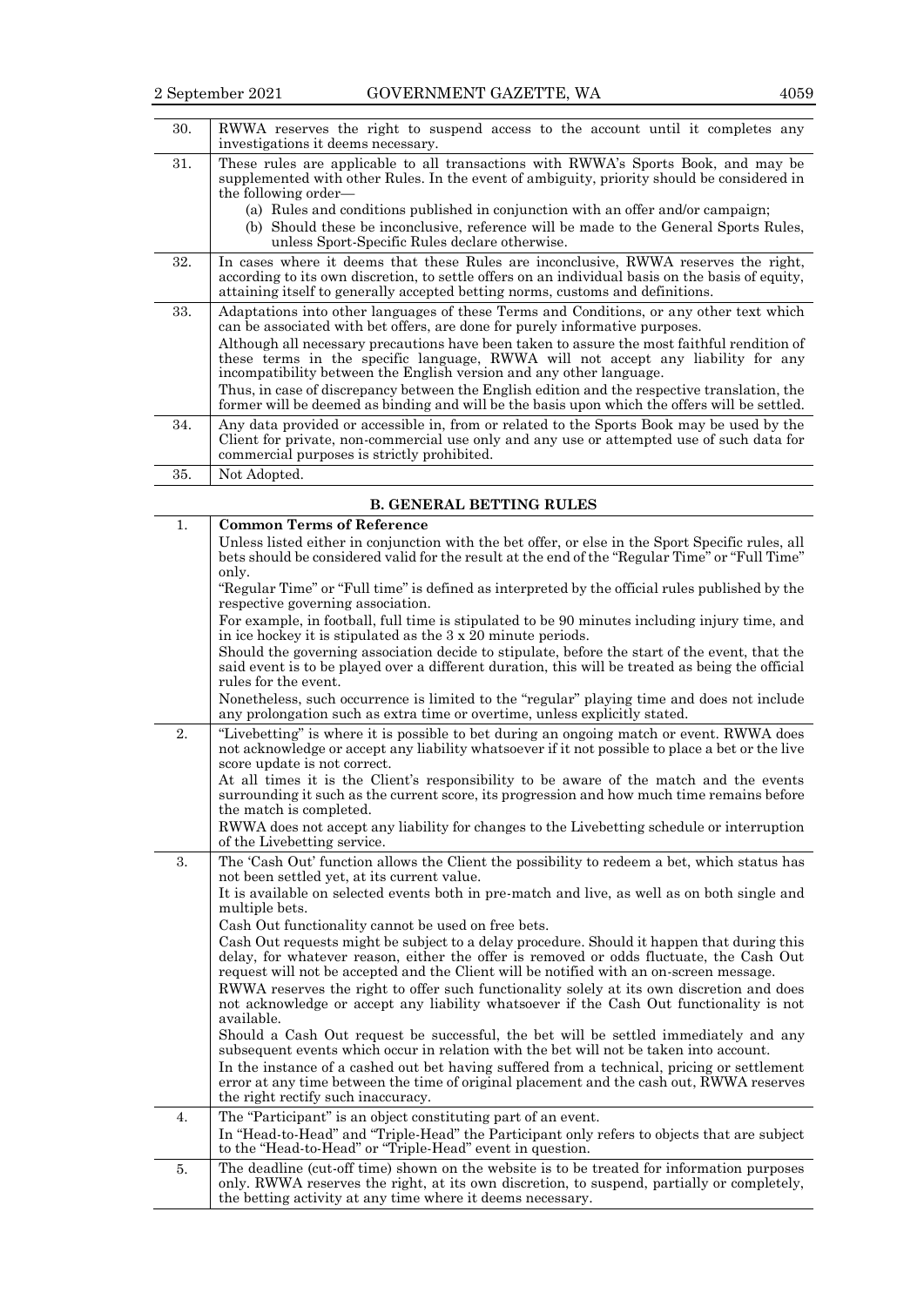| | |
|---|---|
| 30. | RWWA reserves the right to suspend access to the account until it completes any investigations it deems necessary. |
| 31. | These rules are applicable to all transactions with RWWA's Sports Book, and may be supplemented with other Rules. In the event of ambiguity, priority should be considered in the following order— (a) Rules and conditions published in conjunction with an offer and/or campaign; (b) Should these be inconclusive, reference will be made to the General Sports Rules, unless Sport-Specific Rules declare otherwise. |
| 32. | In cases where it deems that these Rules are inconclusive, RWWA reserves the right, according to its own discretion, to settle offers on an individual basis on the basis of equity, attaining itself to generally accepted betting norms, customs and definitions. |
| 33. | Adaptations into other languages of these Terms and Conditions, or any other text which can be associated with bet offers, are done for purely informative purposes. Although all necessary precautions have been taken to assure the most faithful rendition of these terms in the specific language, RWWA will not accept any liability for any incompatibility between the English version and any other language. Thus, in case of discrepancy between the English edition and the respective translation, the former will be deemed as binding and will be the basis upon which the offers will be settled. |
| 34. | Any data provided or accessible in, from or related to the Sports Book may be used by the Client for private, non-commercial use only and any use or attempted use of such data for commercial purposes is strictly prohibited. |
| 35. | Not Adopted. |

## B. GENERAL BETTING RULES

| | |
|---|---|
| 1. | **Common Terms of Reference** Unless listed either in conjunction with the bet offer, or else in the Sport Specific rules, all bets should be considered valid for the result at the end of the "Regular Time" or "Full Time" only. "Regular Time" or "Full time" is defined as interpreted by the official rules published by the respective governing association. For example, in football, full time is stipulated to be 90 minutes including injury time, and in ice hockey it is stipulated as the 3 x 20 minute periods. Should the governing association decide to stipulate, before the start of the event, that the said event is to be played over a different duration, this will be treated as being the official rules for the event. Nonetheless, such occurrence is limited to the "regular" playing time and does not include any prolongation such as extra time or overtime, unless explicitly stated. |
| 2. | "Livebetting" is where it is possible to bet during an ongoing match or event. RWWA does not acknowledge or accept any liability whatsoever if it not possible to place a bet or the live score update is not correct. At all times it is the Client's responsibility to be aware of the match and the events surrounding it such as the current score, its progression and how much time remains before the match is completed. RWWA does not accept any liability for changes to the Livebetting schedule or interruption of the Livebetting service. |
| 3. | The 'Cash Out' function allows the Client the possibility to redeem a bet, which status has not been settled yet, at its current value. It is available on selected events both in pre-match and live, as well as on both single and multiple bets. Cash Out functionality cannot be used on free bets. Cash Out requests might be subject to a delay procedure. Should it happen that during this delay, for whatever reason, either the offer is removed or odds fluctuate, the Cash Out request will not be accepted and the Client will be notified with an on-screen message. RWWA reserves the right to offer such functionality solely at its own discretion and does not acknowledge or accept any liability whatsoever if the Cash Out functionality is not available. Should a Cash Out request be successful, the bet will be settled immediately and any subsequent events which occur in relation with the bet will not be taken into account. In the instance of a cashed out bet having suffered from a technical, pricing or settlement error at any time between the time of original placement and the cash out, RWWA reserves the right rectify such inaccuracy. |
| 4. | The "Participant" is an object constituting part of an event. In "Head-to-Head" and "Triple-Head" the Participant only refers to objects that are subject to the "Head-to-Head" or "Triple-Head" event in question. |
| 5. | The deadline (cut-off time) shown on the website is to be treated for information purposes only. RWWA reserves the right, at its own discretion, to suspend, partially or completely, the betting activity at any time where it deems necessary. |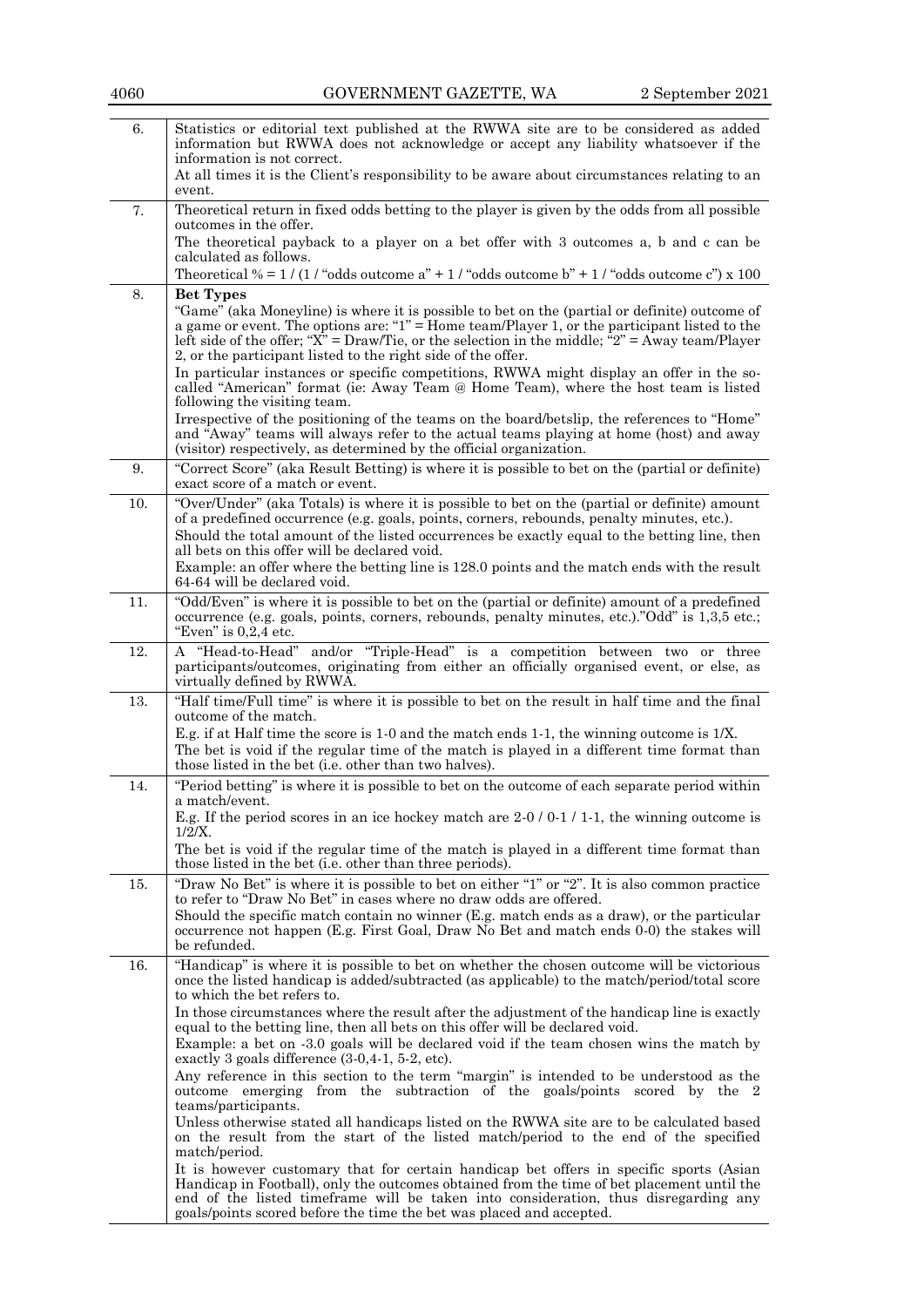| | |
|---|---|
| 6. | Statistics or editorial text published at the RWWA site are to be considered as added information but RWWA does not acknowledge or accept any liability whatsoever if the information is not correct.<br>At all times it is the Client's responsibility to be aware about circumstances relating to an event. |
| 7. | Theoretical return in fixed odds betting to the player is given by the odds from all possible outcomes in the offer.<br>The theoretical payback to a player on a bet offer with 3 outcomes a, b and c can be calculated as follows.<br>Theoretical % = 1 / (1 / "odds outcome a" + 1 / "odds outcome b" + 1 / "odds outcome c") x 100 |
| 8. | **Bet Types**<br>"Game" (aka Moneyline) is where it is possible to bet on the (partial or definite) outcome of a game or event. The options are: "1" = Home team/Player 1, or the participant listed to the left side of the offer; "X" = Draw/Tie, or the selection in the middle; "2" = Away team/Player 2, or the participant listed to the right side of the offer.<br>In particular instances or specific competitions, RWWA might display an offer in the so-called "American" format (ie: Away Team @ Home Team), where the host team is listed following the visiting team.<br>Irrespective of the positioning of the teams on the board/betslip, the references to "Home" and "Away" teams will always refer to the actual teams playing at home (host) and away (visitor) respectively, as determined by the official organization. |
| 9. | "Correct Score" (aka Result Betting) is where it is possible to bet on the (partial or definite) exact score of a match or event. |
| 10. | "Over/Under" (aka Totals) is where it is possible to bet on the (partial or definite) amount of a predefined occurrence (e.g. goals, points, corners, rebounds, penalty minutes, etc.).<br>Should the total amount of the listed occurrences be exactly equal to the betting line, then all bets on this offer will be declared void.<br>Example: an offer where the betting line is 128.0 points and the match ends with the result 64-64 will be declared void. |
| 11. | "Odd/Even" is where it is possible to bet on the (partial or definite) amount of a predefined occurrence (e.g. goals, points, corners, rebounds, penalty minutes, etc.)."Odd" is 1,3,5 etc.; "Even" is 0,2,4 etc. |
| 12. | A "Head-to-Head" and/or "Triple-Head" is a competition between two or three participants/outcomes, originating from either an officially organised event, or else, as virtually defined by RWWA. |
| 13. | "Half time/Full time" is where it is possible to bet on the result in half time and the final outcome of the match.<br>E.g. if at Half time the score is 1-0 and the match ends 1-1, the winning outcome is 1/X.<br>The bet is void if the regular time of the match is played in a different time format than those listed in the bet (i.e. other than two halves). |
| 14. | "Period betting" is where it is possible to bet on the outcome of each separate period within a match/event.<br>E.g. If the period scores in an ice hockey match are 2-0 / 0-1 / 1-1, the winning outcome is 1/2/X.<br>The bet is void if the regular time of the match is played in a different time format than those listed in the bet (i.e. other than three periods). |
| 15. | "Draw No Bet" is where it is possible to bet on either "1" or "2". It is also common practice to refer to "Draw No Bet" in cases where no draw odds are offered.<br>Should the specific match contain no winner (E.g. match ends as a draw), or the particular occurrence not happen (E.g. First Goal, Draw No Bet and match ends 0-0) the stakes will be refunded. |
| 16. | "Handicap" is where it is possible to bet on whether the chosen outcome will be victorious once the listed handicap is added/subtracted (as applicable) to the match/period/total score to which the bet refers to.<br>In those circumstances where the result after the adjustment of the handicap line is exactly equal to the betting line, then all bets on this offer will be declared void.<br>Example: a bet on -3.0 goals will be declared void if the team chosen wins the match by exactly 3 goals difference (3-0,4-1, 5-2, etc).<br>Any reference in this section to the term "margin" is intended to be understood as the outcome emerging from the subtraction of the goals/points scored by the 2 teams/participants.<br>Unless otherwise stated all handicaps listed on the RWWA site are to be calculated based on the result from the start of the listed match/period to the end of the specified match/period.<br>It is however customary that for certain handicap bet offers in specific sports (Asian Handicap in Football), only the outcomes obtained from the time of bet placement until the end of the listed timeframe will be taken into consideration, thus disregarding any goals/points scored before the time the bet was placed and accepted. |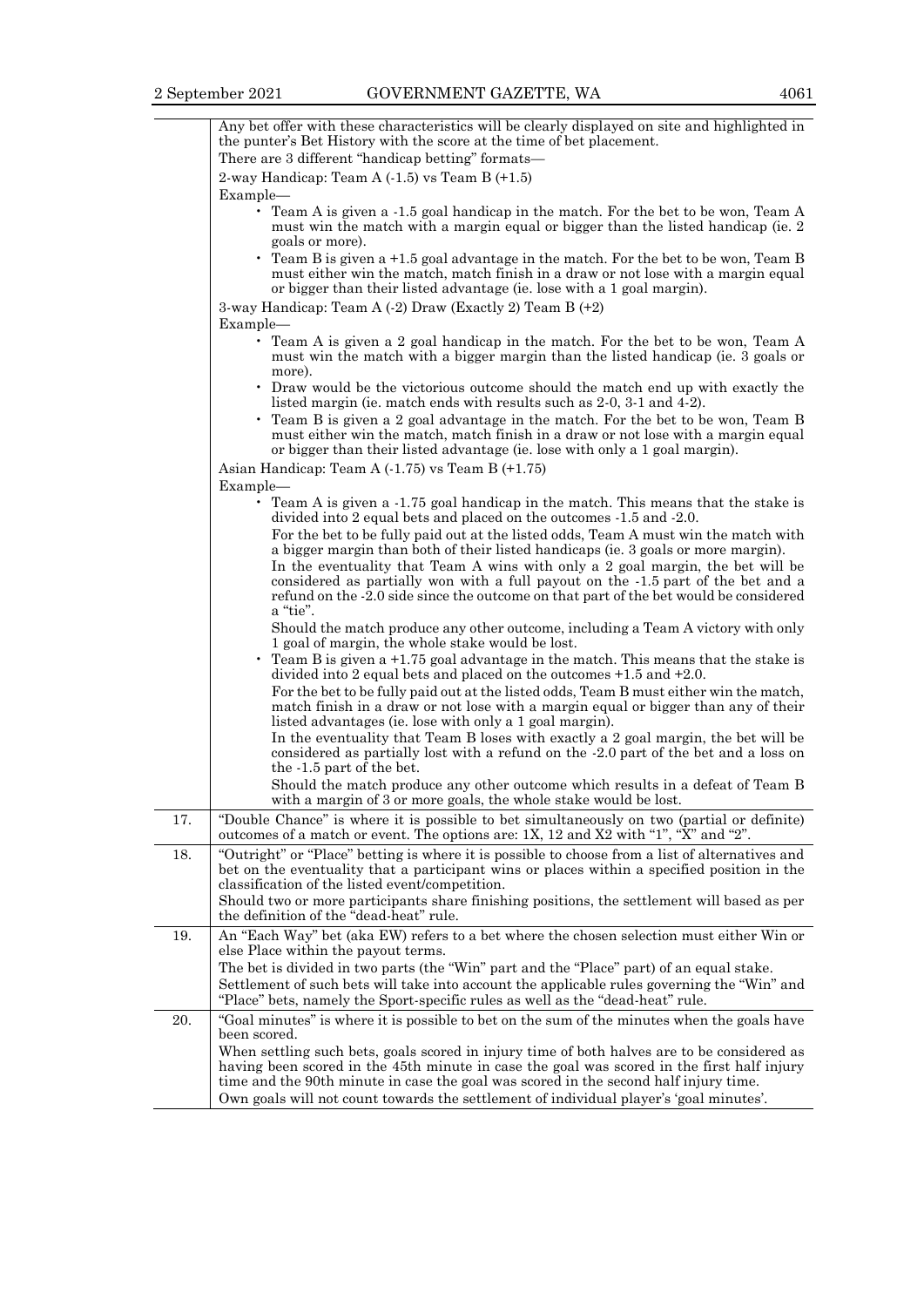| | |
|---|---|
| | Any bet offer with these characteristics will be clearly displayed on site and highlighted in the punter's Bet History with the score at the time of bet placement.<br>There are 3 different "handicap betting" formats—<br>2-way Handicap: Team A (-1.5) vs Team B (+1.5)<br>Example—<br>• Team A is given a -1.5 goal handicap in the match. For the bet to be won, Team A must win the match with a margin equal or bigger than the listed handicap (ie. 2 goals or more).<br>• Team B is given a +1.5 goal advantage in the match. For the bet to be won, Team B must either win the match, match finish in a draw or not lose with a margin equal or bigger than their listed advantage (ie. lose with a 1 goal margin).<br>3-way Handicap: Team A (-2) Draw (Exactly 2) Team B (+2)<br>Example—<br>• Team A is given a 2 goal handicap in the match. For the bet to be won, Team A must win the match with a bigger margin than the listed handicap (ie. 3 goals or more).<br>• Draw would be the victorious outcome should the match end up with exactly the listed margin (ie. match ends with results such as 2-0, 3-1 and 4-2).<br>• Team B is given a 2 goal advantage in the match. For the bet to be won, Team B must either win the match, match finish in a draw or not lose with a margin equal or bigger than their listed advantage (ie. lose with only a 1 goal margin).<br>Asian Handicap: Team A (-1.75) vs Team B (+1.75)<br>Example—<br>• Team A is given a -1.75 goal handicap in the match. This means that the stake is divided into 2 equal bets and placed on the outcomes -1.5 and -2.0.<br>For the bet to be fully paid out at the listed odds, Team A must win the match with a bigger margin than both of their listed handicaps (ie. 3 goals or more margin).<br>In the eventuality that Team A wins with only a 2 goal margin, the bet will be considered as partially won with a full payout on the -1.5 part of the bet and a refund on the -2.0 side since the outcome on that part of the bet would be considered a "tie".<br>Should the match produce any other outcome, including a Team A victory with only 1 goal of margin, the whole stake would be lost.<br>• Team B is given a +1.75 goal advantage in the match. This means that the stake is divided into 2 equal bets and placed on the outcomes +1.5 and +2.0.<br>For the bet to be fully paid out at the listed odds, Team B must either win the match, match finish in a draw or not lose with a margin equal or bigger than any of their listed advantages (ie. lose with only a 1 goal margin).<br>In the eventuality that Team B loses with exactly a 2 goal margin, the bet will be considered as partially lost with a refund on the -2.0 part of the bet and a loss on the -1.5 part of the bet.<br>Should the match produce any other outcome which results in a defeat of Team B with a margin of 3 or more goals, the whole stake would be lost. |
| 17. | "Double Chance" is where it is possible to bet simultaneously on two (partial or definite) outcomes of a match or event. The options are: 1X, 12 and X2 with "1", "X" and "2". |
| 18. | "Outright" or "Place" betting is where it is possible to choose from a list of alternatives and bet on the eventuality that a participant wins or places within a specified position in the classification of the listed event/competition.<br>Should two or more participants share finishing positions, the settlement will based as per the definition of the "dead-heat" rule. |
| 19. | An "Each Way" bet (aka EW) refers to a bet where the chosen selection must either Win or else Place within the payout terms.<br>The bet is divided in two parts (the "Win" part and the "Place" part) of an equal stake.<br>Settlement of such bets will take into account the applicable rules governing the "Win" and "Place" bets, namely the Sport-specific rules as well as the "dead-heat" rule. |
| 20. | "Goal minutes" is where it is possible to bet on the sum of the minutes when the goals have been scored.<br>When settling such bets, goals scored in injury time of both halves are to be considered as having been scored in the 45th minute in case the goal was scored in the first half injury time and the 90th minute in case the goal was scored in the second half injury time.<br>Own goals will not count towards the settlement of individual player's 'goal minutes'. |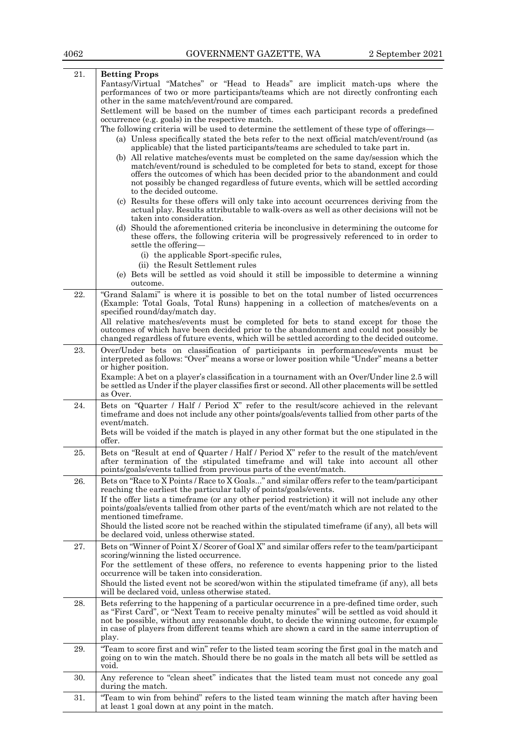| | |
|---|---|
| 21. | **Betting Props**<br>Fantasy/Virtual "Matches" or "Head to Heads" are implicit match-ups where the performances of two or more participants/teams which are not directly confronting each other in the same match/event/round are compared.<br>Settlement will be based on the number of times each participant records a predefined occurrence (e.g. goals) in the respective match.<br>The following criteria will be used to determine the settlement of these type of offerings—<br>(a) Unless specifically stated the bets refer to the next official match/event/round (as applicable) that the listed participants/teams are scheduled to take part in.<br>(b) All relative matches/events must be completed on the same day/session which the match/event/round is scheduled to be completed for bets to stand, except for those offers the outcomes of which has been decided prior to the abandonment and could not possibly be changed regardless of future events, which will be settled according to the decided outcome.<br>(c) Results for these offers will only take into account occurrences deriving from the actual play. Results attributable to walk-overs as well as other decisions will not be taken into consideration.<br>(d) Should the aforementioned criteria be inconclusive in determining the outcome for these offers, the following criteria will be progressively referenced to in order to settle the offering—<br>(i) the applicable Sport-specific rules,<br>(ii) the Result Settlement rules<br>(e) Bets will be settled as void should it still be impossible to determine a winning outcome. |
| 22. | "Grand Salami" is where it is possible to bet on the total number of listed occurrences (Example: Total Goals, Total Runs) happening in a collection of matches/events on a specified round/day/match day.<br>All relative matches/events must be completed for bets to stand except for those the outcomes of which have been decided prior to the abandonment and could not possibly be changed regardless of future events, which will be settled according to the decided outcome. |
| 23. | Over/Under bets on classification of participants in performances/events must be interpreted as follows: "Over" means a worse or lower position while "Under" means a better or higher position.<br>Example: A bet on a player's classification in a tournament with an Over/Under line 2.5 will be settled as Under if the player classifies first or second. All other placements will be settled as Over. |
| 24. | Bets on "Quarter / Half / Period X" refer to the result/score achieved in the relevant timeframe and does not include any other points/goals/events tallied from other parts of the event/match.<br>Bets will be voided if the match is played in any other format but the one stipulated in the offer. |
| 25. | Bets on "Result at end of Quarter / Half / Period X" refer to the result of the match/event after termination of the stipulated timeframe and will take into account all other points/goals/events tallied from previous parts of the event/match. |
| 26. | Bets on "Race to X Points / Race to X Goals..." and similar offers refer to the team/participant reaching the earliest the particular tally of points/goals/events.<br>If the offer lists a timeframe (or any other period restriction) it will not include any other points/goals/events tallied from other parts of the event/match which are not related to the mentioned timeframe.<br>Should the listed score not be reached within the stipulated timeframe (if any), all bets will be declared void, unless otherwise stated. |
| 27. | Bets on "Winner of Point X / Scorer of Goal X" and similar offers refer to the team/participant scoring/winning the listed occurrence.<br>For the settlement of these offers, no reference to events happening prior to the listed occurrence will be taken into consideration.<br>Should the listed event not be scored/won within the stipulated timeframe (if any), all bets will be declared void, unless otherwise stated. |
| 28. | Bets referring to the happening of a particular occurrence in a pre-defined time order, such as "First Card", or "Next Team to receive penalty minutes" will be settled as void should it not be possible, without any reasonable doubt, to decide the winning outcome, for example in case of players from different teams which are shown a card in the same interruption of play. |
| 29. | "Team to score first and win" refer to the listed team scoring the first goal in the match and going on to win the match. Should there be no goals in the match all bets will be settled as void. |
| 30. | Any reference to "clean sheet" indicates that the listed team must not concede any goal during the match. |
| 31. | "Team to win from behind" refers to the listed team winning the match after having been at least 1 goal down at any point in the match. |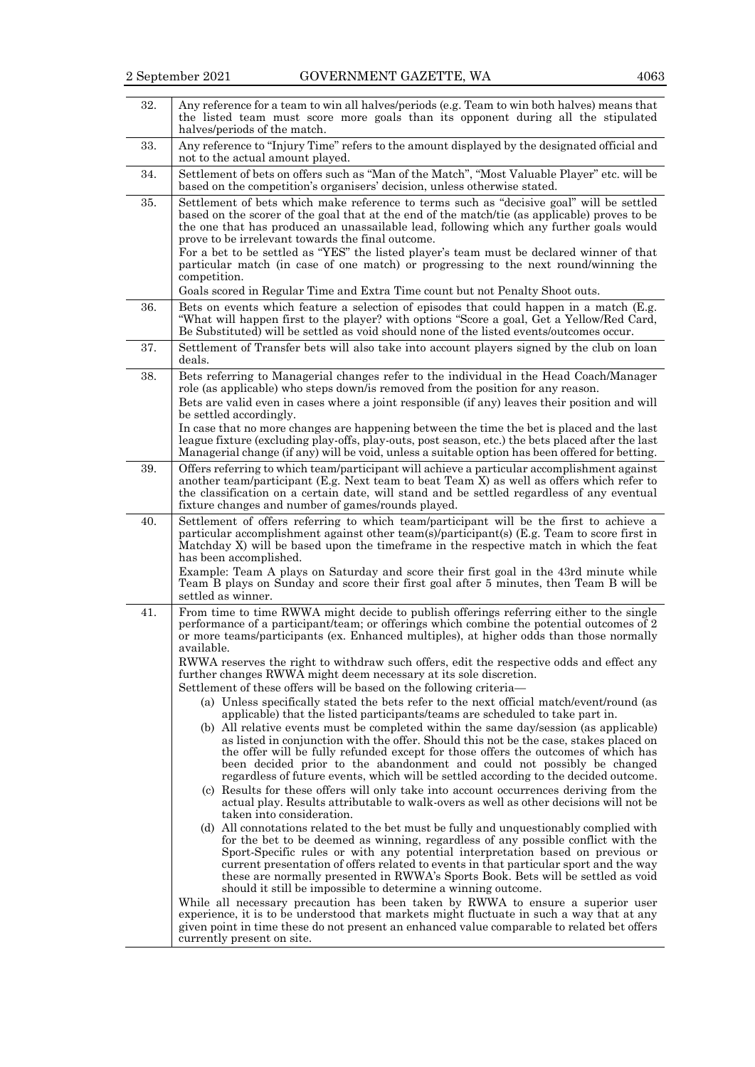| | |
|---|---|
| 32. | Any reference for a team to win all halves/periods (e.g. Team to win both halves) means that the listed team must score more goals than its opponent during all the stipulated halves/periods of the match. |
| 33. | Any reference to "Injury Time" refers to the amount displayed by the designated official and not to the actual amount played. |
| 34. | Settlement of bets on offers such as "Man of the Match", "Most Valuable Player" etc. will be based on the competition's organisers' decision, unless otherwise stated. |
| 35. | Settlement of bets which make reference to terms such as "decisive goal" will be settled based on the scorer of the goal that at the end of the match/tie (as applicable) proves to be the one that has produced an unassailable lead, following which any further goals would prove to be irrelevant towards the final outcome.<br>For a bet to be settled as "YES" the listed player's team must be declared winner of that particular match (in case of one match) or progressing to the next round/winning the competition.<br>Goals scored in Regular Time and Extra Time count but not Penalty Shoot outs. |
| 36. | Bets on events which feature a selection of episodes that could happen in a match (E.g. "What will happen first to the player? with options "Score a goal, Get a Yellow/Red Card, Be Substituted) will be settled as void should none of the listed events/outcomes occur. |
| 37. | Settlement of Transfer bets will also take into account players signed by the club on loan deals. |
| 38. | Bets referring to Managerial changes refer to the individual in the Head Coach/Manager role (as applicable) who steps down/is removed from the position for any reason.<br>Bets are valid even in cases where a joint responsible (if any) leaves their position and will be settled accordingly.<br>In case that no more changes are happening between the time the bet is placed and the last league fixture (excluding play-offs, play-outs, post season, etc.) the bets placed after the last Managerial change (if any) will be void, unless a suitable option has been offered for betting. |
| 39. | Offers referring to which team/participant will achieve a particular accomplishment against another team/participant (E.g. Next team to beat Team X) as well as offers which refer to the classification on a certain date, will stand and be settled regardless of any eventual fixture changes and number of games/rounds played. |
| 40. | Settlement of offers referring to which team/participant will be the first to achieve a particular accomplishment against other team(s)/participant(s) (E.g. Team to score first in Matchday X) will be based upon the timeframe in the respective match in which the feat has been accomplished.<br>Example: Team A plays on Saturday and score their first goal in the 43rd minute while Team B plays on Sunday and score their first goal after 5 minutes, then Team B will be settled as winner. |
| 41. | From time to time RWWA might decide to publish offerings referring either to the single performance of a participant/team; or offerings which combine the potential outcomes of 2 or more teams/participants (ex. Enhanced multiples), at higher odds than those normally available.<br>RWWA reserves the right to withdraw such offers, edit the respective odds and effect any further changes RWWA might deem necessary at its sole discretion.<br>Settlement of these offers will be based on the following criteria—<br>(a) Unless specifically stated the bets refer to the next official match/event/round (as applicable) that the listed participants/teams are scheduled to take part in.<br>(b) All relative events must be completed within the same day/session (as applicable) as listed in conjunction with the offer. Should this not be the case, stakes placed on the offer will be fully refunded except for those offers the outcomes of which has been decided prior to the abandonment and could not possibly be changed regardless of future events, which will be settled according to the decided outcome.<br>(c) Results for these offers will only take into account occurrences deriving from the actual play. Results attributable to walk-overs as well as other decisions will not be taken into consideration.<br>(d) All connotations related to the bet must be fully and unquestionably complied with for the bet to be deemed as winning, regardless of any possible conflict with the Sport-Specific rules or with any potential interpretation based on previous or current presentation of offers related to events in that particular sport and the way these are normally presented in RWWA's Sports Book. Bets will be settled as void should it still be impossible to determine a winning outcome.<br>While all necessary precaution has been taken by RWWA to ensure a superior user experience, it is to be understood that markets might fluctuate in such a way that at any given point in time these do not present an enhanced value comparable to related bet offers currently present on site. |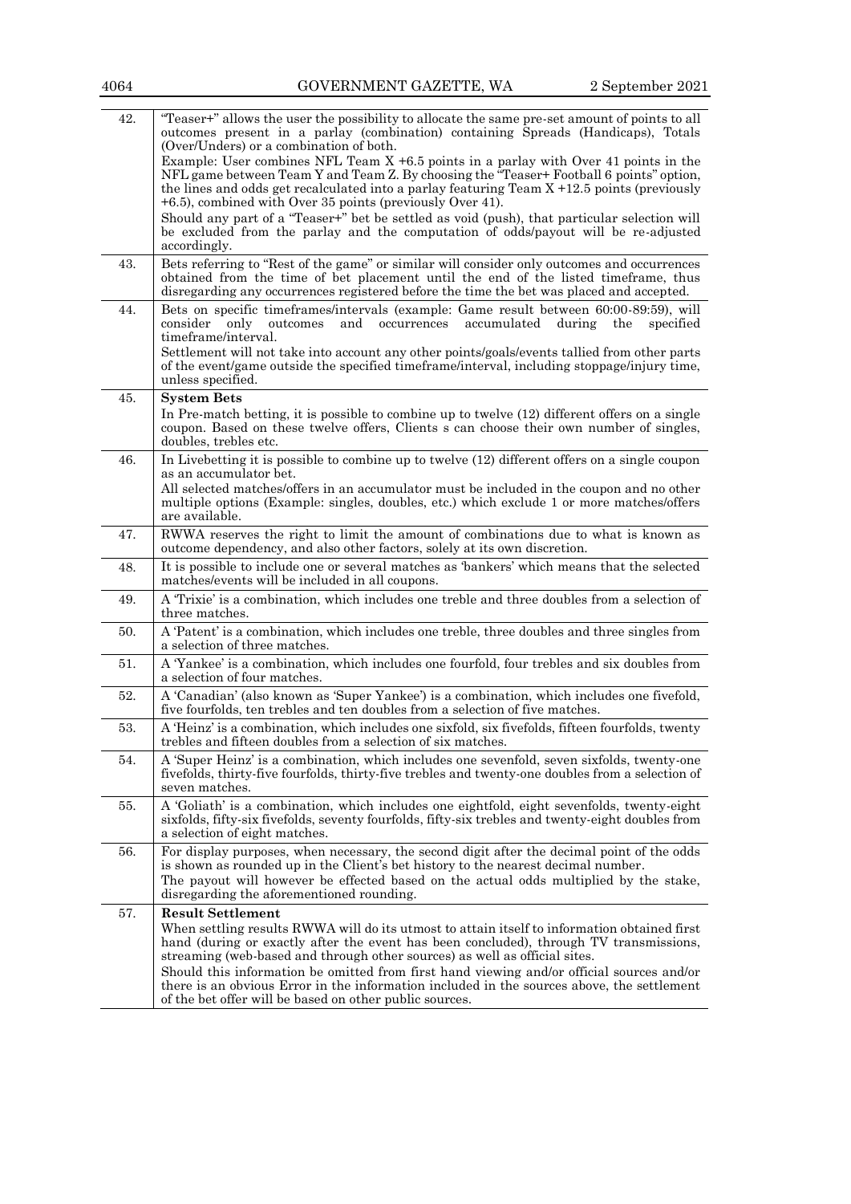| | |
|---|---|
| 42. | "Teaser+" allows the user the possibility to allocate the same pre-set amount of points to all outcomes present in a parlay (combination) containing Spreads (Handicaps), Totals (Over/Unders) or a combination of both.<br>Example: User combines NFL Team X +6.5 points in a parlay with Over 41 points in the NFL game between Team Y and Team Z. By choosing the "Teaser+ Football 6 points" option, the lines and odds get recalculated into a parlay featuring Team X +12.5 points (previously +6.5), combined with Over 35 points (previously Over 41).<br>Should any part of a "Teaser+" bet be settled as void (push), that particular selection will be excluded from the parlay and the computation of odds/payout will be re-adjusted accordingly. |
| 43. | Bets referring to "Rest of the game" or similar will consider only outcomes and occurrences obtained from the time of bet placement until the end of the listed timeframe, thus disregarding any occurrences registered before the time the bet was placed and accepted. |
| 44. | Bets on specific timeframes/intervals (example: Game result between 60:00-89:59), will consider only outcomes and occurrences accumulated during the specified timeframe/interval.<br>Settlement will not take into account any other points/goals/events tallied from other parts of the event/game outside the specified timeframe/interval, including stoppage/injury time, unless specified. |
| 45. | **System Bets**<br>In Pre-match betting, it is possible to combine up to twelve (12) different offers on a single coupon. Based on these twelve offers, Clients s can choose their own number of singles, doubles, trebles etc. |
| 46. | In Livebetting it is possible to combine up to twelve (12) different offers on a single coupon as an accumulator bet.<br>All selected matches/offers in an accumulator must be included in the coupon and no other multiple options (Example: singles, doubles, etc.) which exclude 1 or more matches/offers are available. |
| 47. | RWWA reserves the right to limit the amount of combinations due to what is known as outcome dependency, and also other factors, solely at its own discretion. |
| 48. | It is possible to include one or several matches as 'bankers' which means that the selected matches/events will be included in all coupons. |
| 49. | A 'Trixie' is a combination, which includes one treble and three doubles from a selection of three matches. |
| 50. | A 'Patent' is a combination, which includes one treble, three doubles and three singles from a selection of three matches. |
| 51. | A 'Yankee' is a combination, which includes one fourfold, four trebles and six doubles from a selection of four matches. |
| 52. | A 'Canadian' (also known as 'Super Yankee') is a combination, which includes one fivefold, five fourfolds, ten trebles and ten doubles from a selection of five matches. |
| 53. | A 'Heinz' is a combination, which includes one sixfold, six fivefolds, fifteen fourfolds, twenty trebles and fifteen doubles from a selection of six matches. |
| 54. | A 'Super Heinz' is a combination, which includes one sevenfold, seven sixfolds, twenty-one fivefolds, thirty-five fourfolds, thirty-five trebles and twenty-one doubles from a selection of seven matches. |
| 55. | A 'Goliath' is a combination, which includes one eightfold, eight sevenfolds, twenty-eight sixfolds, fifty-six fivefolds, seventy fourfolds, fifty-six trebles and twenty-eight doubles from a selection of eight matches. |
| 56. | For display purposes, when necessary, the second digit after the decimal point of the odds is shown as rounded up in the Client's bet history to the nearest decimal number.<br>The payout will however be effected based on the actual odds multiplied by the stake, disregarding the aforementioned rounding. |
| 57. | **Result Settlement**<br>When settling results RWWA will do its utmost to attain itself to information obtained first hand (during or exactly after the event has been concluded), through TV transmissions, streaming (web-based and through other sources) as well as official sites.<br>Should this information be omitted from first hand viewing and/or official sources and/or there is an obvious Error in the information included in the sources above, the settlement of the bet offer will be based on other public sources. |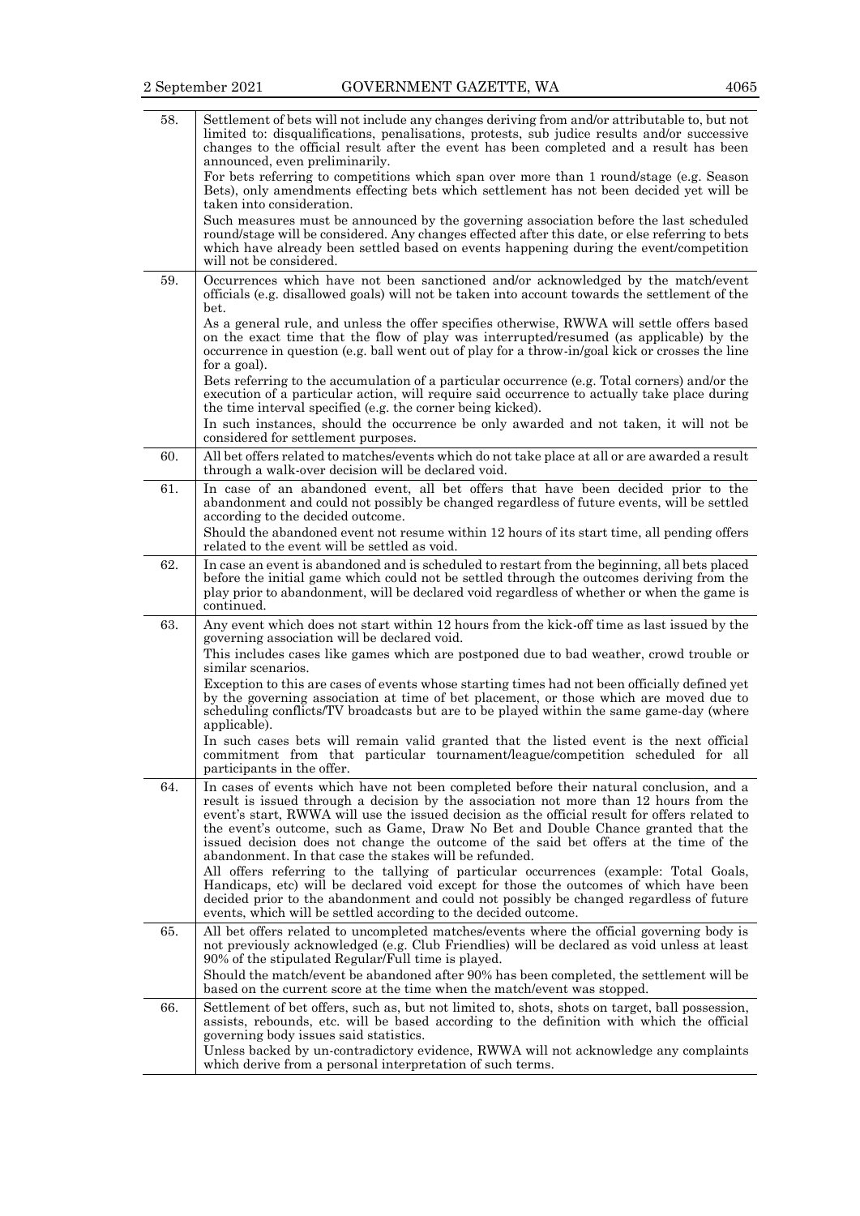| | |
|---|---|
| 58. | Settlement of bets will not include any changes deriving from and/or attributable to, but not limited to: disqualifications, penalisations, protests, sub judice results and/or successive changes to the official result after the event has been completed and a result has been announced, even preliminarily.<br>For bets referring to competitions which span over more than 1 round/stage (e.g. Season Bets), only amendments effecting bets which settlement has not been decided yet will be taken into consideration.<br>Such measures must be announced by the governing association before the last scheduled round/stage will be considered. Any changes effected after this date, or else referring to bets which have already been settled based on events happening during the event/competition will not be considered. |
| 59. | Occurrences which have not been sanctioned and/or acknowledged by the match/event officials (e.g. disallowed goals) will not be taken into account towards the settlement of the bet.<br>As a general rule, and unless the offer specifies otherwise, RWWA will settle offers based on the exact time that the flow of play was interrupted/resumed (as applicable) by the occurrence in question (e.g. ball went out of play for a throw-in/goal kick or crosses the line for a goal).<br>Bets referring to the accumulation of a particular occurrence (e.g. Total corners) and/or the execution of a particular action, will require said occurrence to actually take place during the time interval specified (e.g. the corner being kicked).<br>In such instances, should the occurrence be only awarded and not taken, it will not be considered for settlement purposes. |
| 60. | All bet offers related to matches/events which do not take place at all or are awarded a result through a walk-over decision will be declared void. |
| 61. | In case of an abandoned event, all bet offers that have been decided prior to the abandonment and could not possibly be changed regardless of future events, will be settled according to the decided outcome.<br>Should the abandoned event not resume within 12 hours of its start time, all pending offers related to the event will be settled as void. |
| 62. | In case an event is abandoned and is scheduled to restart from the beginning, all bets placed before the initial game which could not be settled through the outcomes deriving from the play prior to abandonment, will be declared void regardless of whether or when the game is continued. |
| 63. | Any event which does not start within 12 hours from the kick-off time as last issued by the governing association will be declared void.<br>This includes cases like games which are postponed due to bad weather, crowd trouble or similar scenarios.<br>Exception to this are cases of events whose starting times had not been officially defined yet by the governing association at time of bet placement, or those which are moved due to scheduling conflicts/TV broadcasts but are to be played within the same game-day (where applicable).<br>In such cases bets will remain valid granted that the listed event is the next official commitment from that particular tournament/league/competition scheduled for all participants in the offer. |
| 64. | In cases of events which have not been completed before their natural conclusion, and a result is issued through a decision by the association not more than 12 hours from the event's start, RWWA will use the issued decision as the official result for offers related to the event's outcome, such as Game, Draw No Bet and Double Chance granted that the issued decision does not change the outcome of the said bet offers at the time of the abandonment. In that case the stakes will be refunded.<br>All offers referring to the tallying of particular occurrences (example: Total Goals, Handicaps, etc) will be declared void except for those the outcomes of which have been decided prior to the abandonment and could not possibly be changed regardless of future events, which will be settled according to the decided outcome. |
| 65. | All bet offers related to uncompleted matches/events where the official governing body is not previously acknowledged (e.g. Club Friendlies) will be declared as void unless at least 90% of the stipulated Regular/Full time is played.<br>Should the match/event be abandoned after 90% has been completed, the settlement will be based on the current score at the time when the match/event was stopped. |
| 66. | Settlement of bet offers, such as, but not limited to, shots, shots on target, ball possession, assists, rebounds, etc. will be based according to the definition with which the official governing body issues said statistics.<br>Unless backed by un-contradictory evidence, RWWA will not acknowledge any complaints which derive from a personal interpretation of such terms. |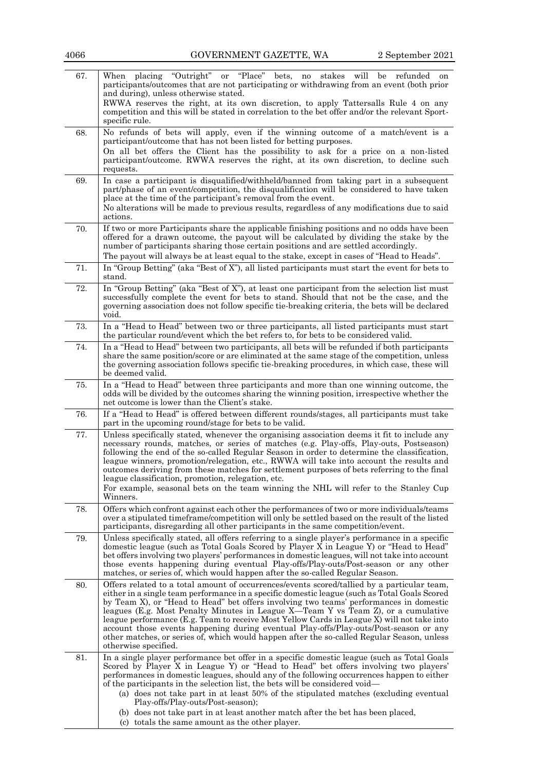| | |
|---|---|
| 67. | When placing "Outright" or "Place" bets, no stakes will be refunded on participants/outcomes that are not participating or withdrawing from an event (both prior and during), unless otherwise stated.<br>RWWA reserves the right, at its own discretion, to apply Tattersalls Rule 4 on any competition and this will be stated in correlation to the bet offer and/or the relevant Sport-specific rule. |
| 68. | No refunds of bets will apply, even if the winning outcome of a match/event is a participant/outcome that has not been listed for betting purposes.<br>On all bet offers the Client has the possibility to ask for a price on a non-listed participant/outcome. RWWA reserves the right, at its own discretion, to decline such requests. |
| 69. | In case a participant is disqualified/withheld/banned from taking part in a subsequent part/phase of an event/competition, the disqualification will be considered to have taken place at the time of the participant's removal from the event.<br>No alterations will be made to previous results, regardless of any modifications due to said actions. |
| 70. | If two or more Participants share the applicable finishing positions and no odds have been offered for a drawn outcome, the payout will be calculated by dividing the stake by the number of participants sharing those certain positions and are settled accordingly.<br>The payout will always be at least equal to the stake, except in cases of "Head to Heads". |
| 71. | In "Group Betting" (aka "Best of X"), all listed participants must start the event for bets to stand. |
| 72. | In "Group Betting" (aka "Best of X"), at least one participant from the selection list must successfully complete the event for bets to stand. Should that not be the case, and the governing association does not follow specific tie-breaking criteria, the bets will be declared void. |
| 73. | In a "Head to Head" between two or three participants, all listed participants must start the particular round/event which the bet refers to, for bets to be considered valid. |
| 74. | In a "Head to Head" between two participants, all bets will be refunded if both participants share the same position/score or are eliminated at the same stage of the competition, unless the governing association follows specific tie-breaking procedures, in which case, these will be deemed valid. |
| 75. | In a "Head to Head" between three participants and more than one winning outcome, the odds will be divided by the outcomes sharing the winning position, irrespective whether the net outcome is lower than the Client's stake. |
| 76. | If a "Head to Head" is offered between different rounds/stages, all participants must take part in the upcoming round/stage for bets to be valid. |
| 77. | Unless specifically stated, whenever the organising association deems it fit to include any necessary rounds, matches, or series of matches (e.g. Play-offs, Play-outs, Postseason) following the end of the so-called Regular Season in order to determine the classification, league winners, promotion/relegation, etc., RWWA will take into account the results and outcomes deriving from these matches for settlement purposes of bets referring to the final league classification, promotion, relegation, etc.<br>For example, seasonal bets on the team winning the NHL will refer to the Stanley Cup Winners. |
| 78. | Offers which confront against each other the performances of two or more individuals/teams over a stipulated timeframe/competition will only be settled based on the result of the listed participants, disregarding all other participants in the same competition/event. |
| 79. | Unless specifically stated, all offers referring to a single player's performance in a specific domestic league (such as Total Goals Scored by Player X in League Y) or "Head to Head" bet offers involving two players' performances in domestic leagues, will not take into account those events happening during eventual Play-offs/Play-outs/Post-season or any other matches, or series of, which would happen after the so-called Regular Season. |
| 80. | Offers related to a total amount of occurrences/events scored/tallied by a particular team, either in a single team performance in a specific domestic league (such as Total Goals Scored by Team X), or "Head to Head" bet offers involving two teams' performances in domestic leagues (E.g. Most Penalty Minutes in League X—Team Y vs Team Z), or a cumulative league performance (E.g. Team to receive Most Yellow Cards in League X) will not take into account those events happening during eventual Play-offs/Play-outs/Post-season or any other matches, or series of, which would happen after the so-called Regular Season, unless otherwise specified. |
| 81. | In a single player performance bet offer in a specific domestic league (such as Total Goals Scored by Player X in League Y) or "Head to Head" bet offers involving two players' performances in domestic leagues, should any of the following occurrences happen to either of the participants in the selection list, the bets will be considered void—<br>(a) does not take part in at least 50% of the stipulated matches (excluding eventual Play-offs/Play-outs/Post-season);<br>(b) does not take part in at least another match after the bet has been placed,<br>(c) totals the same amount as the other player. |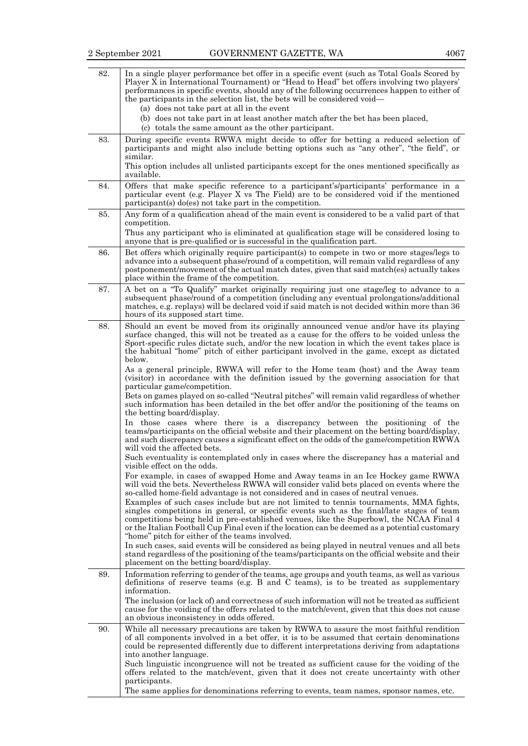| | |
|---|---|
| 82. | In a single player performance bet offer in a specific event (such as Total Goals Scored by Player X in International Tournament) or "Head to Head" bet offers involving two players' performances in specific events, should any of the following occurrences happen to either of the participants in the selection list, the bets will be considered void—<br>(a) does not take part at all in the event<br>(b) does not take part in at least another match after the bet has been placed,<br>(c) totals the same amount as the other participant. |
| 83. | During specific events RWWA might decide to offer for betting a reduced selection of participants and might also include betting options such as "any other", "the field", or similar.<br>This option includes all unlisted participants except for the ones mentioned specifically as available. |
| 84. | Offers that make specific reference to a participant's/participants' performance in a particular event (e.g. Player X vs The Field) are to be considered void if the mentioned participant(s) do(es) not take part in the competition. |
| 85. | Any form of a qualification ahead of the main event is considered to be a valid part of that competition.<br>Thus any participant who is eliminated at qualification stage will be considered losing to anyone that is pre-qualified or is successful in the qualification part. |
| 86. | Bet offers which originally require participant(s) to compete in two or more stages/legs to advance into a subsequent phase/round of a competition, will remain valid regardless of any postponement/movement of the actual match dates, given that said match(es) actually takes place within the frame of the competition. |
| 87. | A bet on a "To Qualify" market originally requiring just one stage/leg to advance to a subsequent phase/round of a competition (including any eventual prolongations/additional matches, e.g. replays) will be declared void if said match is not decided within more than 36 hours of its supposed start time. |
| 88. | Should an event be moved from its originally announced venue and/or have its playing surface changed, this will not be treated as a cause for the offers to be voided unless the Sport-specific rules dictate such, and/or the new location in which the event takes place is the habitual "home" pitch of either participant involved in the game, except as dictated below.<br>As a general principle, RWWA will refer to the Home team (host) and the Away team (visitor) in accordance with the definition issued by the governing association for that particular game/competition.<br>Bets on games played on so-called "Neutral pitches" will remain valid regardless of whether such information has been detailed in the bet offer and/or the positioning of the teams on the betting board/display.<br>In those cases where there is a discrepancy between the positioning of the teams/participants on the official website and their placement on the betting board/display, and such discrepancy causes a significant effect on the odds of the game/competition RWWA will void the affected bets.<br>Such eventuality is contemplated only in cases where the discrepancy has a material and visible effect on the odds.<br>For example, in cases of swapped Home and Away teams in an Ice Hockey game RWWA will void the bets. Nevertheless RWWA will consider valid bets placed on events where the so-called home-field advantage is not considered and in cases of neutral venues.<br>Examples of such cases include but are not limited to tennis tournaments, MMA fights, singles competitions in general, or specific events such as the final/late stages of team competitions being held in pre-established venues, like the Superbowl, the NCAA Final 4 or the Italian Football Cup Final even if the location can be deemed as a potential customary "home" pitch for either of the teams involved.<br>In such cases, said events will be considered as being played in neutral venues and all bets stand regardless of the positioning of the teams/participants on the official website and their placement on the betting board/display. |
| 89. | Information referring to gender of the teams, age groups and youth teams, as well as various definitions of reserve teams (e.g. B and C teams), is to be treated as supplementary information.<br>The inclusion (or lack of) and correctness of such information will not be treated as sufficient cause for the voiding of the offers related to the match/event, given that this does not cause an obvious inconsistency in odds offered. |
| 90. | While all necessary precautions are taken by RWWA to assure the most faithful rendition of all components involved in a bet offer, it is to be assumed that certain denominations could be represented differently due to different interpretations deriving from adaptations into another language.<br>Such linguistic incongruence will not be treated as sufficient cause for the voiding of the offers related to the match/event, given that it does not create uncertainty with other participants.<br>The same applies for denominations referring to events, team names, sponsor names, etc. |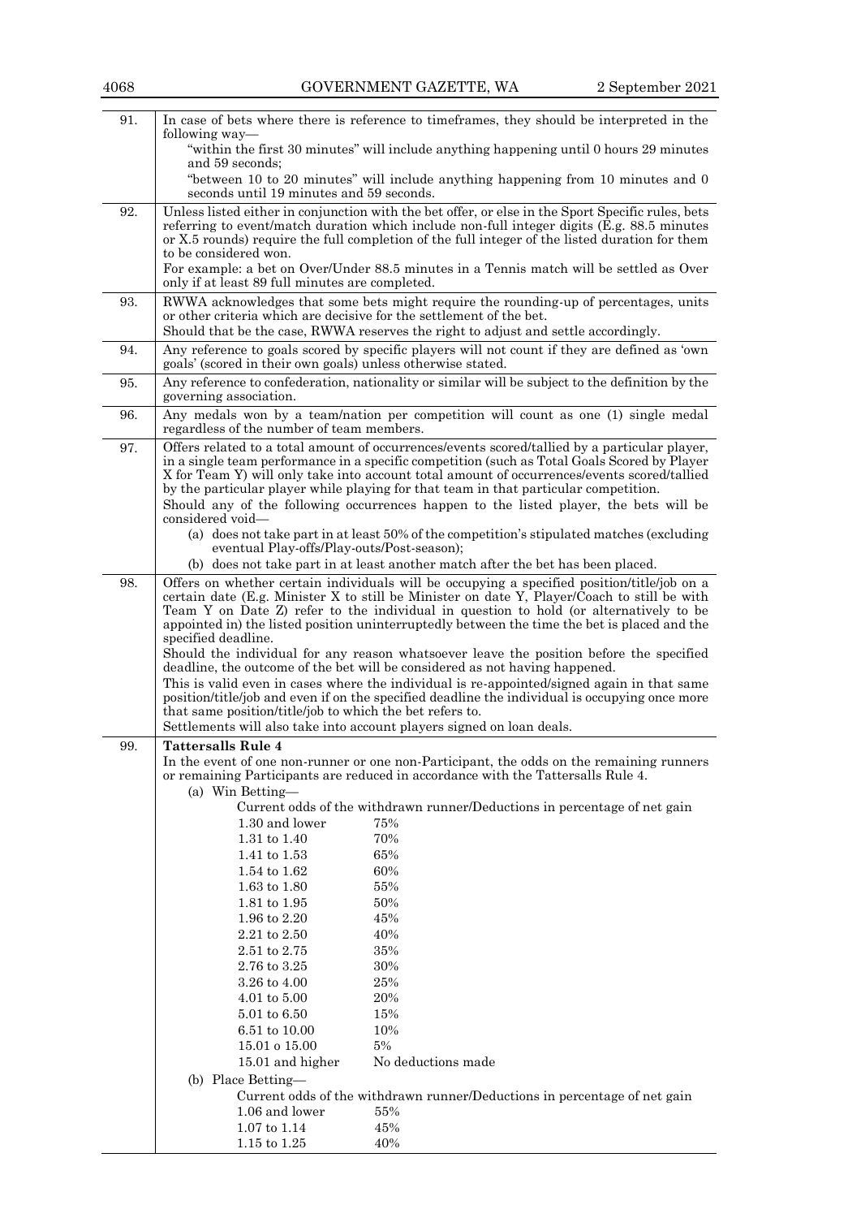| | |
|---|---|
| 91. | In case of bets where there is reference to timeframes, they should be interpreted in the following way—<br>"within the first 30 minutes" will include anything happening until 0 hours 29 minutes and 59 seconds;<br>"between 10 to 20 minutes" will include anything happening from 10 minutes and 0 seconds until 19 minutes and 59 seconds. |
| 92. | Unless listed either in conjunction with the bet offer, or else in the Sport Specific rules, bets referring to event/match duration which include non-full integer digits (E.g. 88.5 minutes or X.5 rounds) require the full completion of the full integer of the listed duration for them to be considered won.<br>For example: a bet on Over/Under 88.5 minutes in a Tennis match will be settled as Over only if at least 89 full minutes are completed. |
| 93. | RWWA acknowledges that some bets might require the rounding-up of percentages, units or other criteria which are decisive for the settlement of the bet.<br>Should that be the case, RWWA reserves the right to adjust and settle accordingly. |
| 94. | Any reference to goals scored by specific players will not count if they are defined as 'own goals' (scored in their own goals) unless otherwise stated. |
| 95. | Any reference to confederation, nationality or similar will be subject to the definition by the governing association. |
| 96. | Any medals won by a team/nation per competition will count as one (1) single medal regardless of the number of team members. |
| 97. | Offers related to a total amount of occurrences/events scored/tallied by a particular player, in a single team performance in a specific competition (such as Total Goals Scored by Player X for Team Y) will only take into account total amount of occurrences/events scored/tallied by the particular player while playing for that team in that particular competition.<br>Should any of the following occurrences happen to the listed player, the bets will be considered void—<br>(a) does not take part in at least 50% of the competition's stipulated matches (excluding eventual Play-offs/Play-outs/Post-season);<br>(b) does not take part in at least another match after the bet has been placed. |
| 98. | Offers on whether certain individuals will be occupying a specified position/title/job on a certain date (E.g. Minister X to still be Minister on date Y, Player/Coach to still be with Team Y on Date Z) refer to the individual in question to hold (or alternatively to be appointed in) the listed position uninterruptedly between the time the bet is placed and the specified deadline.<br>Should the individual for any reason whatsoever leave the position before the specified deadline, the outcome of the bet will be considered as not having happened.<br>This is valid even in cases where the individual is re-appointed/signed again in that same position/title/job and even if on the specified deadline the individual is occupying once more that same position/title/job to which the bet refers to.<br>Settlements will also take into account players signed on loan deals. |
| 99. | **Tattersalls Rule 4**<br>In the event of one non-runner or one non-Participant, the odds on the remaining runners or remaining Participants are reduced in accordance with the Tattersalls Rule 4.<br>(a) Win Betting—<br>Current odds of the withdrawn runner/Deductions in percentage of net gain<br>1.30 and lower — 75%<br>1.31 to 1.40 — 70%<br>1.41 to 1.53 — 65%<br>1.54 to 1.62 — 60%<br>1.63 to 1.80 — 55%<br>1.81 to 1.95 — 50%<br>1.96 to 2.20 — 45%<br>2.21 to 2.50 — 40%<br>2.51 to 2.75 — 35%<br>2.76 to 3.25 — 30%<br>3.26 to 4.00 — 25%<br>4.01 to 5.00 — 20%<br>5.01 to 6.50 — 15%<br>6.51 to 10.00 — 10%<br>15.01 o 15.00 — 5%<br>15.01 and higher — No deductions made<br>(b) Place Betting—<br>Current odds of the withdrawn runner/Deductions in percentage of net gain<br>1.06 and lower — 55%<br>1.07 to 1.14 — 45%<br>1.15 to 1.25 — 40% |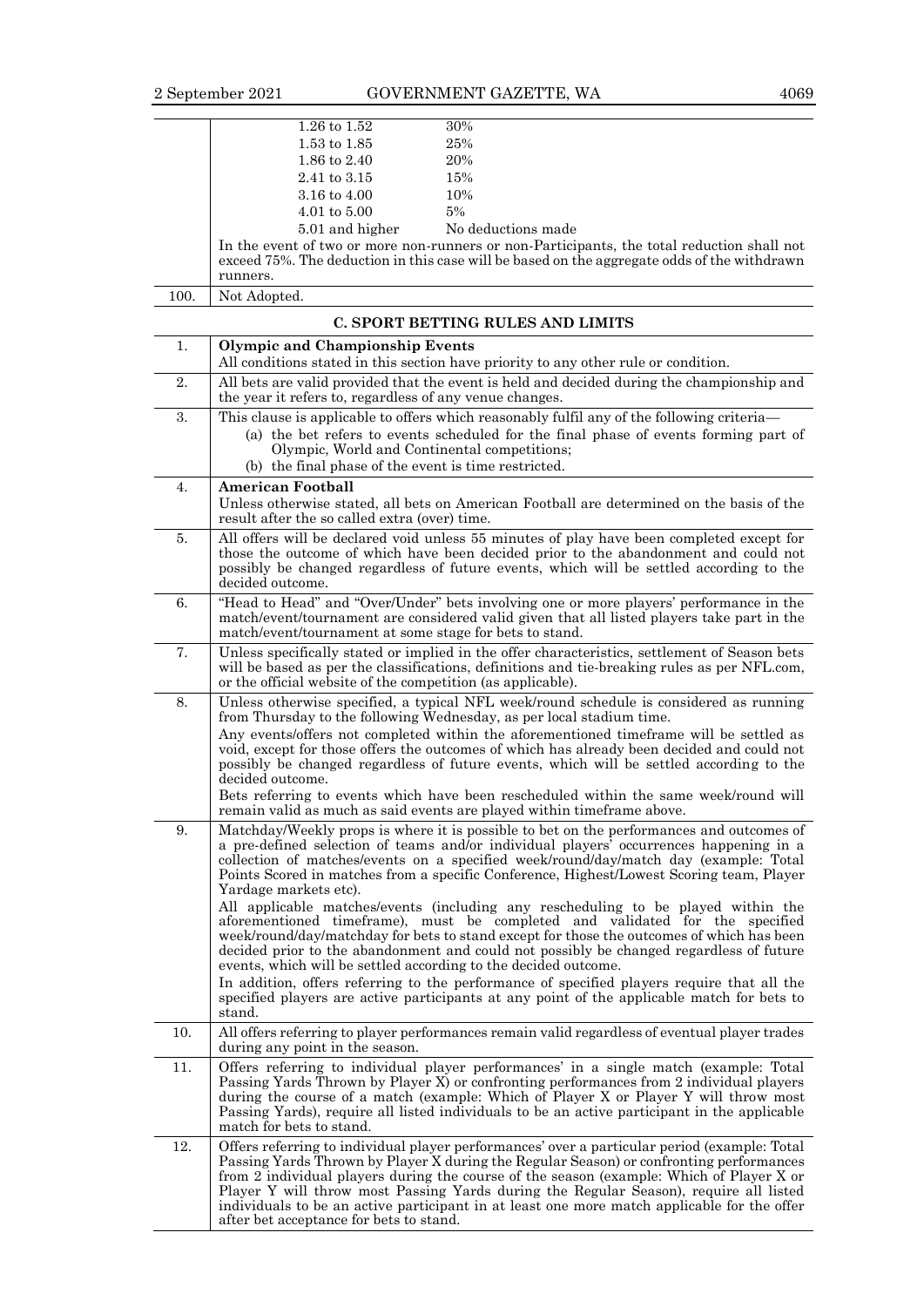| | | |
|---|---|---|
| | 1.26 to 1.52 | 30% |
| | 1.53 to 1.85 | 25% |
| | 1.86 to 2.40 | 20% |
| | 2.41 to 3.15 | 15% |
| | 3.16 to 4.00 | 10% |
| | 4.01 to 5.00 | 5% |
| | 5.01 and higher | No deductions made |

In the event of two or more non-runners or non-Participants, the total reduction shall not exceed 75%. The deduction in this case will be based on the aggregate odds of the withdrawn runners.

| | |
|---|---|
| 100. | Not Adopted. |

## C. SPORT BETTING RULES AND LIMITS

| | |
|---|---|
| 1. | **Olympic and Championship Events**<br>All conditions stated in this section have priority to any other rule or condition. |
| 2. | All bets are valid provided that the event is held and decided during the championship and the year it refers to, regardless of any venue changes. |
| 3. | This clause is applicable to offers which reasonably fulfil any of the following criteria—<br>(a) the bet refers to events scheduled for the final phase of events forming part of Olympic, World and Continental competitions;<br>(b) the final phase of the event is time restricted. |
| 4. | **American Football**<br>Unless otherwise stated, all bets on American Football are determined on the basis of the result after the so called extra (over) time. |
| 5. | All offers will be declared void unless 55 minutes of play have been completed except for those the outcome of which have been decided prior to the abandonment and could not possibly be changed regardless of future events, which will be settled according to the decided outcome. |
| 6. | "Head to Head" and "Over/Under" bets involving one or more players' performance in the match/event/tournament are considered valid given that all listed players take part in the match/event/tournament at some stage for bets to stand. |
| 7. | Unless specifically stated or implied in the offer characteristics, settlement of Season bets will be based as per the classifications, definitions and tie-breaking rules as per NFL.com, or the official website of the competition (as applicable). |
| 8. | Unless otherwise specified, a typical NFL week/round schedule is considered as running from Thursday to the following Wednesday, as per local stadium time.<br>Any events/offers not completed within the aforementioned timeframe will be settled as void, except for those offers the outcomes of which has already been decided and could not possibly be changed regardless of future events, which will be settled according to the decided outcome.<br>Bets referring to events which have been rescheduled within the same week/round will remain valid as much as said events are played within timeframe above. |
| 9. | Matchday/Weekly props is where it is possible to bet on the performances and outcomes of a pre-defined selection of teams and/or individual players' occurrences happening in a collection of matches/events on a specified week/round/day/match day (example: Total Points Scored in matches from a specific Conference, Highest/Lowest Scoring team, Player Yardage markets etc).<br>All applicable matches/events (including any rescheduling to be played within the aforementioned timeframe), must be completed and validated for the specified week/round/day/matchday for bets to stand except for those the outcomes of which has been decided prior to the abandonment and could not possibly be changed regardless of future events, which will be settled according to the decided outcome.<br>In addition, offers referring to the performance of specified players require that all the specified players are active participants at any point of the applicable match for bets to stand. |
| 10. | All offers referring to player performances remain valid regardless of eventual player trades during any point in the season. |
| 11. | Offers referring to individual player performances' in a single match (example: Total Passing Yards Thrown by Player X) or confronting performances from 2 individual players during the course of a match (example: Which of Player X or Player Y will throw most Passing Yards), require all listed individuals to be an active participant in the applicable match for bets to stand. |
| 12. | Offers referring to individual player performances' over a particular period (example: Total Passing Yards Thrown by Player X during the Regular Season) or confronting performances from 2 individual players during the course of the season (example: Which of Player X or Player Y will throw most Passing Yards during the Regular Season), require all listed individuals to be an active participant in at least one more match applicable for the offer after bet acceptance for bets to stand. |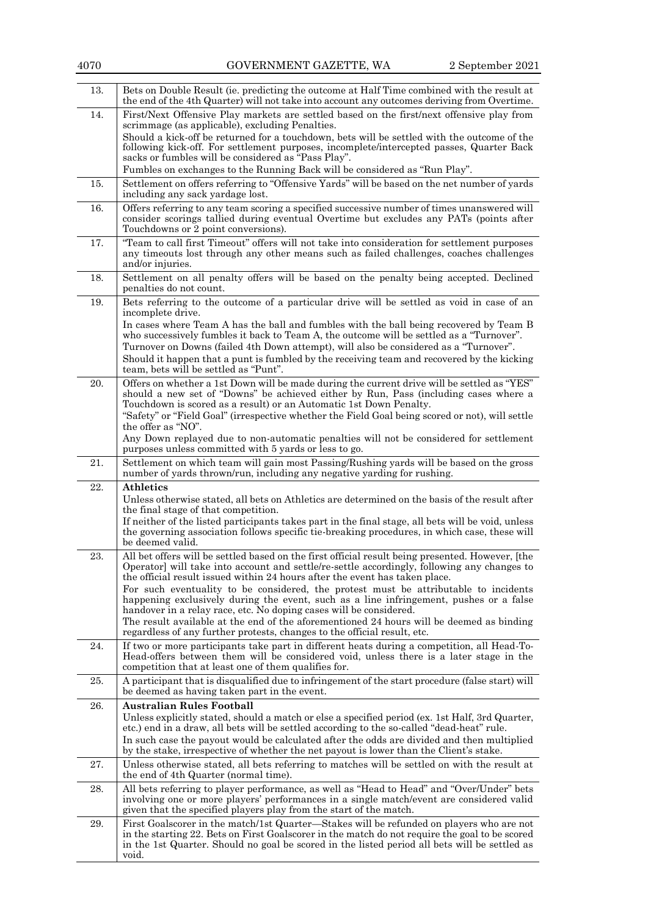| | |
|---|---|
| 13. | Bets on Double Result (ie. predicting the outcome at Half Time combined with the result at the end of the 4th Quarter) will not take into account any outcomes deriving from Overtime. |
| 14. | First/Next Offensive Play markets are settled based on the first/next offensive play from scrimmage (as applicable), excluding Penalties.<br>Should a kick-off be returned for a touchdown, bets will be settled with the outcome of the following kick-off. For settlement purposes, incomplete/intercepted passes, Quarter Back sacks or fumbles will be considered as "Pass Play".<br>Fumbles on exchanges to the Running Back will be considered as "Run Play". |
| 15. | Settlement on offers referring to "Offensive Yards" will be based on the net number of yards including any sack yardage lost. |
| 16. | Offers referring to any team scoring a specified successive number of times unanswered will consider scorings tallied during eventual Overtime but excludes any PATs (points after Touchdowns or 2 point conversions). |
| 17. | "Team to call first Timeout" offers will not take into consideration for settlement purposes any timeouts lost through any other means such as failed challenges, coaches challenges and/or injuries. |
| 18. | Settlement on all penalty offers will be based on the penalty being accepted. Declined penalties do not count. |
| 19. | Bets referring to the outcome of a particular drive will be settled as void in case of an incomplete drive.<br>In cases where Team A has the ball and fumbles with the ball being recovered by Team B who successively fumbles it back to Team A, the outcome will be settled as a "Turnover".<br>Turnover on Downs (failed 4th Down attempt), will also be considered as a "Turnover".<br>Should it happen that a punt is fumbled by the receiving team and recovered by the kicking team, bets will be settled as "Punt". |
| 20. | Offers on whether a 1st Down will be made during the current drive will be settled as "YES" should a new set of "Downs" be achieved either by Run, Pass (including cases where a Touchdown is scored as a result) or an Automatic 1st Down Penalty.<br>"Safety" or "Field Goal" (irrespective whether the Field Goal being scored or not), will settle the offer as "NO".<br>Any Down replayed due to non-automatic penalties will not be considered for settlement purposes unless committed with 5 yards or less to go. |
| 21. | Settlement on which team will gain most Passing/Rushing yards will be based on the gross number of yards thrown/run, including any negative yarding for rushing. |
| 22. | **Athletics**<br>Unless otherwise stated, all bets on Athletics are determined on the basis of the result after the final stage of that competition.<br>If neither of the listed participants takes part in the final stage, all bets will be void, unless the governing association follows specific tie-breaking procedures, in which case, these will be deemed valid. |
| 23. | All bet offers will be settled based on the first official result being presented. However, [the Operator] will take into account and settle/re-settle accordingly, following any changes to the official result issued within 24 hours after the event has taken place.<br>For such eventuality to be considered, the protest must be attributable to incidents happening exclusively during the event, such as a line infringement, pushes or a false handover in a relay race, etc. No doping cases will be considered.<br>The result available at the end of the aforementioned 24 hours will be deemed as binding regardless of any further protests, changes to the official result, etc. |
| 24. | If two or more participants take part in different heats during a competition, all Head-To-Head-offers between them will be considered void, unless there is a later stage in the competition that at least one of them qualifies for. |
| 25. | A participant that is disqualified due to infringement of the start procedure (false start) will be deemed as having taken part in the event. |
| 26. | **Australian Rules Football**<br>Unless explicitly stated, should a match or else a specified period (ex. 1st Half, 3rd Quarter, etc.) end in a draw, all bets will be settled according to the so-called "dead-heat" rule.<br>In such case the payout would be calculated after the odds are divided and then multiplied by the stake, irrespective of whether the net payout is lower than the Client's stake. |
| 27. | Unless otherwise stated, all bets referring to matches will be settled on with the result at the end of 4th Quarter (normal time). |
| 28. | All bets referring to player performance, as well as "Head to Head" and "Over/Under" bets involving one or more players' performances in a single match/event are considered valid given that the specified players play from the start of the match. |
| 29. | First Goalscorer in the match/1st Quarter—Stakes will be refunded on players who are not in the starting 22. Bets on First Goalscorer in the match do not require the goal to be scored in the 1st Quarter. Should no goal be scored in the listed period all bets will be settled as void. |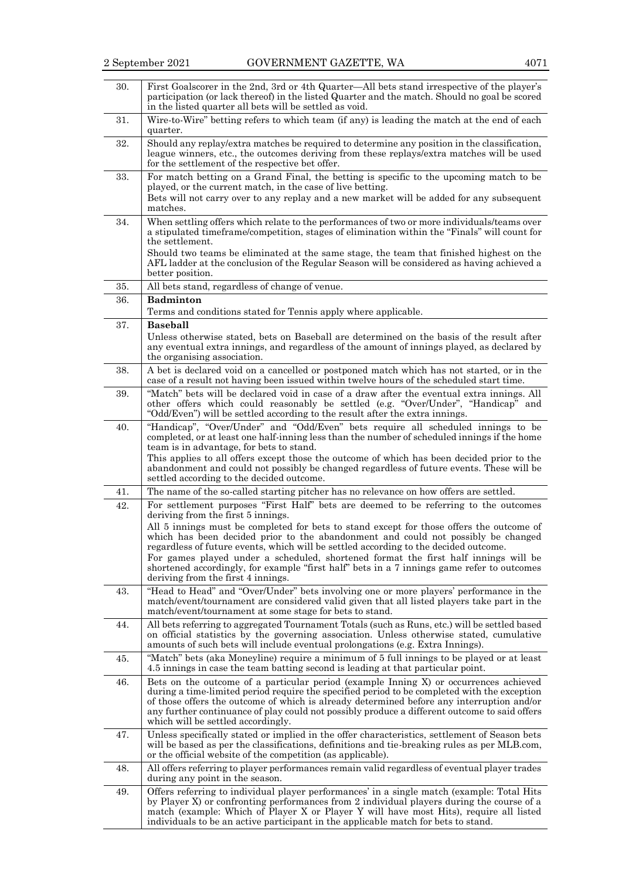| | |
|---|---|
| 30. | First Goalscorer in the 2nd, 3rd or 4th Quarter—All bets stand irrespective of the player's participation (or lack thereof) in the listed Quarter and the match. Should no goal be scored in the listed quarter all bets will be settled as void. |
| 31. | Wire-to-Wire" betting refers to which team (if any) is leading the match at the end of each quarter. |
| 32. | Should any replay/extra matches be required to determine any position in the classification, league winners, etc., the outcomes deriving from these replays/extra matches will be used for the settlement of the respective bet offer. |
| 33. | For match betting on a Grand Final, the betting is specific to the upcoming match to be played, or the current match, in the case of live betting.<br>Bets will not carry over to any replay and a new market will be added for any subsequent matches. |
| 34. | When settling offers which relate to the performances of two or more individuals/teams over a stipulated timeframe/competition, stages of elimination within the "Finals" will count for the settlement.<br>Should two teams be eliminated at the same stage, the team that finished highest on the AFL ladder at the conclusion of the Regular Season will be considered as having achieved a better position. |
| 35. | All bets stand, regardless of change of venue. |
| 36. | **Badminton**<br>Terms and conditions stated for Tennis apply where applicable. |
| 37. | **Baseball**<br>Unless otherwise stated, bets on Baseball are determined on the basis of the result after any eventual extra innings, and regardless of the amount of innings played, as declared by the organising association. |
| 38. | A bet is declared void on a cancelled or postponed match which has not started, or in the case of a result not having been issued within twelve hours of the scheduled start time. |
| 39. | "Match" bets will be declared void in case of a draw after the eventual extra innings. All other offers which could reasonably be settled (e.g. "Over/Under", "Handicap" and "Odd/Even") will be settled according to the result after the extra innings. |
| 40. | "Handicap", "Over/Under" and "Odd/Even" bets require all scheduled innings to be completed, or at least one half-inning less than the number of scheduled innings if the home team is in advantage, for bets to stand.<br>This applies to all offers except those the outcome of which has been decided prior to the abandonment and could not possibly be changed regardless of future events. These will be settled according to the decided outcome. |
| 41. | The name of the so-called starting pitcher has no relevance on how offers are settled. |
| 42. | For settlement purposes "First Half" bets are deemed to be referring to the outcomes deriving from the first 5 innings.<br>All 5 innings must be completed for bets to stand except for those offers the outcome of which has been decided prior to the abandonment and could not possibly be changed regardless of future events, which will be settled according to the decided outcome.<br>For games played under a scheduled, shortened format the first half innings will be shortened accordingly, for example "first half" bets in a 7 innings game refer to outcomes deriving from the first 4 innings. |
| 43. | "Head to Head" and "Over/Under" bets involving one or more players' performance in the match/event/tournament are considered valid given that all listed players take part in the match/event/tournament at some stage for bets to stand. |
| 44. | All bets referring to aggregated Tournament Totals (such as Runs, etc.) will be settled based on official statistics by the governing association. Unless otherwise stated, cumulative amounts of such bets will include eventual prolongations (e.g. Extra Innings). |
| 45. | "Match" bets (aka Moneyline) require a minimum of 5 full innings to be played or at least 4.5 innings in case the team batting second is leading at that particular point. |
| 46. | Bets on the outcome of a particular period (example Inning X) or occurrences achieved during a time-limited period require the specified period to be completed with the exception of those offers the outcome of which is already determined before any interruption and/or any further continuance of play could not possibly produce a different outcome to said offers which will be settled accordingly. |
| 47. | Unless specifically stated or implied in the offer characteristics, settlement of Season bets will be based as per the classifications, definitions and tie-breaking rules as per MLB.com, or the official website of the competition (as applicable). |
| 48. | All offers referring to player performances remain valid regardless of eventual player trades during any point in the season. |
| 49. | Offers referring to individual player performances' in a single match (example: Total Hits by Player X) or confronting performances from 2 individual players during the course of a match (example: Which of Player X or Player Y will have most Hits), require all listed individuals to be an active participant in the applicable match for bets to stand. |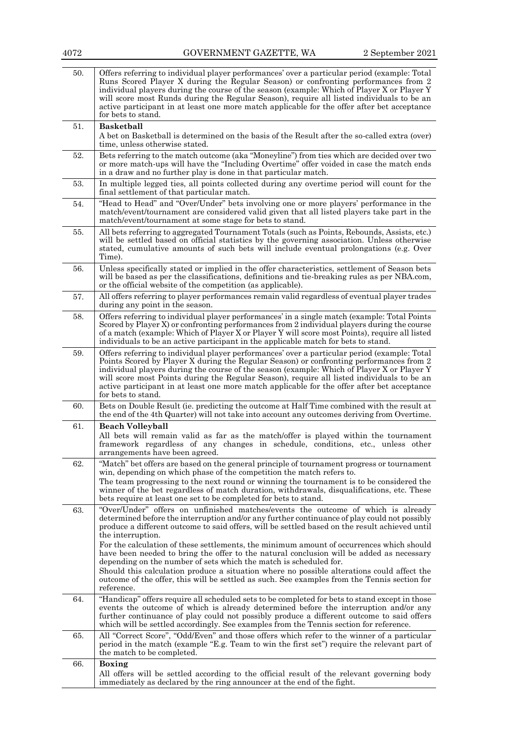| | |
|---|---|
| 50. | Offers referring to individual player performances' over a particular period (example: Total Runs Scored Player X during the Regular Season) or confronting performances from 2 individual players during the course of the season (example: Which of Player X or Player Y will score most Runds during the Regular Season), require all listed individuals to be an active participant in at least one more match applicable for the offer after bet acceptance for bets to stand. |
| 51. | **Basketball**<br>A bet on Basketball is determined on the basis of the Result after the so-called extra (over) time, unless otherwise stated. |
| 52. | Bets referring to the match outcome (aka "Moneyline") from ties which are decided over two or more match-ups will have the "Including Overtime" offer voided in case the match ends in a draw and no further play is done in that particular match. |
| 53. | In multiple legged ties, all points collected during any overtime period will count for the final settlement of that particular match. |
| 54. | "Head to Head" and "Over/Under" bets involving one or more players' performance in the match/event/tournament are considered valid given that all listed players take part in the match/event/tournament at some stage for bets to stand. |
| 55. | All bets referring to aggregated Tournament Totals (such as Points, Rebounds, Assists, etc.) will be settled based on official statistics by the governing association. Unless otherwise stated, cumulative amounts of such bets will include eventual prolongations (e.g. Over Time). |
| 56. | Unless specifically stated or implied in the offer characteristics, settlement of Season bets will be based as per the classifications, definitions and tie-breaking rules as per NBA.com, or the official website of the competition (as applicable). |
| 57. | All offers referring to player performances remain valid regardless of eventual player trades during any point in the season. |
| 58. | Offers referring to individual player performances' in a single match (example: Total Points Scored by Player X) or confronting performances from 2 individual players during the course of a match (example: Which of Player X or Player Y will score most Points), require all listed individuals to be an active participant in the applicable match for bets to stand. |
| 59. | Offers referring to individual player performances' over a particular period (example: Total Points Scored by Player X during the Regular Season) or confronting performances from 2 individual players during the course of the season (example: Which of Player X or Player Y will score most Points during the Regular Season), require all listed individuals to be an active participant in at least one more match applicable for the offer after bet acceptance for bets to stand. |
| 60. | Bets on Double Result (ie. predicting the outcome at Half Time combined with the result at the end of the 4th Quarter) will not take into account any outcomes deriving from Overtime. |
| 61. | **Beach Volleyball**<br>All bets will remain valid as far as the match/offer is played within the tournament framework regardless of any changes in schedule, conditions, etc., unless other arrangements have been agreed. |
| 62. | "Match" bet offers are based on the general principle of tournament progress or tournament win, depending on which phase of the competition the match refers to.<br>The team progressing to the next round or winning the tournament is to be considered the winner of the bet regardless of match duration, withdrawals, disqualifications, etc. These bets require at least one set to be completed for bets to stand. |
| 63. | "Over/Under" offers on unfinished matches/events the outcome of which is already determined before the interruption and/or any further continuance of play could not possibly produce a different outcome to said offers, will be settled based on the result achieved until the interruption.<br>For the calculation of these settlements, the minimum amount of occurrences which should have been needed to bring the offer to the natural conclusion will be added as necessary depending on the number of sets which the match is scheduled for.<br>Should this calculation produce a situation where no possible alterations could affect the outcome of the offer, this will be settled as such. See examples from the Tennis section for reference. |
| 64. | "Handicap" offers require all scheduled sets to be completed for bets to stand except in those events the outcome of which is already determined before the interruption and/or any further continuance of play could not possibly produce a different outcome to said offers which will be settled accordingly. See examples from the Tennis section for reference. |
| 65. | All "Correct Score", "Odd/Even" and those offers which refer to the winner of a particular period in the match (example "E.g. Team to win the first set") require the relevant part of the match to be completed. |
| 66. | **Boxing**<br>All offers will be settled according to the official result of the relevant governing body immediately as declared by the ring announcer at the end of the fight. |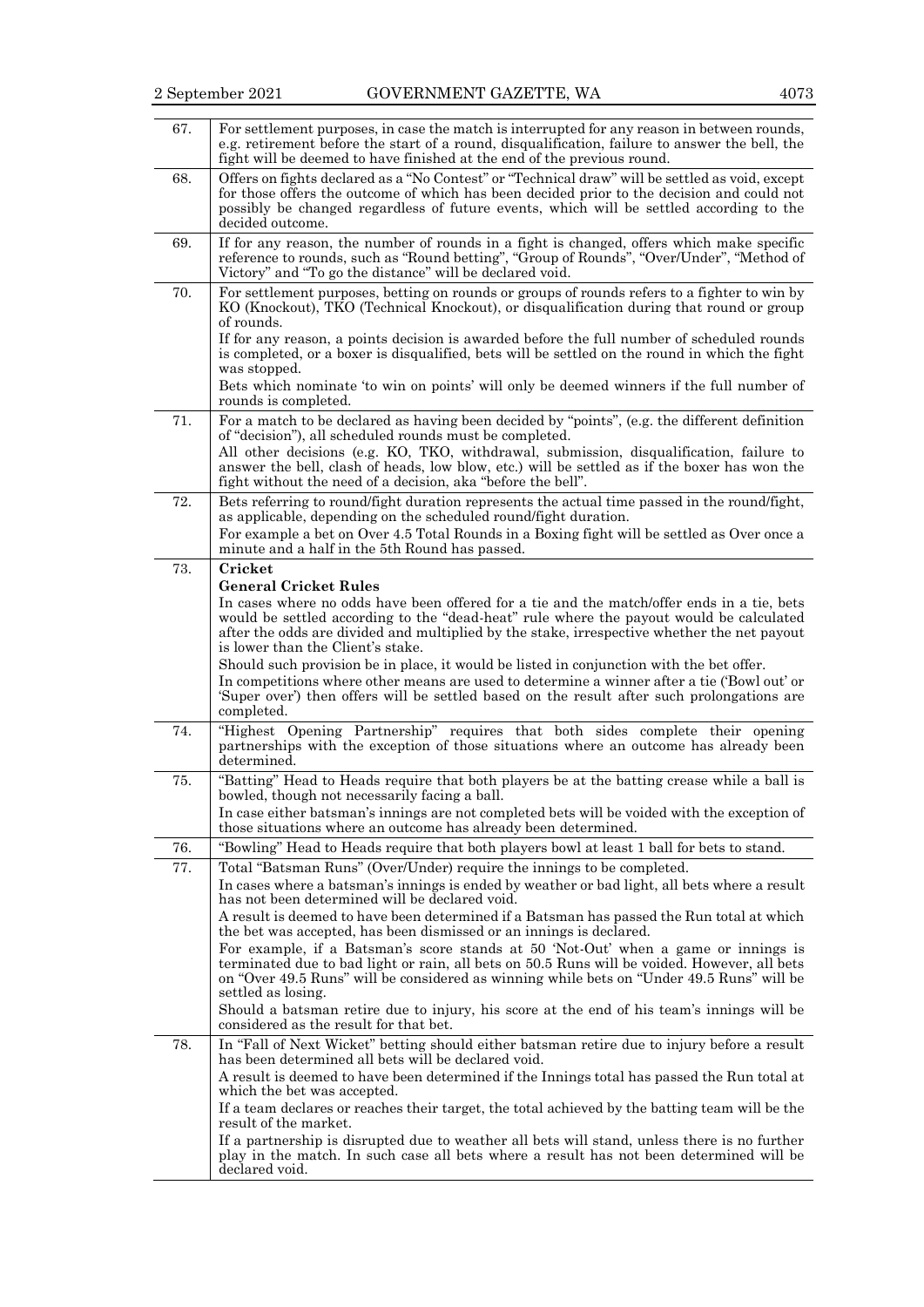| | |
|---|---|
| 67. | For settlement purposes, in case the match is interrupted for any reason in between rounds, e.g. retirement before the start of a round, disqualification, failure to answer the bell, the fight will be deemed to have finished at the end of the previous round. |
| 68. | Offers on fights declared as a "No Contest" or "Technical draw" will be settled as void, except for those offers the outcome of which has been decided prior to the decision and could not possibly be changed regardless of future events, which will be settled according to the decided outcome. |
| 69. | If for any reason, the number of rounds in a fight is changed, offers which make specific reference to rounds, such as "Round betting", "Group of Rounds", "Over/Under", "Method of Victory" and "To go the distance" will be declared void. |
| 70. | For settlement purposes, betting on rounds or groups of rounds refers to a fighter to win by KO (Knockout), TKO (Technical Knockout), or disqualification during that round or group of rounds.<br>If for any reason, a points decision is awarded before the full number of scheduled rounds is completed, or a boxer is disqualified, bets will be settled on the round in which the fight was stopped.<br>Bets which nominate 'to win on points' will only be deemed winners if the full number of rounds is completed. |
| 71. | For a match to be declared as having been decided by "points", (e.g. the different definition of "decision"), all scheduled rounds must be completed.<br>All other decisions (e.g. KO, TKO, withdrawal, submission, disqualification, failure to answer the bell, clash of heads, low blow, etc.) will be settled as if the boxer has won the fight without the need of a decision, aka "before the bell". |
| 72. | Bets referring to round/fight duration represents the actual time passed in the round/fight, as applicable, depending on the scheduled round/fight duration.<br>For example a bet on Over 4.5 Total Rounds in a Boxing fight will be settled as Over once a minute and a half in the 5th Round has passed. |
| 73. | **Cricket**<br>**General Cricket Rules**<br>In cases where no odds have been offered for a tie and the match/offer ends in a tie, bets would be settled according to the "dead-heat" rule where the payout would be calculated after the odds are divided and multiplied by the stake, irrespective whether the net payout is lower than the Client's stake.<br>Should such provision be in place, it would be listed in conjunction with the bet offer.<br>In competitions where other means are used to determine a winner after a tie ('Bowl out' or 'Super over') then offers will be settled based on the result after such prolongations are completed. |
| 74. | "Highest Opening Partnership" requires that both sides complete their opening partnerships with the exception of those situations where an outcome has already been determined. |
| 75. | "Batting" Head to Heads require that both players be at the batting crease while a ball is bowled, though not necessarily facing a ball.<br>In case either batsman's innings are not completed bets will be voided with the exception of those situations where an outcome has already been determined. |
| 76. | "Bowling" Head to Heads require that both players bowl at least 1 ball for bets to stand. |
| 77. | Total "Batsman Runs" (Over/Under) require the innings to be completed.<br>In cases where a batsman's innings is ended by weather or bad light, all bets where a result has not been determined will be declared void.<br>A result is deemed to have been determined if a Batsman has passed the Run total at which the bet was accepted, has been dismissed or an innings is declared.<br>For example, if a Batsman's score stands at 50 'Not-Out' when a game or innings is terminated due to bad light or rain, all bets on 50.5 Runs will be voided. However, all bets on "Over 49.5 Runs" will be considered as winning while bets on "Under 49.5 Runs" will be settled as losing.<br>Should a batsman retire due to injury, his score at the end of his team's innings will be considered as the result for that bet. |
| 78. | In "Fall of Next Wicket" betting should either batsman retire due to injury before a result has been determined all bets will be declared void.<br>A result is deemed to have been determined if the Innings total has passed the Run total at which the bet was accepted.<br>If a team declares or reaches their target, the total achieved by the batting team will be the result of the market.<br>If a partnership is disrupted due to weather all bets will stand, unless there is no further play in the match. In such case all bets where a result has not been determined will be declared void. |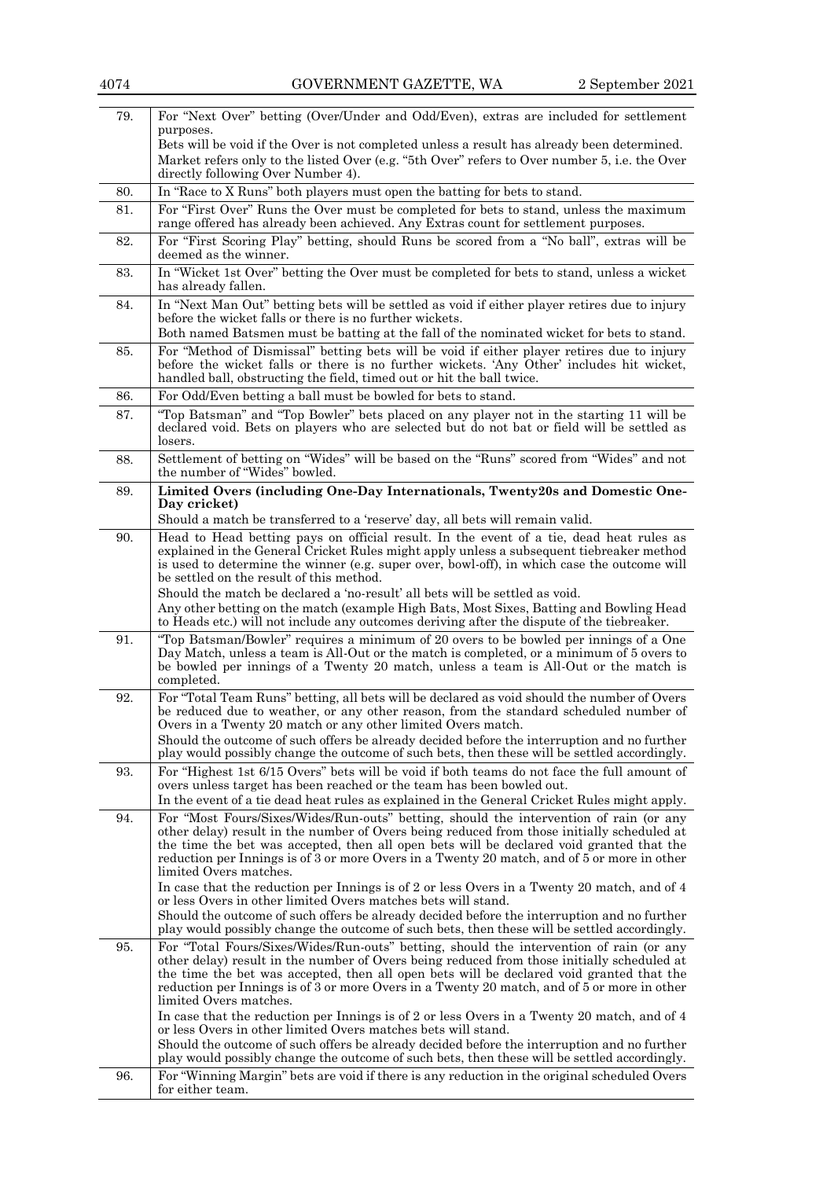| | |
|---|---|
| 79. | For "Next Over" betting (Over/Under and Odd/Even), extras are included for settlement purposes.<br>Bets will be void if the Over is not completed unless a result has already been determined.<br>Market refers only to the listed Over (e.g. "5th Over" refers to Over number 5, i.e. the Over directly following Over Number 4). |
| 80. | In "Race to X Runs" both players must open the batting for bets to stand. |
| 81. | For "First Over" Runs the Over must be completed for bets to stand, unless the maximum range offered has already been achieved. Any Extras count for settlement purposes. |
| 82. | For "First Scoring Play" betting, should Runs be scored from a "No ball", extras will be deemed as the winner. |
| 83. | In "Wicket 1st Over" betting the Over must be completed for bets to stand, unless a wicket has already fallen. |
| 84. | In "Next Man Out" betting bets will be settled as void if either player retires due to injury before the wicket falls or there is no further wickets.<br>Both named Batsmen must be batting at the fall of the nominated wicket for bets to stand. |
| 85. | For "Method of Dismissal" betting bets will be void if either player retires due to injury before the wicket falls or there is no further wickets. 'Any Other' includes hit wicket, handled ball, obstructing the field, timed out or hit the ball twice. |
| 86. | For Odd/Even betting a ball must be bowled for bets to stand. |
| 87. | "Top Batsman" and "Top Bowler" bets placed on any player not in the starting 11 will be declared void. Bets on players who are selected but do not bat or field will be settled as losers. |
| 88. | Settlement of betting on "Wides" will be based on the "Runs" scored from "Wides" and not the number of "Wides" bowled. |
| 89. | **Limited Overs (including One-Day Internationals, Twenty20s and Domestic One-Day cricket)**<br>Should a match be transferred to a 'reserve' day, all bets will remain valid. |
| 90. | Head to Head betting pays on official result. In the event of a tie, dead heat rules as explained in the General Cricket Rules might apply unless a subsequent tiebreaker method is used to determine the winner (e.g. super over, bowl-off), in which case the outcome will be settled on the result of this method.<br>Should the match be declared a 'no-result' all bets will be settled as void.<br>Any other betting on the match (example High Bats, Most Sixes, Batting and Bowling Head to Heads etc.) will not include any outcomes deriving after the dispute of the tiebreaker. |
| 91. | "Top Batsman/Bowler" requires a minimum of 20 overs to be bowled per innings of a One Day Match, unless a team is All-Out or the match is completed, or a minimum of 5 overs to be bowled per innings of a Twenty 20 match, unless a team is All-Out or the match is completed. |
| 92. | For "Total Team Runs" betting, all bets will be declared as void should the number of Overs be reduced due to weather, or any other reason, from the standard scheduled number of Overs in a Twenty 20 match or any other limited Overs match.<br>Should the outcome of such offers be already decided before the interruption and no further play would possibly change the outcome of such bets, then these will be settled accordingly. |
| 93. | For "Highest 1st 6/15 Overs" bets will be void if both teams do not face the full amount of overs unless target has been reached or the team has been bowled out.<br>In the event of a tie dead heat rules as explained in the General Cricket Rules might apply. |
| 94. | For "Most Fours/Sixes/Wides/Run-outs" betting, should the intervention of rain (or any other delay) result in the number of Overs being reduced from those initially scheduled at the time the bet was accepted, then all open bets will be declared void granted that the reduction per Innings is of 3 or more Overs in a Twenty 20 match, and of 5 or more in other limited Overs matches.<br>In case that the reduction per Innings is of 2 or less Overs in a Twenty 20 match, and of 4 or less Overs in other limited Overs matches bets will stand.<br>Should the outcome of such offers be already decided before the interruption and no further play would possibly change the outcome of such bets, then these will be settled accordingly. |
| 95. | For "Total Fours/Sixes/Wides/Run-outs" betting, should the intervention of rain (or any other delay) result in the number of Overs being reduced from those initially scheduled at the time the bet was accepted, then all open bets will be declared void granted that the reduction per Innings is of 3 or more Overs in a Twenty 20 match, and of 5 or more in other limited Overs matches.<br>In case that the reduction per Innings is of 2 or less Overs in a Twenty 20 match, and of 4 or less Overs in other limited Overs matches bets will stand.<br>Should the outcome of such offers be already decided before the interruption and no further play would possibly change the outcome of such bets, then these will be settled accordingly. |
| 96. | For "Winning Margin" bets are void if there is any reduction in the original scheduled Overs for either team. |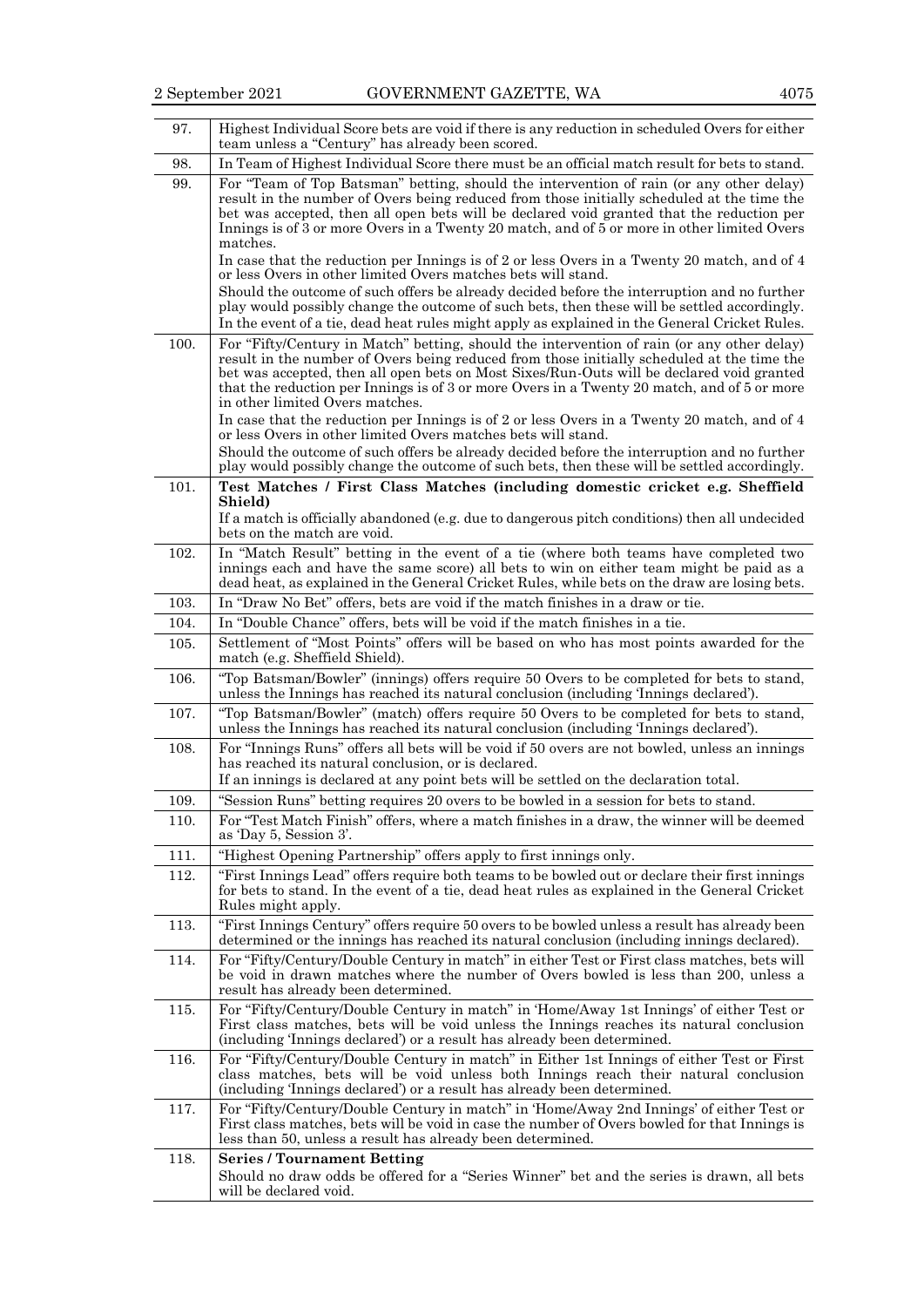| | |
|---|---|
| 97. | Highest Individual Score bets are void if there is any reduction in scheduled Overs for either team unless a "Century" has already been scored. |
| 98. | In Team of Highest Individual Score there must be an official match result for bets to stand. |
| 99. | For "Team of Top Batsman" betting, should the intervention of rain (or any other delay) result in the number of Overs being reduced from those initially scheduled at the time the bet was accepted, then all open bets will be declared void granted that the reduction per Innings is of 3 or more Overs in a Twenty 20 match, and of 5 or more in other limited Overs matches.<br>In case that the reduction per Innings is of 2 or less Overs in a Twenty 20 match, and of 4 or less Overs in other limited Overs matches bets will stand.<br>Should the outcome of such offers be already decided before the interruption and no further play would possibly change the outcome of such bets, then these will be settled accordingly.<br>In the event of a tie, dead heat rules might apply as explained in the General Cricket Rules. |
| 100. | For "Fifty/Century in Match" betting, should the intervention of rain (or any other delay) result in the number of Overs being reduced from those initially scheduled at the time the bet was accepted, then all open bets on Most Sixes/Run-Outs will be declared void granted that the reduction per Innings is of 3 or more Overs in a Twenty 20 match, and of 5 or more in other limited Overs matches.<br>In case that the reduction per Innings is of 2 or less Overs in a Twenty 20 match, and of 4 or less Overs in other limited Overs matches bets will stand.<br>Should the outcome of such offers be already decided before the interruption and no further play would possibly change the outcome of such bets, then these will be settled accordingly. |
| 101. | **Test Matches / First Class Matches (including domestic cricket e.g. Sheffield Shield)**<br>If a match is officially abandoned (e.g. due to dangerous pitch conditions) then all undecided bets on the match are void. |
| 102. | In "Match Result" betting in the event of a tie (where both teams have completed two innings each and have the same score) all bets to win on either team might be paid as a dead heat, as explained in the General Cricket Rules, while bets on the draw are losing bets. |
| 103. | In "Draw No Bet" offers, bets are void if the match finishes in a draw or tie. |
| 104. | In "Double Chance" offers, bets will be void if the match finishes in a tie. |
| 105. | Settlement of "Most Points" offers will be based on who has most points awarded for the match (e.g. Sheffield Shield). |
| 106. | "Top Batsman/Bowler" (innings) offers require 50 Overs to be completed for bets to stand, unless the Innings has reached its natural conclusion (including 'Innings declared'). |
| 107. | "Top Batsman/Bowler" (match) offers require 50 Overs to be completed for bets to stand, unless the Innings has reached its natural conclusion (including 'Innings declared'). |
| 108. | For "Innings Runs" offers all bets will be void if 50 overs are not bowled, unless an innings has reached its natural conclusion, or is declared.<br>If an innings is declared at any point bets will be settled on the declaration total. |
| 109. | "Session Runs" betting requires 20 overs to be bowled in a session for bets to stand. |
| 110. | For "Test Match Finish" offers, where a match finishes in a draw, the winner will be deemed as 'Day 5, Session 3'. |
| 111. | "Highest Opening Partnership" offers apply to first innings only. |
| 112. | "First Innings Lead" offers require both teams to be bowled out or declare their first innings for bets to stand. In the event of a tie, dead heat rules as explained in the General Cricket Rules might apply. |
| 113. | "First Innings Century" offers require 50 overs to be bowled unless a result has already been determined or the innings has reached its natural conclusion (including innings declared). |
| 114. | For "Fifty/Century/Double Century in match" in either Test or First class matches, bets will be void in drawn matches where the number of Overs bowled is less than 200, unless a result has already been determined. |
| 115. | For "Fifty/Century/Double Century in match" in 'Home/Away 1st Innings' of either Test or First class matches, bets will be void unless the Innings reaches its natural conclusion (including 'Innings declared') or a result has already been determined. |
| 116. | For "Fifty/Century/Double Century in match" in Either 1st Innings of either Test or First class matches, bets will be void unless both Innings reach their natural conclusion (including 'Innings declared') or a result has already been determined. |
| 117. | For "Fifty/Century/Double Century in match" in 'Home/Away 2nd Innings' of either Test or First class matches, bets will be void in case the number of Overs bowled for that Innings is less than 50, unless a result has already been determined. |
| 118. | **Series / Tournament Betting**<br>Should no draw odds be offered for a "Series Winner" bet and the series is drawn, all bets will be declared void. |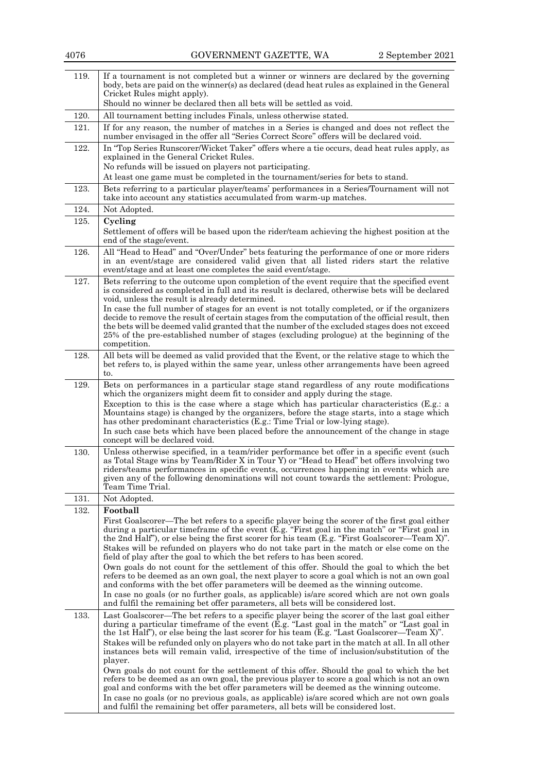| | |
|---|---|
| 119. | If a tournament is not completed but a winner or winners are declared by the governing body, bets are paid on the winner(s) as declared (dead heat rules as explained in the General Cricket Rules might apply).<br>Should no winner be declared then all bets will be settled as void. |
| 120. | All tournament betting includes Finals, unless otherwise stated. |
| 121. | If for any reason, the number of matches in a Series is changed and does not reflect the number envisaged in the offer all "Series Correct Score" offers will be declared void. |
| 122. | In "Top Series Runscorer/Wicket Taker" offers where a tie occurs, dead heat rules apply, as explained in the General Cricket Rules.<br>No refunds will be issued on players not participating.<br>At least one game must be completed in the tournament/series for bets to stand. |
| 123. | Bets referring to a particular player/teams' performances in a Series/Tournament will not take into account any statistics accumulated from warm-up matches. |
| 124. | Not Adopted. |
| 125. | **Cycling**<br>Settlement of offers will be based upon the rider/team achieving the highest position at the end of the stage/event. |
| 126. | All "Head to Head" and "Over/Under" bets featuring the performance of one or more riders in an event/stage are considered valid given that all listed riders start the relative event/stage and at least one completes the said event/stage. |
| 127. | Bets referring to the outcome upon completion of the event require that the specified event is considered as completed in full and its result is declared, otherwise bets will be declared void, unless the result is already determined.<br>In case the full number of stages for an event is not totally completed, or if the organizers decide to remove the result of certain stages from the computation of the official result, then the bets will be deemed valid granted that the number of the excluded stages does not exceed 25% of the pre-established number of stages (excluding prologue) at the beginning of the competition. |
| 128. | All bets will be deemed as valid provided that the Event, or the relative stage to which the bet refers to, is played within the same year, unless other arrangements have been agreed to. |
| 129. | Bets on performances in a particular stage stand regardless of any route modifications which the organizers might deem fit to consider and apply during the stage.<br>Exception to this is the case where a stage which has particular characteristics (E.g.: a Mountains stage) is changed by the organizers, before the stage starts, into a stage which has other predominant characteristics (E.g.: Time Trial or low-lying stage).<br>In such case bets which have been placed before the announcement of the change in stage concept will be declared void. |
| 130. | Unless otherwise specified, in a team/rider performance bet offer in a specific event (such as Total Stage wins by Team/Rider X in Tour Y) or "Head to Head" bet offers involving two riders/teams performances in specific events, occurrences happening in events which are given any of the following denominations will not count towards the settlement: Prologue, Team Time Trial. |
| 131. | Not Adopted. |
| 132. | **Football**<br>First Goalscorer—The bet refers to a specific player being the scorer of the first goal either during a particular timeframe of the event (E.g. "First goal in the match" or "First goal in the 2nd Half"), or else being the first scorer for his team (E.g. "First Goalscorer—Team X)".<br>Stakes will be refunded on players who do not take part in the match or else come on the field of play after the goal to which the bet refers to has been scored.<br>Own goals do not count for the settlement of this offer. Should the goal to which the bet refers to be deemed as an own goal, the next player to score a goal which is not an own goal and conforms with the bet offer parameters will be deemed as the winning outcome.<br>In case no goals (or no further goals, as applicable) is/are scored which are not own goals and fulfil the remaining bet offer parameters, all bets will be considered lost. |
| 133. | Last Goalscorer—The bet refers to a specific player being the scorer of the last goal either during a particular timeframe of the event (E.g. "Last goal in the match" or "Last goal in the 1st Half"), or else being the last scorer for his team (E.g. "Last Goalscorer—Team X)".<br>Stakes will be refunded only on players who do not take part in the match at all. In all other instances bets will remain valid, irrespective of the time of inclusion/substitution of the player.<br>Own goals do not count for the settlement of this offer. Should the goal to which the bet refers to be deemed as an own goal, the previous player to score a goal which is not an own goal and conforms with the bet offer parameters will be deemed as the winning outcome.<br>In case no goals (or no previous goals, as applicable) is/are scored which are not own goals and fulfil the remaining bet offer parameters, all bets will be considered lost. |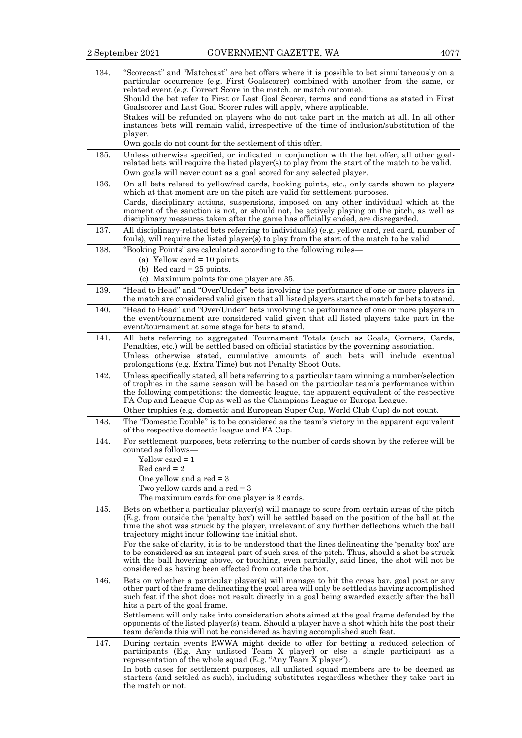| | |
|---|---|
| 134. | "Scorecast" and "Matchcast" are bet offers where it is possible to bet simultaneously on a particular occurrence (e.g. First Goalscorer) combined with another from the same, or related event (e.g. Correct Score in the match, or match outcome).<br>Should the bet refer to First or Last Goal Scorer, terms and conditions as stated in First Goalscorer and Last Goal Scorer rules will apply, where applicable.<br>Stakes will be refunded on players who do not take part in the match at all. In all other instances bets will remain valid, irrespective of the time of inclusion/substitution of the player.<br>Own goals do not count for the settlement of this offer. |
| 135. | Unless otherwise specified, or indicated in conjunction with the bet offer, all other goal-related bets will require the listed player(s) to play from the start of the match to be valid.<br>Own goals will never count as a goal scored for any selected player. |
| 136. | On all bets related to yellow/red cards, booking points, etc., only cards shown to players which at that moment are on the pitch are valid for settlement purposes.<br>Cards, disciplinary actions, suspensions, imposed on any other individual which at the moment of the sanction is not, or should not, be actively playing on the pitch, as well as disciplinary measures taken after the game has officially ended, are disregarded. |
| 137. | All disciplinary-related bets referring to individual(s) (e.g. yellow card, red card, number of fouls), will require the listed player(s) to play from the start of the match to be valid. |
| 138. | "Booking Points" are calculated according to the following rules—<br>(a) Yellow card = 10 points<br>(b) Red card = 25 points.<br>(c) Maximum points for one player are 35. |
| 139. | "Head to Head" and "Over/Under" bets involving the performance of one or more players in the match are considered valid given that all listed players start the match for bets to stand. |
| 140. | "Head to Head" and "Over/Under" bets involving the performance of one or more players in the event/tournament are considered valid given that all listed players take part in the event/tournament at some stage for bets to stand. |
| 141. | All bets referring to aggregated Tournament Totals (such as Goals, Corners, Cards, Penalties, etc.) will be settled based on official statistics by the governing association.<br>Unless otherwise stated, cumulative amounts of such bets will include eventual prolongations (e.g. Extra Time) but not Penalty Shoot Outs. |
| 142. | Unless specifically stated, all bets referring to a particular team winning a number/selection of trophies in the same season will be based on the particular team's performance within the following competitions: the domestic league, the apparent equivalent of the respective FA Cup and League Cup as well as the Champions League or Europa League.<br>Other trophies (e.g. domestic and European Super Cup, World Club Cup) do not count. |
| 143. | The "Domestic Double" is to be considered as the team's victory in the apparent equivalent of the respective domestic league and FA Cup. |
| 144. | For settlement purposes, bets referring to the number of cards shown by the referee will be counted as follows—<br>Yellow card = 1<br>Red card = 2<br>One yellow and a red = 3<br>Two yellow cards and a red = 3<br>The maximum cards for one player is 3 cards. |
| 145. | Bets on whether a particular player(s) will manage to score from certain areas of the pitch (E.g. from outside the 'penalty box') will be settled based on the position of the ball at the time the shot was struck by the player, irrelevant of any further deflections which the ball trajectory might incur following the initial shot.<br>For the sake of clarity, it is to be understood that the lines delineating the 'penalty box' are to be considered as an integral part of such area of the pitch. Thus, should a shot be struck with the ball hovering above, or touching, even partially, said lines, the shot will not be considered as having been effected from outside the box. |
| 146. | Bets on whether a particular player(s) will manage to hit the cross bar, goal post or any other part of the frame delineating the goal area will only be settled as having accomplished such feat if the shot does not result directly in a goal being awarded exactly after the ball hits a part of the goal frame.<br>Settlement will only take into consideration shots aimed at the goal frame defended by the opponents of the listed player(s) team. Should a player have a shot which hits the post their team defends this will not be considered as having accomplished such feat. |
| 147. | During certain events RWWA might decide to offer for betting a reduced selection of participants (E.g. Any unlisted Team X player) or else a single participant as a representation of the whole squad (E.g. "Any Team X player").<br>In both cases for settlement purposes, all unlisted squad members are to be deemed as starters (and settled as such), including substitutes regardless whether they take part in the match or not. |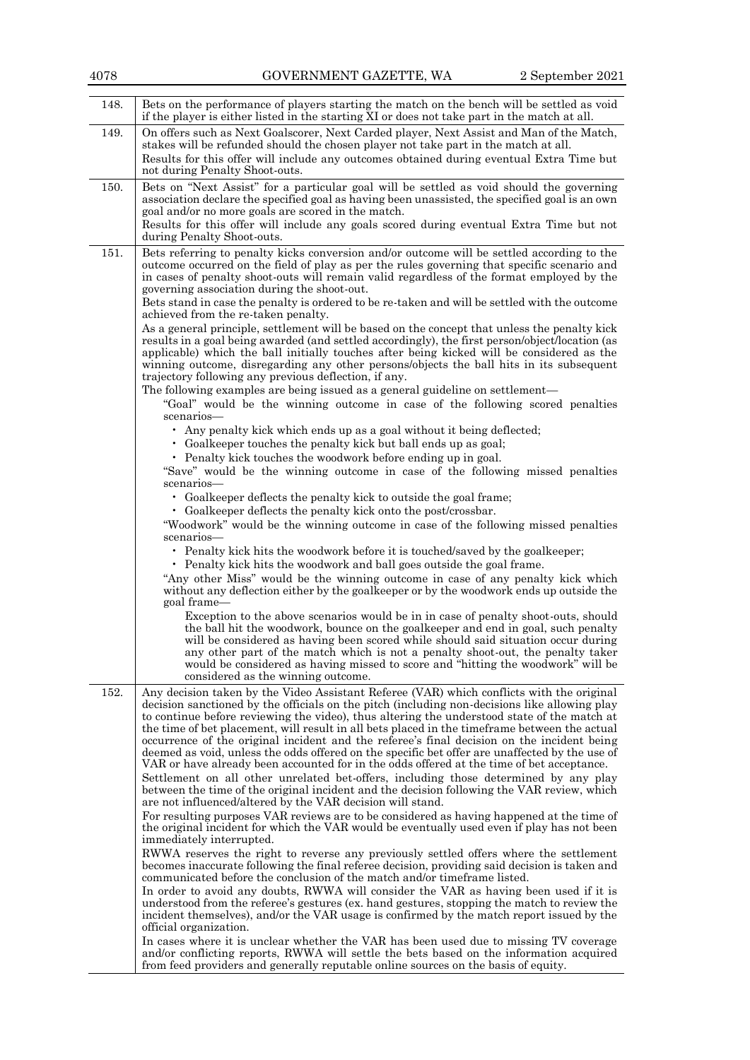| | |
|---|---|
| 148. | Bets on the performance of players starting the match on the bench will be settled as void if the player is either listed in the starting XI or does not take part in the match at all. |
| 149. | On offers such as Next Goalscorer, Next Carded player, Next Assist and Man of the Match, stakes will be refunded should the chosen player not take part in the match at all.<br>Results for this offer will include any outcomes obtained during eventual Extra Time but not during Penalty Shoot-outs. |
| 150. | Bets on "Next Assist" for a particular goal will be settled as void should the governing association declare the specified goal as having been unassisted, the specified goal is an own goal and/or no more goals are scored in the match.<br>Results for this offer will include any goals scored during eventual Extra Time but not during Penalty Shoot-outs. |
| 151. | Bets referring to penalty kicks conversion and/or outcome will be settled according to the outcome occurred on the field of play as per the rules governing that specific scenario and in cases of penalty shoot-outs will remain valid regardless of the format employed by the governing association during the shoot-out.<br>Bets stand in case the penalty is ordered to be re-taken and will be settled with the outcome achieved from the re-taken penalty.<br>As a general principle, settlement will be based on the concept that unless the penalty kick results in a goal being awarded (and settled accordingly), the first person/object/location (as applicable) which the ball initially touches after being kicked will be considered as the winning outcome, disregarding any other persons/objects the ball hits in its subsequent trajectory following any previous deflection, if any.<br>The following examples are being issued as a general guideline on settlement—<br>"Goal" would be the winning outcome in case of the following scored penalties scenarios—<br>• Any penalty kick which ends up as a goal without it being deflected;<br>• Goalkeeper touches the penalty kick but ball ends up as goal;<br>• Penalty kick touches the woodwork before ending up in goal.<br>"Save" would be the winning outcome in case of the following missed penalties scenarios—<br>• Goalkeeper deflects the penalty kick to outside the goal frame;<br>• Goalkeeper deflects the penalty kick onto the post/crossbar.<br>"Woodwork" would be the winning outcome in case of the following missed penalties scenarios—<br>• Penalty kick hits the woodwork before it is touched/saved by the goalkeeper;<br>• Penalty kick hits the woodwork and ball goes outside the goal frame.<br>"Any other Miss" would be the winning outcome in case of any penalty kick which without any deflection either by the goalkeeper or by the woodwork ends up outside the goal frame—<br>Exception to the above scenarios would be in in case of penalty shoot-outs, should the ball hit the woodwork, bounce on the goalkeeper and end in goal, such penalty will be considered as having been scored while should said situation occur during any other part of the match which is not a penalty shoot-out, the penalty taker would be considered as having missed to score and "hitting the woodwork" will be considered as the winning outcome. |
| 152. | Any decision taken by the Video Assistant Referee (VAR) which conflicts with the original decision sanctioned by the officials on the pitch (including non-decisions like allowing play to continue before reviewing the video), thus altering the understood state of the match at the time of bet placement, will result in all bets placed in the timeframe between the actual occurrence of the original incident and the referee's final decision on the incident being deemed as void, unless the odds offered on the specific bet offer are unaffected by the use of VAR or have already been accounted for in the odds offered at the time of bet acceptance.<br>Settlement on all other unrelated bet-offers, including those determined by any play between the time of the original incident and the decision following the VAR review, which are not influenced/altered by the VAR decision will stand.<br>For resulting purposes VAR reviews are to be considered as having happened at the time of the original incident for which the VAR would be eventually used even if play has not been immediately interrupted.<br>RWWA reserves the right to reverse any previously settled offers where the settlement becomes inaccurate following the final referee decision, providing said decision is taken and communicated before the conclusion of the match and/or timeframe listed.<br>In order to avoid any doubts, RWWA will consider the VAR as having been used if it is understood from the referee's gestures (ex. hand gestures, stopping the match to review the incident themselves), and/or the VAR usage is confirmed by the match report issued by the official organization.<br>In cases where it is unclear whether the VAR has been used due to missing TV coverage and/or conflicting reports, RWWA will settle the bets based on the information acquired from feed providers and generally reputable online sources on the basis of equity. |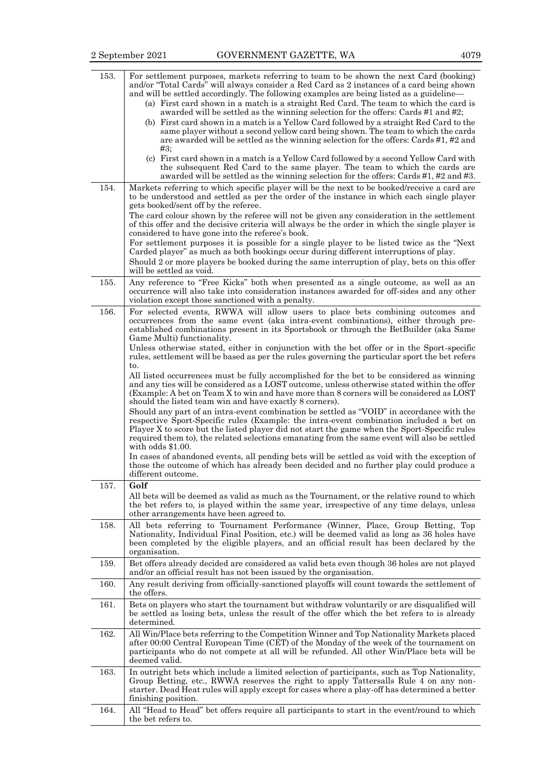| | |
|---|---|
| 153. | For settlement purposes, markets referring to team to be shown the next Card (booking) and/or "Total Cards" will always consider a Red Card as 2 instances of a card being shown and will be settled accordingly. The following examples are being listed as a guideline—<br>(a) First card shown in a match is a straight Red Card. The team to which the card is awarded will be settled as the winning selection for the offers: Cards #1 and #2;<br>(b) First card shown in a match is a Yellow Card followed by a straight Red Card to the same player without a second yellow card being shown. The team to which the cards are awarded will be settled as the winning selection for the offers: Cards #1, #2 and #3;<br>(c) First card shown in a match is a Yellow Card followed by a second Yellow Card with the subsequent Red Card to the same player. The team to which the cards are awarded will be settled as the winning selection for the offers: Cards #1, #2 and #3. |
| 154. | Markets referring to which specific player will be the next to be booked/receive a card are to be understood and settled as per the order of the instance in which each single player gets booked/sent off by the referee.<br>The card colour shown by the referee will not be given any consideration in the settlement of this offer and the decisive criteria will always be the order in which the single player is considered to have gone into the referee's book.<br>For settlement purposes it is possible for a single player to be listed twice as the "Next Carded player" as much as both bookings occur during different interruptions of play.<br>Should 2 or more players be booked during the same interruption of play, bets on this offer will be settled as void. |
| 155. | Any reference to "Free Kicks" both when presented as a single outcome, as well as an occurrence will also take into consideration instances awarded for off-sides and any other violation except those sanctioned with a penalty. |
| 156. | For selected events, RWWA will allow users to place bets combining outcomes and occurrences from the same event (aka intra-event combinations), either through pre-established combinations present in its Sportsbook or through the BetBuilder (aka Same Game Multi) functionality.<br>Unless otherwise stated, either in conjunction with the bet offer or in the Sport-specific rules, settlement will be based as per the rules governing the particular sport the bet refers to.<br>All listed occurrences must be fully accomplished for the bet to be considered as winning and any ties will be considered as a LOST outcome, unless otherwise stated within the offer (Example: A bet on Team X to win and have more than 8 corners will be considered as LOST should the listed team win and have exactly 8 corners).<br>Should any part of an intra-event combination be settled as "VOID" in accordance with the respective Sport-Specific rules (Example: the intra-event combination included a bet on Player X to score but the listed player did not start the game when the Sport-Specific rules required them to), the related selections emanating from the same event will also be settled with odds $1.00.<br>In cases of abandoned events, all pending bets will be settled as void with the exception of those the outcome of which has already been decided and no further play could produce a different outcome. |
| 157. | **Golf**<br>All bets will be deemed as valid as much as the Tournament, or the relative round to which the bet refers to, is played within the same year, irrespective of any time delays, unless other arrangements have been agreed to. |
| 158. | All bets referring to Tournament Performance (Winner, Place, Group Betting, Top Nationality, Individual Final Position, etc.) will be deemed valid as long as 36 holes have been completed by the eligible players, and an official result has been declared by the organisation. |
| 159. | Bet offers already decided are considered as valid bets even though 36 holes are not played and/or an official result has not been issued by the organisation. |
| 160. | Any result deriving from officially-sanctioned playoffs will count towards the settlement of the offers. |
| 161. | Bets on players who start the tournament but withdraw voluntarily or are disqualified will be settled as losing bets, unless the result of the offer which the bet refers to is already determined. |
| 162. | All Win/Place bets referring to the Competition Winner and Top Nationality Markets placed after 00:00 Central European Time (CET) of the Monday of the week of the tournament on participants who do not compete at all will be refunded. All other Win/Place bets will be deemed valid. |
| 163. | In outright bets which include a limited selection of participants, such as Top Nationality, Group Betting, etc., RWWA reserves the right to apply Tattersalls Rule 4 on any non-starter. Dead Heat rules will apply except for cases where a play-off has determined a better finishing position. |
| 164. | All "Head to Head" bet offers require all participants to start in the event/round to which the bet refers to. |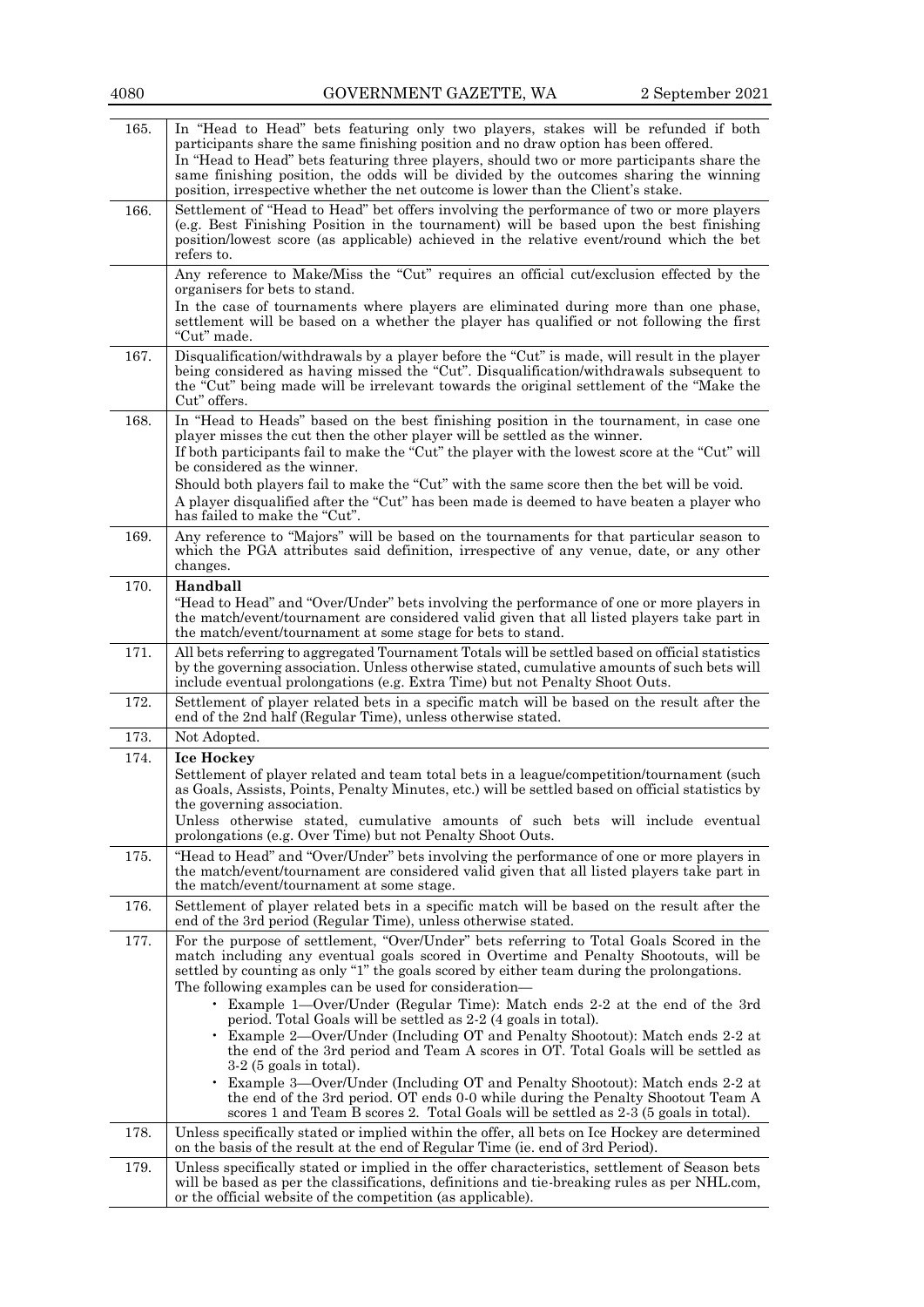| | |
|---|---|
| 165. | In "Head to Head" bets featuring only two players, stakes will be refunded if both participants share the same finishing position and no draw option has been offered.<br>In "Head to Head" bets featuring three players, should two or more participants share the same finishing position, the odds will be divided by the outcomes sharing the winning position, irrespective whether the net outcome is lower than the Client's stake. |
| 166. | Settlement of "Head to Head" bet offers involving the performance of two or more players (e.g. Best Finishing Position in the tournament) will be based upon the best finishing position/lowest score (as applicable) achieved in the relative event/round which the bet refers to. |
| | Any reference to Make/Miss the "Cut" requires an official cut/exclusion effected by the organisers for bets to stand.<br>In the case of tournaments where players are eliminated during more than one phase, settlement will be based on a whether the player has qualified or not following the first "Cut" made. |
| 167. | Disqualification/withdrawals by a player before the "Cut" is made, will result in the player being considered as having missed the "Cut". Disqualification/withdrawals subsequent to the "Cut" being made will be irrelevant towards the original settlement of the "Make the Cut" offers. |
| 168. | In "Head to Heads" based on the best finishing position in the tournament, in case one player misses the cut then the other player will be settled as the winner.<br>If both participants fail to make the "Cut" the player with the lowest score at the "Cut" will be considered as the winner.<br>Should both players fail to make the "Cut" with the same score then the bet will be void.<br>A player disqualified after the "Cut" has been made is deemed to have beaten a player who has failed to make the "Cut". |
| 169. | Any reference to "Majors" will be based on the tournaments for that particular season to which the PGA attributes said definition, irrespective of any venue, date, or any other changes. |
| 170. | **Handball**<br>"Head to Head" and "Over/Under" bets involving the performance of one or more players in the match/event/tournament are considered valid given that all listed players take part in the match/event/tournament at some stage for bets to stand. |
| 171. | All bets referring to aggregated Tournament Totals will be settled based on official statistics by the governing association. Unless otherwise stated, cumulative amounts of such bets will include eventual prolongations (e.g. Extra Time) but not Penalty Shoot Outs. |
| 172. | Settlement of player related bets in a specific match will be based on the result after the end of the 2nd half (Regular Time), unless otherwise stated. |
| 173. | Not Adopted. |
| 174. | **Ice Hockey**<br>Settlement of player related and team total bets in a league/competition/tournament (such as Goals, Assists, Points, Penalty Minutes, etc.) will be settled based on official statistics by the governing association.<br>Unless otherwise stated, cumulative amounts of such bets will include eventual prolongations (e.g. Over Time) but not Penalty Shoot Outs. |
| 175. | "Head to Head" and "Over/Under" bets involving the performance of one or more players in the match/event/tournament are considered valid given that all listed players take part in the match/event/tournament at some stage. |
| 176. | Settlement of player related bets in a specific match will be based on the result after the end of the 3rd period (Regular Time), unless otherwise stated. |
| 177. | For the purpose of settlement, "Over/Under" bets referring to Total Goals Scored in the match including any eventual goals scored in Overtime and Penalty Shootouts, will be settled by counting as only "1" the goals scored by either team during the prolongations.<br>The following examples can be used for consideration—<br>• Example 1—Over/Under (Regular Time): Match ends 2-2 at the end of the 3rd period. Total Goals will be settled as 2-2 (4 goals in total).<br>• Example 2—Over/Under (Including OT and Penalty Shootout): Match ends 2-2 at the end of the 3rd period and Team A scores in OT. Total Goals will be settled as 3-2 (5 goals in total).<br>• Example 3—Over/Under (Including OT and Penalty Shootout): Match ends 2-2 at the end of the 3rd period. OT ends 0-0 while during the Penalty Shootout Team A scores 1 and Team B scores 2. Total Goals will be settled as 2-3 (5 goals in total). |
| 178. | Unless specifically stated or implied within the offer, all bets on Ice Hockey are determined on the basis of the result at the end of Regular Time (ie. end of 3rd Period). |
| 179. | Unless specifically stated or implied in the offer characteristics, settlement of Season bets will be based as per the classifications, definitions and tie-breaking rules as per NHL.com, or the official website of the competition (as applicable). |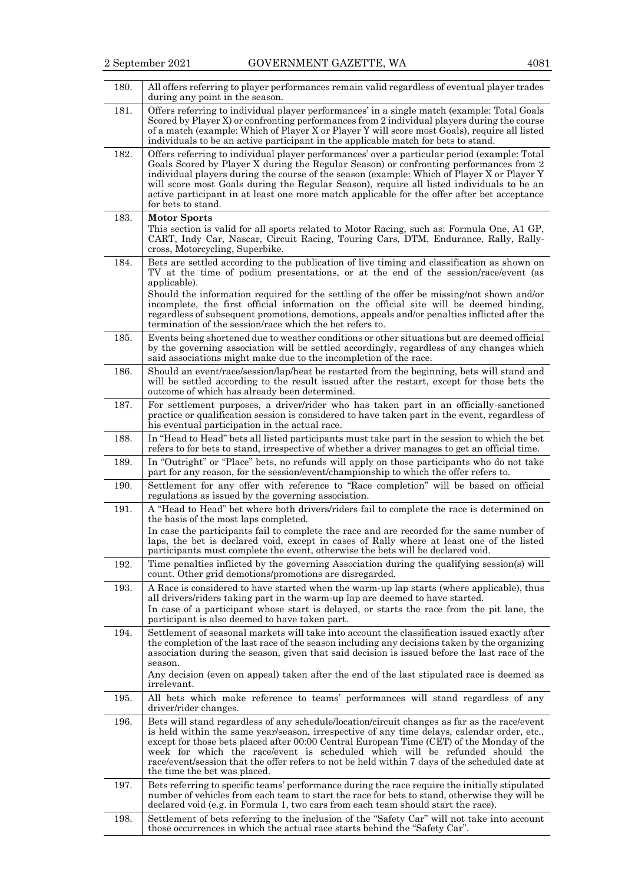| | |
|---|---|
| 180. | All offers referring to player performances remain valid regardless of eventual player trades during any point in the season. |
| 181. | Offers referring to individual player performances' in a single match (example: Total Goals Scored by Player X) or confronting performances from 2 individual players during the course of a match (example: Which of Player X or Player Y will score most Goals), require all listed individuals to be an active participant in the applicable match for bets to stand. |
| 182. | Offers referring to individual player performances' over a particular period (example: Total Goals Scored by Player X during the Regular Season) or confronting performances from 2 individual players during the course of the season (example: Which of Player X or Player Y will score most Goals during the Regular Season), require all listed individuals to be an active participant in at least one more match applicable for the offer after bet acceptance for bets to stand. |
| 183. | **Motor Sports**<br>This section is valid for all sports related to Motor Racing, such as: Formula One, A1 GP, CART, Indy Car, Nascar, Circuit Racing, Touring Cars, DTM, Endurance, Rally, Rally-cross, Motorcycling, Superbike. |
| 184. | Bets are settled according to the publication of live timing and classification as shown on TV at the time of podium presentations, or at the end of the session/race/event (as applicable).<br>Should the information required for the settling of the offer be missing/not shown and/or incomplete, the first official information on the official site will be deemed binding, regardless of subsequent promotions, demotions, appeals and/or penalties inflicted after the termination of the session/race which the bet refers to. |
| 185. | Events being shortened due to weather conditions or other situations but are deemed official by the governing association will be settled accordingly, regardless of any changes which said associations might make due to the incompletion of the race. |
| 186. | Should an event/race/session/lap/heat be restarted from the beginning, bets will stand and will be settled according to the result issued after the restart, except for those bets the outcome of which has already been determined. |
| 187. | For settlement purposes, a driver/rider who has taken part in an officially-sanctioned practice or qualification session is considered to have taken part in the event, regardless of his eventual participation in the actual race. |
| 188. | In "Head to Head" bets all listed participants must take part in the session to which the bet refers to for bets to stand, irrespective of whether a driver manages to get an official time. |
| 189. | In "Outright" or "Place" bets, no refunds will apply on those participants who do not take part for any reason, for the session/event/championship to which the offer refers to. |
| 190. | Settlement for any offer with reference to "Race completion" will be based on official regulations as issued by the governing association. |
| 191. | A "Head to Head" bet where both drivers/riders fail to complete the race is determined on the basis of the most laps completed.<br>In case the participants fail to complete the race and are recorded for the same number of laps, the bet is declared void, except in cases of Rally where at least one of the listed participants must complete the event, otherwise the bets will be declared void. |
| 192. | Time penalties inflicted by the governing Association during the qualifying session(s) will count. Other grid demotions/promotions are disregarded. |
| 193. | A Race is considered to have started when the warm-up lap starts (where applicable), thus all drivers/riders taking part in the warm-up lap are deemed to have started.<br>In case of a participant whose start is delayed, or starts the race from the pit lane, the participant is also deemed to have taken part. |
| 194. | Settlement of seasonal markets will take into account the classification issued exactly after the completion of the last race of the season including any decisions taken by the organizing association during the season, given that said decision is issued before the last race of the season.<br>Any decision (even on appeal) taken after the end of the last stipulated race is deemed as irrelevant. |
| 195. | All bets which make reference to teams' performances will stand regardless of any driver/rider changes. |
| 196. | Bets will stand regardless of any schedule/location/circuit changes as far as the race/event is held within the same year/season, irrespective of any time delays, calendar order, etc., except for those bets placed after 00:00 Central European Time (CET) of the Monday of the week for which the race/event is scheduled which will be refunded should the race/event/session that the offer refers to not be held within 7 days of the scheduled date at the time the bet was placed. |
| 197. | Bets referring to specific teams' performance during the race require the initially stipulated number of vehicles from each team to start the race for bets to stand, otherwise they will be declared void (e.g. in Formula 1, two cars from each team should start the race). |
| 198. | Settlement of bets referring to the inclusion of the "Safety Car" will not take into account those occurrences in which the actual race starts behind the "Safety Car". |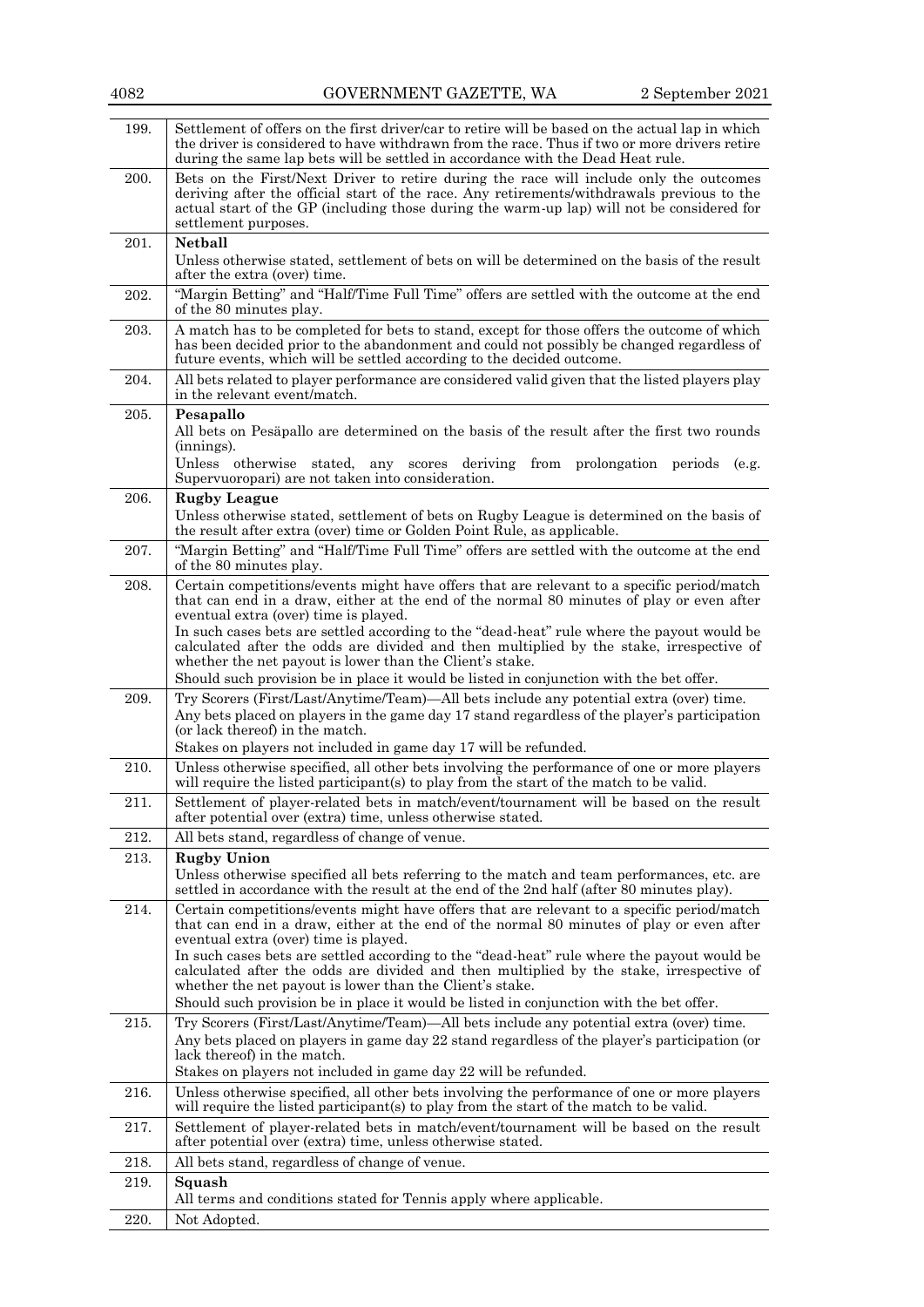| | |
|---|---|
| 199. | Settlement of offers on the first driver/car to retire will be based on the actual lap in which the driver is considered to have withdrawn from the race. Thus if two or more drivers retire during the same lap bets will be settled in accordance with the Dead Heat rule. |
| 200. | Bets on the First/Next Driver to retire during the race will include only the outcomes deriving after the official start of the race. Any retirements/withdrawals previous to the actual start of the GP (including those during the warm-up lap) will not be considered for settlement purposes. |
| 201. | **Netball**<br>Unless otherwise stated, settlement of bets on will be determined on the basis of the result after the extra (over) time. |
| 202. | "Margin Betting" and "Half/Time Full Time" offers are settled with the outcome at the end of the 80 minutes play. |
| 203. | A match has to be completed for bets to stand, except for those offers the outcome of which has been decided prior to the abandonment and could not possibly be changed regardless of future events, which will be settled according to the decided outcome. |
| 204. | All bets related to player performance are considered valid given that the listed players play in the relevant event/match. |
| 205. | **Pesapallo**<br>All bets on Pesäpallo are determined on the basis of the result after the first two rounds (innings).<br>Unless otherwise stated, any scores deriving from prolongation periods (e.g. Supervuoropari) are not taken into consideration. |
| 206. | **Rugby League**<br>Unless otherwise stated, settlement of bets on Rugby League is determined on the basis of the result after extra (over) time or Golden Point Rule, as applicable. |
| 207. | "Margin Betting" and "Half/Time Full Time" offers are settled with the outcome at the end of the 80 minutes play. |
| 208. | Certain competitions/events might have offers that are relevant to a specific period/match that can end in a draw, either at the end of the normal 80 minutes of play or even after eventual extra (over) time is played.<br>In such cases bets are settled according to the "dead-heat" rule where the payout would be calculated after the odds are divided and then multiplied by the stake, irrespective of whether the net payout is lower than the Client's stake.<br>Should such provision be in place it would be listed in conjunction with the bet offer. |
| 209. | Try Scorers (First/Last/Anytime/Team)—All bets include any potential extra (over) time.<br>Any bets placed on players in the game day 17 stand regardless of the player's participation (or lack thereof) in the match.<br>Stakes on players not included in game day 17 will be refunded. |
| 210. | Unless otherwise specified, all other bets involving the performance of one or more players will require the listed participant(s) to play from the start of the match to be valid. |
| 211. | Settlement of player-related bets in match/event/tournament will be based on the result after potential over (extra) time, unless otherwise stated. |
| 212. | All bets stand, regardless of change of venue. |
| 213. | **Rugby Union**<br>Unless otherwise specified all bets referring to the match and team performances, etc. are settled in accordance with the result at the end of the 2nd half (after 80 minutes play). |
| 214. | Certain competitions/events might have offers that are relevant to a specific period/match that can end in a draw, either at the end of the normal 80 minutes of play or even after eventual extra (over) time is played.<br>In such cases bets are settled according to the "dead-heat" rule where the payout would be calculated after the odds are divided and then multiplied by the stake, irrespective of whether the net payout is lower than the Client's stake.<br>Should such provision be in place it would be listed in conjunction with the bet offer. |
| 215. | Try Scorers (First/Last/Anytime/Team)—All bets include any potential extra (over) time.<br>Any bets placed on players in game day 22 stand regardless of the player's participation (or lack thereof) in the match.<br>Stakes on players not included in game day 22 will be refunded. |
| 216. | Unless otherwise specified, all other bets involving the performance of one or more players will require the listed participant(s) to play from the start of the match to be valid. |
| 217. | Settlement of player-related bets in match/event/tournament will be based on the result after potential over (extra) time, unless otherwise stated. |
| 218. | All bets stand, regardless of change of venue. |
| 219. | **Squash**<br>All terms and conditions stated for Tennis apply where applicable. |
| 220. | Not Adopted. |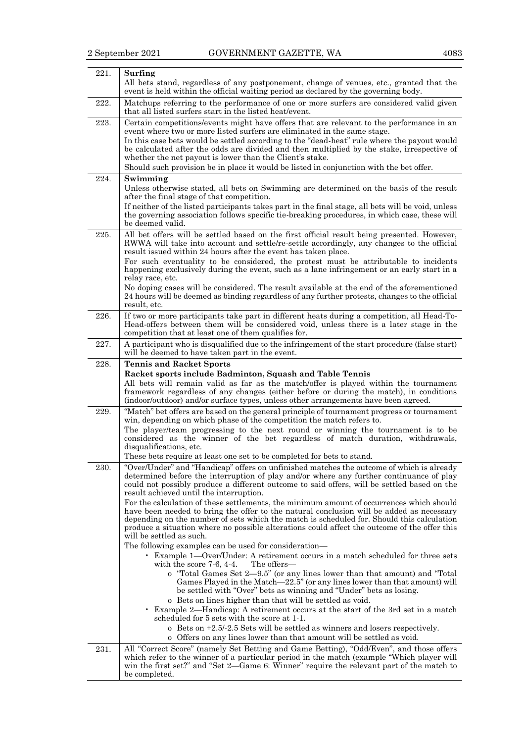| | |
|---|---|
| 221. | **Surfing**<br>All bets stand, regardless of any postponement, change of venues, etc., granted that the event is held within the official waiting period as declared by the governing body. |
| 222. | Matchups referring to the performance of one or more surfers are considered valid given that all listed surfers start in the listed heat/event. |
| 223. | Certain competitions/events might have offers that are relevant to the performance in an event where two or more listed surfers are eliminated in the same stage.<br>In this case bets would be settled according to the "dead-heat" rule where the payout would be calculated after the odds are divided and then multiplied by the stake, irrespective of whether the net payout is lower than the Client's stake.<br>Should such provision be in place it would be listed in conjunction with the bet offer. |
| 224. | **Swimming**<br>Unless otherwise stated, all bets on Swimming are determined on the basis of the result after the final stage of that competition.<br>If neither of the listed participants takes part in the final stage, all bets will be void, unless the governing association follows specific tie-breaking procedures, in which case, these will be deemed valid. |
| 225. | All bet offers will be settled based on the first official result being presented. However, RWWA will take into account and settle/re-settle accordingly, any changes to the official result issued within 24 hours after the event has taken place.<br>For such eventuality to be considered, the protest must be attributable to incidents happening exclusively during the event, such as a lane infringement or an early start in a relay race, etc.<br>No doping cases will be considered. The result available at the end of the aforementioned 24 hours will be deemed as binding regardless of any further protests, changes to the official result, etc. |
| 226. | If two or more participants take part in different heats during a competition, all Head-To-Head-offers between them will be considered void, unless there is a later stage in the competition that at least one of them qualifies for. |
| 227. | A participant who is disqualified due to the infringement of the start procedure (false start) will be deemed to have taken part in the event. |
| 228. | **Tennis and Racket Sports**<br>**Racket sports include Badminton, Squash and Table Tennis**<br>All bets will remain valid as far as the match/offer is played within the tournament framework regardless of any changes (either before or during the match), in conditions (indoor/outdoor) and/or surface types, unless other arrangements have been agreed. |
| 229. | "Match" bet offers are based on the general principle of tournament progress or tournament win, depending on which phase of the competition the match refers to.<br>The player/team progressing to the next round or winning the tournament is to be considered as the winner of the bet regardless of match duration, withdrawals, disqualifications, etc.<br>These bets require at least one set to be completed for bets to stand. |
| 230. | "Over/Under" and "Handicap" offers on unfinished matches the outcome of which is already determined before the interruption of play and/or where any further continuance of play could not possibly produce a different outcome to said offers, will be settled based on the result achieved until the interruption.<br>For the calculation of these settlements, the minimum amount of occurrences which should have been needed to bring the offer to the natural conclusion will be added as necessary depending on the number of sets which the match is scheduled for. Should this calculation produce a situation where no possible alterations could affect the outcome of the offer this will be settled as such.<br>The following examples can be used for consideration—<br>• Example 1—Over/Under: A retirement occurs in a match scheduled for three sets with the score 7-6, 4-4. The offers—<br>o "Total Games Set 2—9.5" (or any lines lower than that amount) and "Total Games Played in the Match—22.5" (or any lines lower than that amount) will be settled with "Over" bets as winning and "Under" bets as losing.<br>o Bets on lines higher than that will be settled as void.<br>• Example 2—Handicap: A retirement occurs at the start of the 3rd set in a match scheduled for 5 sets with the score at 1-1.<br>o Bets on +2.5/-2.5 Sets will be settled as winners and losers respectively.<br>o Offers on any lines lower than that amount will be settled as void. |
| 231. | All "Correct Score" (namely Set Betting and Game Betting), "Odd/Even", and those offers which refer to the winner of a particular period in the match (example "Which player will win the first set?" and "Set 2—Game 6: Winner" require the relevant part of the match to be completed. |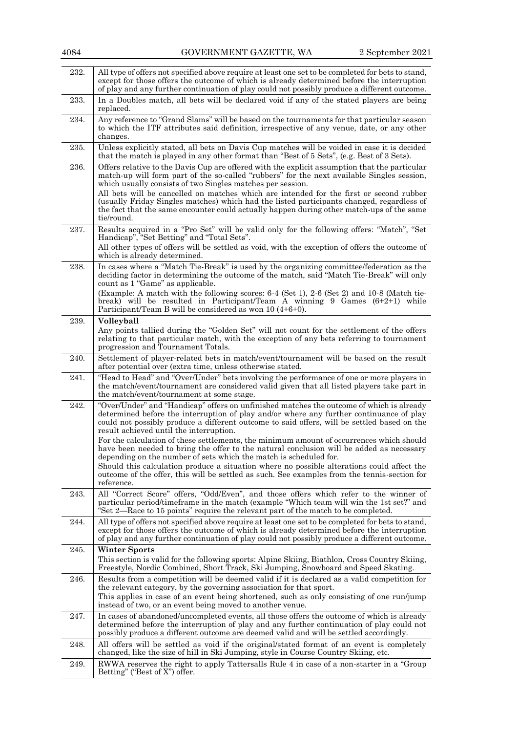| | |
|---|---|
| 232. | All type of offers not specified above require at least one set to be completed for bets to stand, except for those offers the outcome of which is already determined before the interruption of play and any further continuation of play could not possibly produce a different outcome. |
| 233. | In a Doubles match, all bets will be declared void if any of the stated players are being replaced. |
| 234. | Any reference to "Grand Slams" will be based on the tournaments for that particular season to which the ITF attributes said definition, irrespective of any venue, date, or any other changes. |
| 235. | Unless explicitly stated, all bets on Davis Cup matches will be voided in case it is decided that the match is played in any other format than "Best of 5 Sets", (e.g. Best of 3 Sets). |
| 236. | Offers relative to the Davis Cup are offered with the explicit assumption that the particular match-up will form part of the so-called "rubbers" for the next available Singles session, which usually consists of two Singles matches per session.<br>All bets will be cancelled on matches which are intended for the first or second rubber (usually Friday Singles matches) which had the listed participants changed, regardless of the fact that the same encounter could actually happen during other match-ups of the same tie/round. |
| 237. | Results acquired in a "Pro Set" will be valid only for the following offers: "Match", "Set Handicap", "Set Betting" and "Total Sets".<br>All other types of offers will be settled as void, with the exception of offers the outcome of which is already determined. |
| 238. | In cases where a "Match Tie-Break" is used by the organizing committee/federation as the deciding factor in determining the outcome of the match, said "Match Tie-Break" will only count as 1 "Game" as applicable.<br>(Example: A match with the following scores: 6-4 (Set 1), 2-6 (Set 2) and 10-8 (Match tie-break) will be resulted in Participant/Team A winning 9 Games (6+2+1) while Participant/Team B will be considered as won 10 (4+6+0). |
| 239. | **Volleyball**<br>Any points tallied during the "Golden Set" will not count for the settlement of the offers relating to that particular match, with the exception of any bets referring to tournament progression and Tournament Totals. |
| 240. | Settlement of player-related bets in match/event/tournament will be based on the result after potential over (extra time, unless otherwise stated. |
| 241. | "Head to Head" and "Over/Under" bets involving the performance of one or more players in the match/event/tournament are considered valid given that all listed players take part in the match/event/tournament at some stage. |
| 242. | "Over/Under" and "Handicap" offers on unfinished matches the outcome of which is already determined before the interruption of play and/or where any further continuance of play could not possibly produce a different outcome to said offers, will be settled based on the result achieved until the interruption.<br>For the calculation of these settlements, the minimum amount of occurrences which should have been needed to bring the offer to the natural conclusion will be added as necessary depending on the number of sets which the match is scheduled for.<br>Should this calculation produce a situation where no possible alterations could affect the outcome of the offer, this will be settled as such. See examples from the tennis-section for reference. |
| 243. | All "Correct Score" offers, "Odd/Even", and those offers which refer to the winner of particular period/timeframe in the match (example "Which team will win the 1st set?" and "Set 2—Race to 15 points" require the relevant part of the match to be completed. |
| 244. | All type of offers not specified above require at least one set to be completed for bets to stand, except for those offers the outcome of which is already determined before the interruption of play and any further continuation of play could not possibly produce a different outcome. |
| 245. | **Winter Sports**<br>This section is valid for the following sports: Alpine Skiing, Biathlon, Cross Country Skiing, Freestyle, Nordic Combined, Short Track, Ski Jumping, Snowboard and Speed Skating. |
| 246. | Results from a competition will be deemed valid if it is declared as a valid competition for the relevant category, by the governing association for that sport.<br>This applies in case of an event being shortened, such as only consisting of one run/jump instead of two, or an event being moved to another venue. |
| 247. | In cases of abandoned/uncompleted events, all those offers the outcome of which is already determined before the interruption of play and any further continuation of play could not possibly produce a different outcome are deemed valid and will be settled accordingly. |
| 248. | All offers will be settled as void if the original/stated format of an event is completely changed, like the size of hill in Ski Jumping, style in Course Country Skiing, etc. |
| 249. | RWWA reserves the right to apply Tattersalls Rule 4 in case of a non-starter in a "Group Betting" ("Best of X") offer. |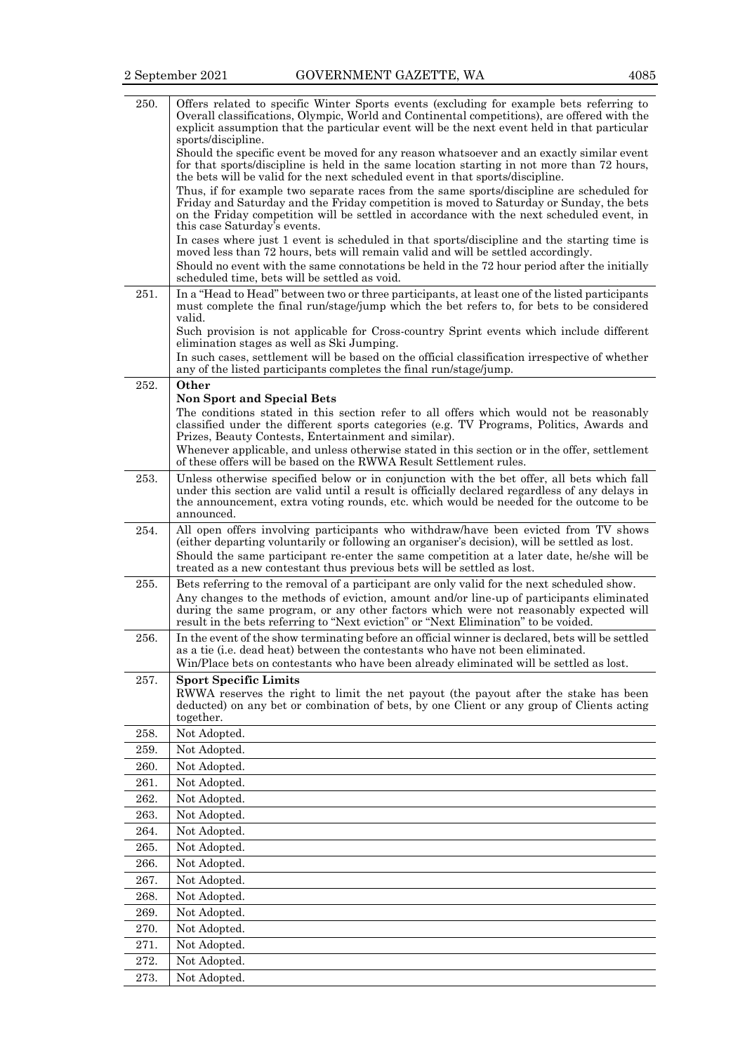| | |
|---|---|
| 250. | Offers related to specific Winter Sports events (excluding for example bets referring to Overall classifications, Olympic, World and Continental competitions), are offered with the explicit assumption that the particular event will be the next event held in that particular sports/discipline.<br>Should the specific event be moved for any reason whatsoever and an exactly similar event for that sports/discipline is held in the same location starting in not more than 72 hours, the bets will be valid for the next scheduled event in that sports/discipline.<br>Thus, if for example two separate races from the same sports/discipline are scheduled for Friday and Saturday and the Friday competition is moved to Saturday or Sunday, the bets on the Friday competition will be settled in accordance with the next scheduled event, in this case Saturday's events.<br>In cases where just 1 event is scheduled in that sports/discipline and the starting time is moved less than 72 hours, bets will remain valid and will be settled accordingly.<br>Should no event with the same connotations be held in the 72 hour period after the initially scheduled time, bets will be settled as void. |
| 251. | In a "Head to Head" between two or three participants, at least one of the listed participants must complete the final run/stage/jump which the bet refers to, for bets to be considered valid.<br>Such provision is not applicable for Cross-country Sprint events which include different elimination stages as well as Ski Jumping.<br>In such cases, settlement will be based on the official classification irrespective of whether any of the listed participants completes the final run/stage/jump. |
| 252. | **Other**<br>**Non Sport and Special Bets**<br>The conditions stated in this section refer to all offers which would not be reasonably classified under the different sports categories (e.g. TV Programs, Politics, Awards and Prizes, Beauty Contests, Entertainment and similar).<br>Whenever applicable, and unless otherwise stated in this section or in the offer, settlement of these offers will be based on the RWWA Result Settlement rules. |
| 253. | Unless otherwise specified below or in conjunction with the bet offer, all bets which fall under this section are valid until a result is officially declared regardless of any delays in the announcement, extra voting rounds, etc. which would be needed for the outcome to be announced. |
| 254. | All open offers involving participants who withdraw/have been evicted from TV shows (either departing voluntarily or following an organiser's decision), will be settled as lost.<br>Should the same participant re-enter the same competition at a later date, he/she will be treated as a new contestant thus previous bets will be settled as lost. |
| 255. | Bets referring to the removal of a participant are only valid for the next scheduled show.<br>Any changes to the methods of eviction, amount and/or line-up of participants eliminated during the same program, or any other factors which were not reasonably expected will result in the bets referring to "Next eviction" or "Next Elimination" to be voided. |
| 256. | In the event of the show terminating before an official winner is declared, bets will be settled as a tie (i.e. dead heat) between the contestants who have not been eliminated.<br>Win/Place bets on contestants who have been already eliminated will be settled as lost. |
| 257. | **Sport Specific Limits**<br>RWWA reserves the right to limit the net payout (the payout after the stake has been deducted) on any bet or combination of bets, by one Client or any group of Clients acting together. |
| 258. | Not Adopted. |
| 259. | Not Adopted. |
| 260. | Not Adopted. |
| 261. | Not Adopted. |
| 262. | Not Adopted. |
| 263. | Not Adopted. |
| 264. | Not Adopted. |
| 265. | Not Adopted. |
| 266. | Not Adopted. |
| 267. | Not Adopted. |
| 268. | Not Adopted. |
| 269. | Not Adopted. |
| 270. | Not Adopted. |
| 271. | Not Adopted. |
| 272. | Not Adopted. |
| 273. | Not Adopted. |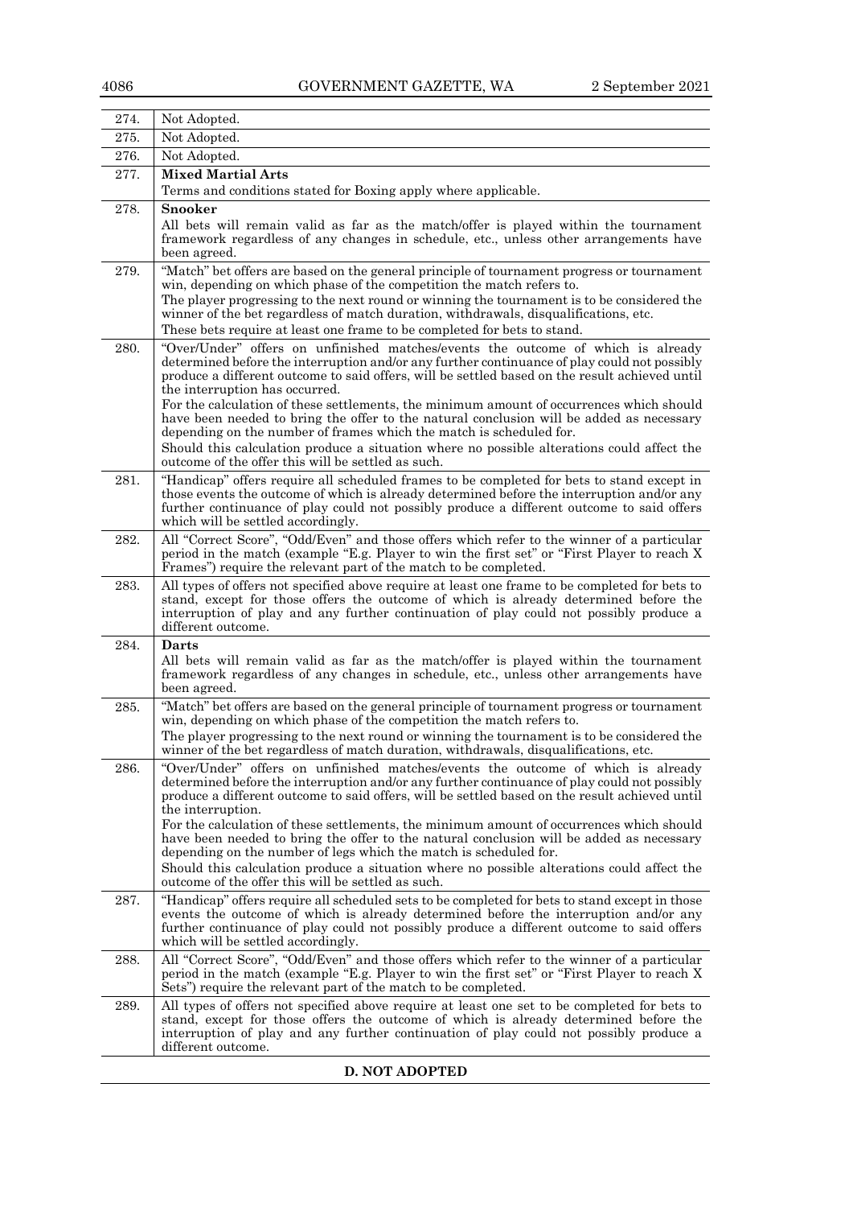| | |
|---|---|
| 274. | Not Adopted. |
| 275. | Not Adopted. |
| 276. | Not Adopted. |
| 277. | **Mixed Martial Arts**<br>Terms and conditions stated for Boxing apply where applicable. |
| 278. | **Snooker**<br>All bets will remain valid as far as the match/offer is played within the tournament framework regardless of any changes in schedule, etc., unless other arrangements have been agreed. |
| 279. | "Match" bet offers are based on the general principle of tournament progress or tournament win, depending on which phase of the competition the match refers to.<br>The player progressing to the next round or winning the tournament is to be considered the winner of the bet regardless of match duration, withdrawals, disqualifications, etc.<br>These bets require at least one frame to be completed for bets to stand. |
| 280. | "Over/Under" offers on unfinished matches/events the outcome of which is already determined before the interruption and/or any further continuance of play could not possibly produce a different outcome to said offers, will be settled based on the result achieved until the interruption has occurred.<br>For the calculation of these settlements, the minimum amount of occurrences which should have been needed to bring the offer to the natural conclusion will be added as necessary depending on the number of frames which the match is scheduled for.<br>Should this calculation produce a situation where no possible alterations could affect the outcome of the offer this will be settled as such. |
| 281. | "Handicap" offers require all scheduled frames to be completed for bets to stand except in those events the outcome of which is already determined before the interruption and/or any further continuance of play could not possibly produce a different outcome to said offers which will be settled accordingly. |
| 282. | All "Correct Score", "Odd/Even" and those offers which refer to the winner of a particular period in the match (example "E.g. Player to win the first set" or "First Player to reach X Frames") require the relevant part of the match to be completed. |
| 283. | All types of offers not specified above require at least one frame to be completed for bets to stand, except for those offers the outcome of which is already determined before the interruption of play and any further continuation of play could not possibly produce a different outcome. |
| 284. | **Darts**<br>All bets will remain valid as far as the match/offer is played within the tournament framework regardless of any changes in schedule, etc., unless other arrangements have been agreed. |
| 285. | "Match" bet offers are based on the general principle of tournament progress or tournament win, depending on which phase of the competition the match refers to.<br>The player progressing to the next round or winning the tournament is to be considered the winner of the bet regardless of match duration, withdrawals, disqualifications, etc. |
| 286. | "Over/Under" offers on unfinished matches/events the outcome of which is already determined before the interruption and/or any further continuance of play could not possibly produce a different outcome to said offers, will be settled based on the result achieved until the interruption.<br>For the calculation of these settlements, the minimum amount of occurrences which should have been needed to bring the offer to the natural conclusion will be added as necessary depending on the number of legs which the match is scheduled for.<br>Should this calculation produce a situation where no possible alterations could affect the outcome of the offer this will be settled as such. |
| 287. | "Handicap" offers require all scheduled sets to be completed for bets to stand except in those events the outcome of which is already determined before the interruption and/or any further continuance of play could not possibly produce a different outcome to said offers which will be settled accordingly. |
| 288. | All "Correct Score", "Odd/Even" and those offers which refer to the winner of a particular period in the match (example "E.g. Player to win the first set" or "First Player to reach X Sets") require the relevant part of the match to be completed. |
| 289. | All types of offers not specified above require at least one set to be completed for bets to stand, except for those offers the outcome of which is already determined before the interruption of play and any further continuation of play could not possibly produce a different outcome. |

**D. NOT ADOPTED**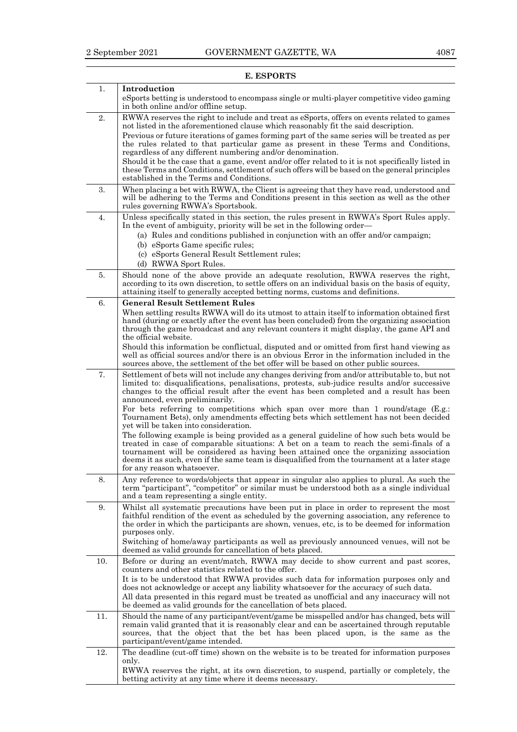## E. ESPORTS

| | |
|---|---|
| 1. | **Introduction**<br>eSports betting is understood to encompass single or multi-player competitive video gaming in both online and/or offline setup. |
| 2. | RWWA reserves the right to include and treat as eSports, offers on events related to games not listed in the aforementioned clause which reasonably fit the said description.<br>Previous or future iterations of games forming part of the same series will be treated as per the rules related to that particular game as present in these Terms and Conditions, regardless of any different numbering and/or denomination.<br>Should it be the case that a game, event and/or offer related to it is not specifically listed in these Terms and Conditions, settlement of such offers will be based on the general principles established in the Terms and Conditions. |
| 3. | When placing a bet with RWWA, the Client is agreeing that they have read, understood and will be adhering to the Terms and Conditions present in this section as well as the other rules governing RWWA's Sportsbook. |
| 4. | Unless specifically stated in this section, the rules present in RWWA's Sport Rules apply. In the event of ambiguity, priority will be set in the following order—<br>(a) Rules and conditions published in conjunction with an offer and/or campaign;<br>(b) eSports Game specific rules;<br>(c) eSports General Result Settlement rules;<br>(d) RWWA Sport Rules. |
| 5. | Should none of the above provide an adequate resolution, RWWA reserves the right, according to its own discretion, to settle offers on an individual basis on the basis of equity, attaining itself to generally accepted betting norms, customs and definitions. |
| 6. | **General Result Settlement Rules**<br>When settling results RWWA will do its utmost to attain itself to information obtained first hand (during or exactly after the event has been concluded) from the organizing association through the game broadcast and any relevant counters it might display, the game API and the official website.<br>Should this information be conflictual, disputed and or omitted from first hand viewing as well as official sources and/or there is an obvious Error in the information included in the sources above, the settlement of the bet offer will be based on other public sources. |
| 7. | Settlement of bets will not include any changes deriving from and/or attributable to, but not limited to: disqualifications, penalisations, protests, sub-judice results and/or successive changes to the official result after the event has been completed and a result has been announced, even preliminarily.<br>For bets referring to competitions which span over more than 1 round/stage (E.g.: Tournament Bets), only amendments effecting bets which settlement has not been decided yet will be taken into consideration.<br>The following example is being provided as a general guideline of how such bets would be treated in case of comparable situations: A bet on a team to reach the semi-finals of a tournament will be considered as having been attained once the organizing association deems it as such, even if the same team is disqualified from the tournament at a later stage for any reason whatsoever. |
| 8. | Any reference to words/objects that appear in singular also applies to plural. As such the term "participant", "competitor" or similar must be understood both as a single individual and a team representing a single entity. |
| 9. | Whilst all systematic precautions have been put in place in order to represent the most faithful rendition of the event as scheduled by the governing association, any reference to the order in which the participants are shown, venues, etc, is to be deemed for information purposes only.<br>Switching of home/away participants as well as previously announced venues, will not be deemed as valid grounds for cancellation of bets placed. |
| 10. | Before or during an event/match, RWWA may decide to show current and past scores, counters and other statistics related to the offer.<br>It is to be understood that RWWA provides such data for information purposes only and does not acknowledge or accept any liability whatsoever for the accuracy of such data.<br>All data presented in this regard must be treated as unofficial and any inaccuracy will not be deemed as valid grounds for the cancellation of bets placed. |
| 11. | Should the name of any participant/event/game be misspelled and/or has changed, bets will remain valid granted that it is reasonably clear and can be ascertained through reputable sources, that the object that the bet has been placed upon, is the same as the participant/event/game intended. |
| 12. | The deadline (cut-off time) shown on the website is to be treated for information purposes only.<br>RWWA reserves the right, at its own discretion, to suspend, partially or completely, the betting activity at any time where it deems necessary. |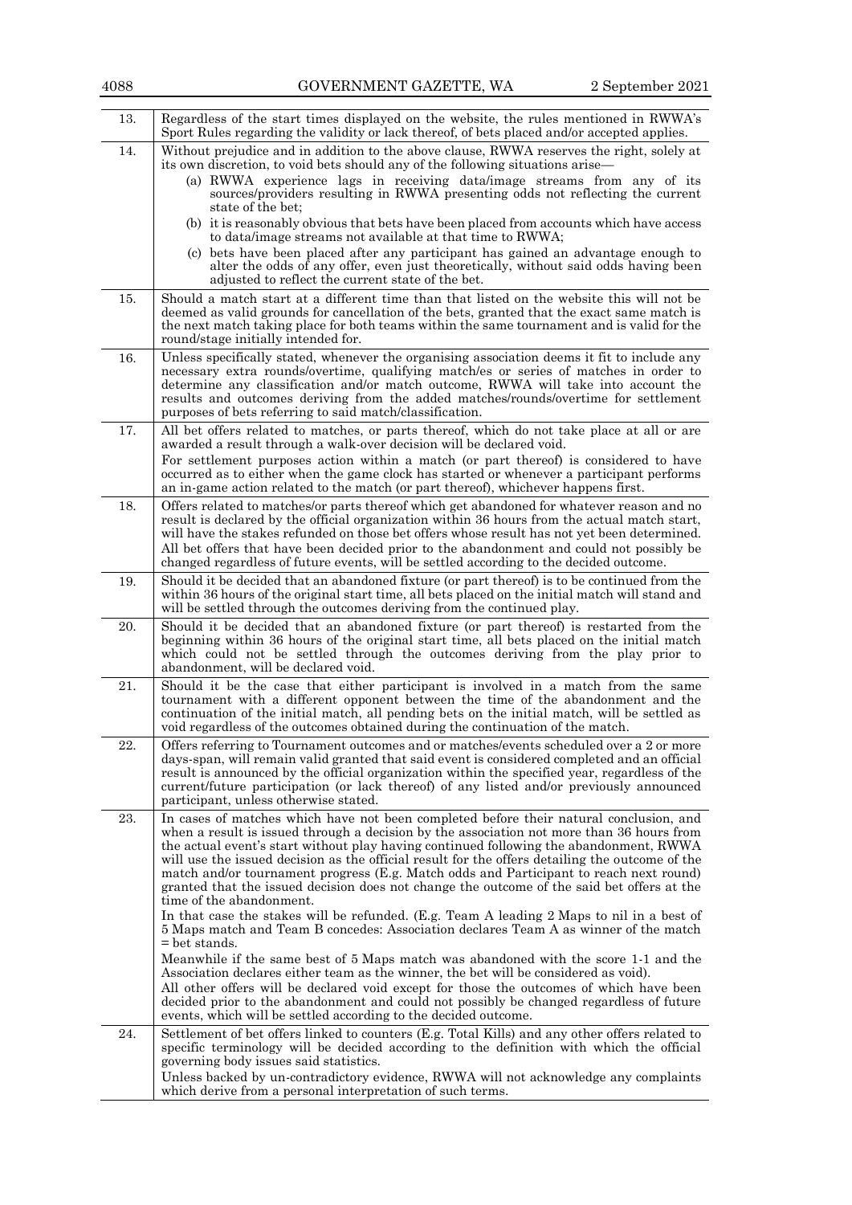| | |
|---|---|
| 13. | Regardless of the start times displayed on the website, the rules mentioned in RWWA's Sport Rules regarding the validity or lack thereof, of bets placed and/or accepted applies. |
| 14. | Without prejudice and in addition to the above clause, RWWA reserves the right, solely at its own discretion, to void bets should any of the following situations arise—<br>(a) RWWA experience lags in receiving data/image streams from any of its sources/providers resulting in RWWA presenting odds not reflecting the current state of the bet;<br>(b) it is reasonably obvious that bets have been placed from accounts which have access to data/image streams not available at that time to RWWA;<br>(c) bets have been placed after any participant has gained an advantage enough to alter the odds of any offer, even just theoretically, without said odds having been adjusted to reflect the current state of the bet. |
| 15. | Should a match start at a different time than that listed on the website this will not be deemed as valid grounds for cancellation of the bets, granted that the exact same match is the next match taking place for both teams within the same tournament and is valid for the round/stage initially intended for. |
| 16. | Unless specifically stated, whenever the organising association deems it fit to include any necessary extra rounds/overtime, qualifying match/es or series of matches in order to determine any classification and/or match outcome, RWWA will take into account the results and outcomes deriving from the added matches/rounds/overtime for settlement purposes of bets referring to said match/classification. |
| 17. | All bet offers related to matches, or parts thereof, which do not take place at all or are awarded a result through a walk-over decision will be declared void.<br>For settlement purposes action within a match (or part thereof) is considered to have occurred as to either when the game clock has started or whenever a participant performs an in-game action related to the match (or part thereof), whichever happens first. |
| 18. | Offers related to matches/or parts thereof which get abandoned for whatever reason and no result is declared by the official organization within 36 hours from the actual match start, will have the stakes refunded on those bet offers whose result has not yet been determined. All bet offers that have been decided prior to the abandonment and could not possibly be changed regardless of future events, will be settled according to the decided outcome. |
| 19. | Should it be decided that an abandoned fixture (or part thereof) is to be continued from the within 36 hours of the original start time, all bets placed on the initial match will stand and will be settled through the outcomes deriving from the continued play. |
| 20. | Should it be decided that an abandoned fixture (or part thereof) is restarted from the beginning within 36 hours of the original start time, all bets placed on the initial match which could not be settled through the outcomes deriving from the play prior to abandonment, will be declared void. |
| 21. | Should it be the case that either participant is involved in a match from the same tournament with a different opponent between the time of the abandonment and the continuation of the initial match, all pending bets on the initial match, will be settled as void regardless of the outcomes obtained during the continuation of the match. |
| 22. | Offers referring to Tournament outcomes and or matches/events scheduled over a 2 or more days-span, will remain valid granted that said event is considered completed and an official result is announced by the official organization within the specified year, regardless of the current/future participation (or lack thereof) of any listed and/or previously announced participant, unless otherwise stated. |
| 23. | In cases of matches which have not been completed before their natural conclusion, and when a result is issued through a decision by the association not more than 36 hours from the actual event's start without play having continued following the abandonment, RWWA will use the issued decision as the official result for the offers detailing the outcome of the match and/or tournament progress (E.g. Match odds and Participant to reach next round) granted that the issued decision does not change the outcome of the said bet offers at the time of the abandonment.<br>In that case the stakes will be refunded. (E.g. Team A leading 2 Maps to nil in a best of 5 Maps match and Team B concedes: Association declares Team A as winner of the match = bet stands.<br>Meanwhile if the same best of 5 Maps match was abandoned with the score 1-1 and the Association declares either team as the winner, the bet will be considered as void).<br>All other offers will be declared void except for those the outcomes of which have been decided prior to the abandonment and could not possibly be changed regardless of future events, which will be settled according to the decided outcome. |
| 24. | Settlement of bet offers linked to counters (E.g. Total Kills) and any other offers related to specific terminology will be decided according to the definition with which the official governing body issues said statistics.<br>Unless backed by un-contradictory evidence, RWWA will not acknowledge any complaints which derive from a personal interpretation of such terms. |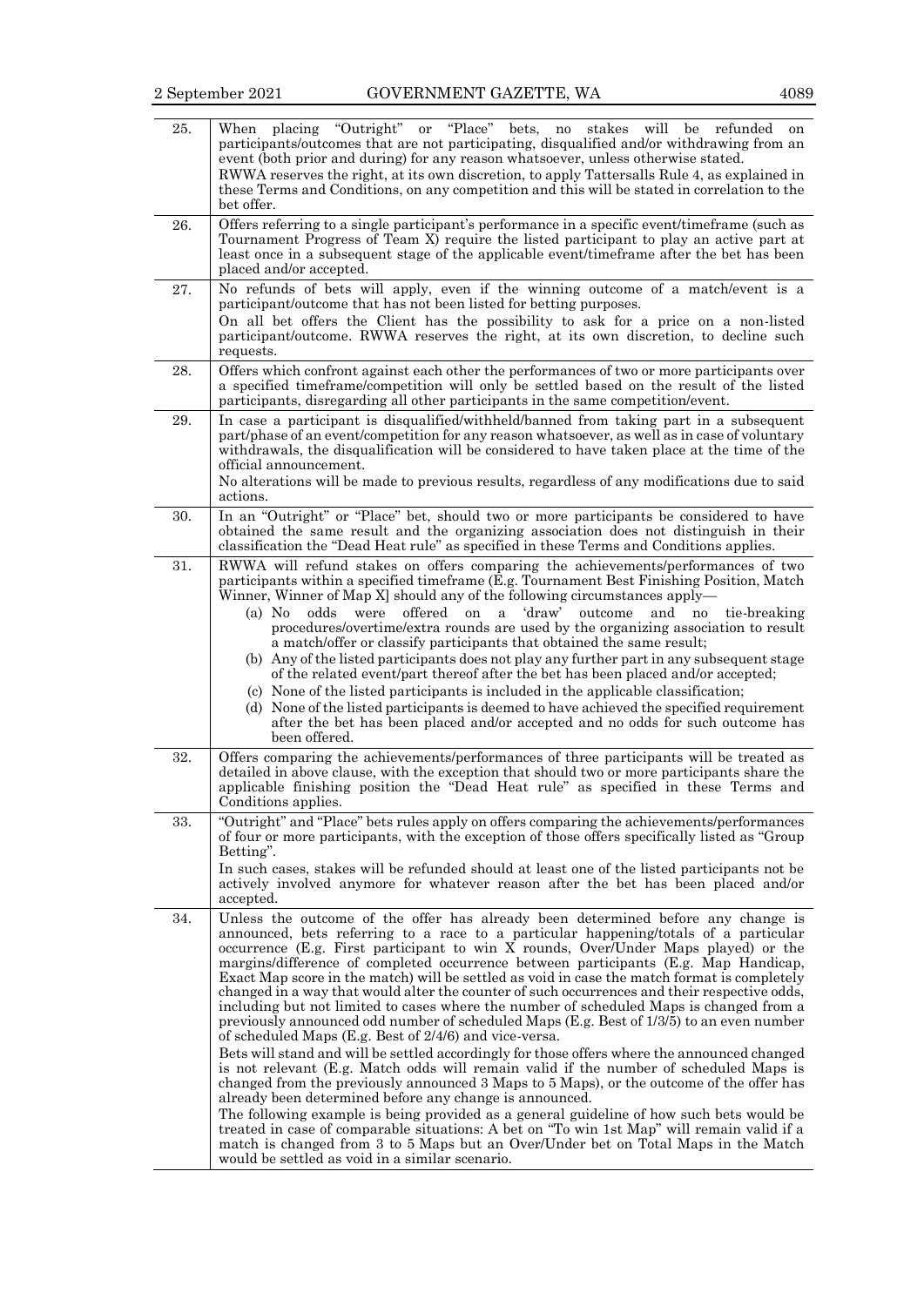| | |
|---|---|
| 25. | When placing "Outright" or "Place" bets, no stakes will be refunded on participants/outcomes that are not participating, disqualified and/or withdrawing from an event (both prior and during) for any reason whatsoever, unless otherwise stated.<br>RWWA reserves the right, at its own discretion, to apply Tattersalls Rule 4, as explained in these Terms and Conditions, on any competition and this will be stated in correlation to the bet offer. |
| 26. | Offers referring to a single participant's performance in a specific event/timeframe (such as Tournament Progress of Team X) require the listed participant to play an active part at least once in a subsequent stage of the applicable event/timeframe after the bet has been placed and/or accepted. |
| 27. | No refunds of bets will apply, even if the winning outcome of a match/event is a participant/outcome that has not been listed for betting purposes.<br>On all bet offers the Client has the possibility to ask for a price on a non-listed participant/outcome. RWWA reserves the right, at its own discretion, to decline such requests. |
| 28. | Offers which confront against each other the performances of two or more participants over a specified timeframe/competition will only be settled based on the result of the listed participants, disregarding all other participants in the same competition/event. |
| 29. | In case a participant is disqualified/withheld/banned from taking part in a subsequent part/phase of an event/competition for any reason whatsoever, as well as in case of voluntary withdrawals, the disqualification will be considered to have taken place at the time of the official announcement.<br>No alterations will be made to previous results, regardless of any modifications due to said actions. |
| 30. | In an "Outright" or "Place" bet, should two or more participants be considered to have obtained the same result and the organizing association does not distinguish in their classification the "Dead Heat rule" as specified in these Terms and Conditions applies. |
| 31. | RWWA will refund stakes on offers comparing the achievements/performances of two participants within a specified timeframe (E.g. Tournament Best Finishing Position, Match Winner, Winner of Map X] should any of the following circumstances apply—<br>(a) No odds were offered on a 'draw' outcome and no tie-breaking procedures/overtime/extra rounds are used by the organizing association to result a match/offer or classify participants that obtained the same result;<br>(b) Any of the listed participants does not play any further part in any subsequent stage of the related event/part thereof after the bet has been placed and/or accepted;<br>(c) None of the listed participants is included in the applicable classification;<br>(d) None of the listed participants is deemed to have achieved the specified requirement after the bet has been placed and/or accepted and no odds for such outcome has been offered. |
| 32. | Offers comparing the achievements/performances of three participants will be treated as detailed in above clause, with the exception that should two or more participants share the applicable finishing position the "Dead Heat rule" as specified in these Terms and Conditions applies. |
| 33. | "Outright" and "Place" bets rules apply on offers comparing the achievements/performances of four or more participants, with the exception of those offers specifically listed as "Group Betting".<br>In such cases, stakes will be refunded should at least one of the listed participants not be actively involved anymore for whatever reason after the bet has been placed and/or accepted. |
| 34. | Unless the outcome of the offer has already been determined before any change is announced, bets referring to a race to a particular happening/totals of a particular occurrence (E.g. First participant to win X rounds, Over/Under Maps played) or the margins/difference of completed occurrence between participants (E.g. Map Handicap, Exact Map score in the match) will be settled as void in case the match format is completely changed in a way that would alter the counter of such occurrences and their respective odds, including but not limited to cases where the number of scheduled Maps is changed from a previously announced odd number of scheduled Maps (E.g. Best of 1/3/5) to an even number of scheduled Maps (E.g. Best of 2/4/6) and vice-versa.<br>Bets will stand and will be settled accordingly for those offers where the announced changed is not relevant (E.g. Match odds will remain valid if the number of scheduled Maps is changed from the previously announced 3 Maps to 5 Maps), or the outcome of the offer has already been determined before any change is announced.<br>The following example is being provided as a general guideline of how such bets would be treated in case of comparable situations: A bet on "To win 1st Map" will remain valid if a match is changed from 3 to 5 Maps but an Over/Under bet on Total Maps in the Match would be settled as void in a similar scenario. |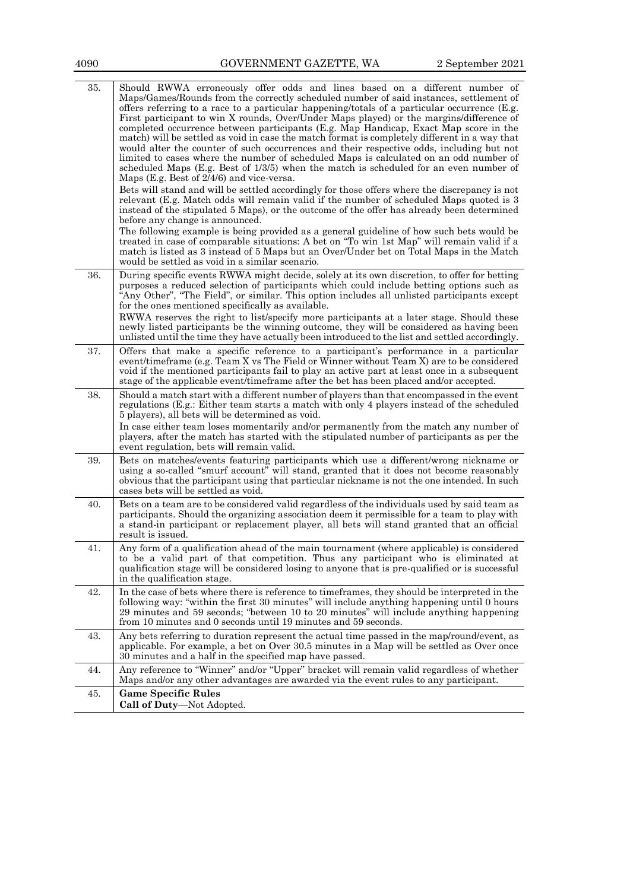| | |
|---|---|
| 35. | Should RWWA erroneously offer odds and lines based on a different number of Maps/Games/Rounds from the correctly scheduled number of said instances, settlement of offers referring to a race to a particular happening/totals of a particular occurrence (E.g. First participant to win X rounds, Over/Under Maps played) or the margins/difference of completed occurrence between participants (E.g. Map Handicap, Exact Map score in the match) will be settled as void in case the match format is completely different in a way that would alter the counter of such occurrences and their respective odds, including but not limited to cases where the number of scheduled Maps is calculated on an odd number of scheduled Maps (E.g. Best of 1/3/5) when the match is scheduled for an even number of Maps (E.g. Best of 2/4/6) and vice-versa.<br>Bets will stand and will be settled accordingly for those offers where the discrepancy is not relevant (E.g. Match odds will remain valid if the number of scheduled Maps quoted is 3 instead of the stipulated 5 Maps), or the outcome of the offer has already been determined before any change is announced.<br>The following example is being provided as a general guideline of how such bets would be treated in case of comparable situations: A bet on "To win 1st Map" will remain valid if a match is listed as 3 instead of 5 Maps but an Over/Under bet on Total Maps in the Match would be settled as void in a similar scenario. |
| 36. | During specific events RWWA might decide, solely at its own discretion, to offer for betting purposes a reduced selection of participants which could include betting options such as "Any Other", "The Field", or similar. This option includes all unlisted participants except for the ones mentioned specifically as available.<br>RWWA reserves the right to list/specify more participants at a later stage. Should these newly listed participants be the winning outcome, they will be considered as having been unlisted until the time they have actually been introduced to the list and settled accordingly. |
| 37. | Offers that make a specific reference to a participant's performance in a particular event/timeframe (e.g. Team X vs The Field or Winner without Team X) are to be considered void if the mentioned participants fail to play an active part at least once in a subsequent stage of the applicable event/timeframe after the bet has been placed and/or accepted. |
| 38. | Should a match start with a different number of players than that encompassed in the event regulations (E.g.: Either team starts a match with only 4 players instead of the scheduled 5 players), all bets will be determined as void.<br>In case either team loses momentarily and/or permanently from the match any number of players, after the match has started with the stipulated number of participants as per the event regulation, bets will remain valid. |
| 39. | Bets on matches/events featuring participants which use a different/wrong nickname or using a so-called "smurf account" will stand, granted that it does not become reasonably obvious that the participant using that particular nickname is not the one intended. In such cases bets will be settled as void. |
| 40. | Bets on a team are to be considered valid regardless of the individuals used by said team as participants. Should the organizing association deem it permissible for a team to play with a stand-in participant or replacement player, all bets will stand granted that an official result is issued. |
| 41. | Any form of a qualification ahead of the main tournament (where applicable) is considered to be a valid part of that competition. Thus any participant who is eliminated at qualification stage will be considered losing to anyone that is pre-qualified or is successful in the qualification stage. |
| 42. | In the case of bets where there is reference to timeframes, they should be interpreted in the following way: "within the first 30 minutes" will include anything happening until 0 hours 29 minutes and 59 seconds; "between 10 to 20 minutes" will include anything happening from 10 minutes and 0 seconds until 19 minutes and 59 seconds. |
| 43. | Any bets referring to duration represent the actual time passed in the map/round/event, as applicable. For example, a bet on Over 30.5 minutes in a Map will be settled as Over once 30 minutes and a half in the specified map have passed. |
| 44. | Any reference to "Winner" and/or "Upper" bracket will remain valid regardless of whether Maps and/or any other advantages are awarded via the event rules to any participant. |
| 45. | **Game Specific Rules**<br>**Call of Duty**—Not Adopted. |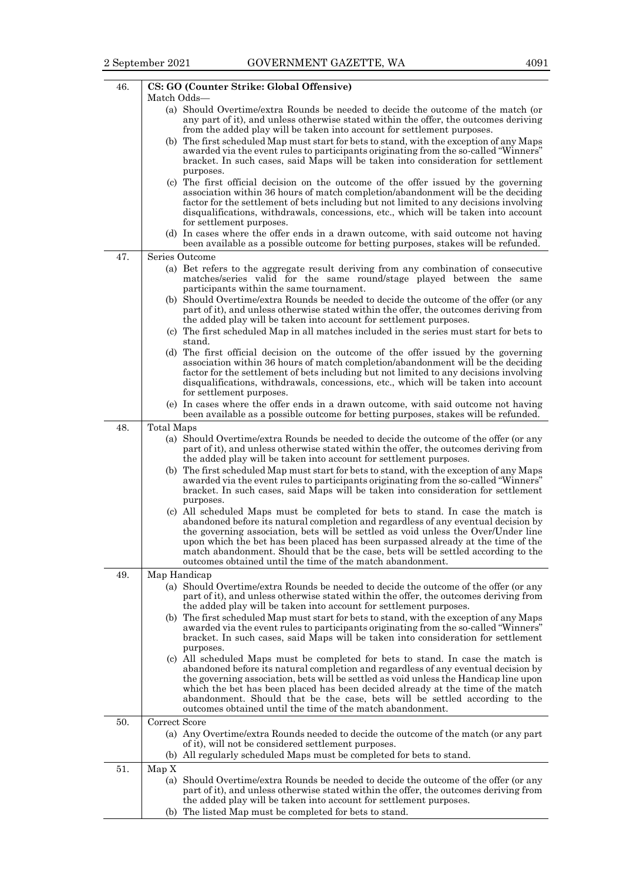| | |
|---|---|
| 46. | **CS: GO (Counter Strike: Global Offensive)**<br>Match Odds—<br>(a) Should Overtime/extra Rounds be needed to decide the outcome of the match (or any part of it), and unless otherwise stated within the offer, the outcomes deriving from the added play will be taken into account for settlement purposes.<br>(b) The first scheduled Map must start for bets to stand, with the exception of any Maps awarded via the event rules to participants originating from the so-called "Winners" bracket. In such cases, said Maps will be taken into consideration for settlement purposes.<br>(c) The first official decision on the outcome of the offer issued by the governing association within 36 hours of match completion/abandonment will be the deciding factor for the settlement of bets including but not limited to any decisions involving disqualifications, withdrawals, concessions, etc., which will be taken into account for settlement purposes.<br>(d) In cases where the offer ends in a drawn outcome, with said outcome not having been available as a possible outcome for betting purposes, stakes will be refunded. |
| 47. | Series Outcome<br>(a) Bet refers to the aggregate result deriving from any combination of consecutive matches/series valid for the same round/stage played between the same participants within the same tournament.<br>(b) Should Overtime/extra Rounds be needed to decide the outcome of the offer (or any part of it), and unless otherwise stated within the offer, the outcomes deriving from the added play will be taken into account for settlement purposes.<br>(c) The first scheduled Map in all matches included in the series must start for bets to stand.<br>(d) The first official decision on the outcome of the offer issued by the governing association within 36 hours of match completion/abandonment will be the deciding factor for the settlement of bets including but not limited to any decisions involving disqualifications, withdrawals, concessions, etc., which will be taken into account for settlement purposes.<br>(e) In cases where the offer ends in a drawn outcome, with said outcome not having been available as a possible outcome for betting purposes, stakes will be refunded. |
| 48. | Total Maps<br>(a) Should Overtime/extra Rounds be needed to decide the outcome of the offer (or any part of it), and unless otherwise stated within the offer, the outcomes deriving from the added play will be taken into account for settlement purposes.<br>(b) The first scheduled Map must start for bets to stand, with the exception of any Maps awarded via the event rules to participants originating from the so-called "Winners" bracket. In such cases, said Maps will be taken into consideration for settlement purposes.<br>(c) All scheduled Maps must be completed for bets to stand. In case the match is abandoned before its natural completion and regardless of any eventual decision by the governing association, bets will be settled as void unless the Over/Under line upon which the bet has been placed has been surpassed already at the time of the match abandonment. Should that be the case, bets will be settled according to the outcomes obtained until the time of the match abandonment. |
| 49. | Map Handicap<br>(a) Should Overtime/extra Rounds be needed to decide the outcome of the offer (or any part of it), and unless otherwise stated within the offer, the outcomes deriving from the added play will be taken into account for settlement purposes.<br>(b) The first scheduled Map must start for bets to stand, with the exception of any Maps awarded via the event rules to participants originating from the so-called "Winners" bracket. In such cases, said Maps will be taken into consideration for settlement purposes.<br>(c) All scheduled Maps must be completed for bets to stand. In case the match is abandoned before its natural completion and regardless of any eventual decision by the governing association, bets will be settled as void unless the Handicap line upon which the bet has been placed has been decided already at the time of the match abandonment. Should that be the case, bets will be settled according to the outcomes obtained until the time of the match abandonment. |
| 50. | Correct Score<br>(a) Any Overtime/extra Rounds needed to decide the outcome of the match (or any part of it), will not be considered settlement purposes.<br>(b) All regularly scheduled Maps must be completed for bets to stand. |
| 51. | Map X<br>(a) Should Overtime/extra Rounds be needed to decide the outcome of the offer (or any part of it), and unless otherwise stated within the offer, the outcomes deriving from the added play will be taken into account for settlement purposes.<br>(b) The listed Map must be completed for bets to stand. |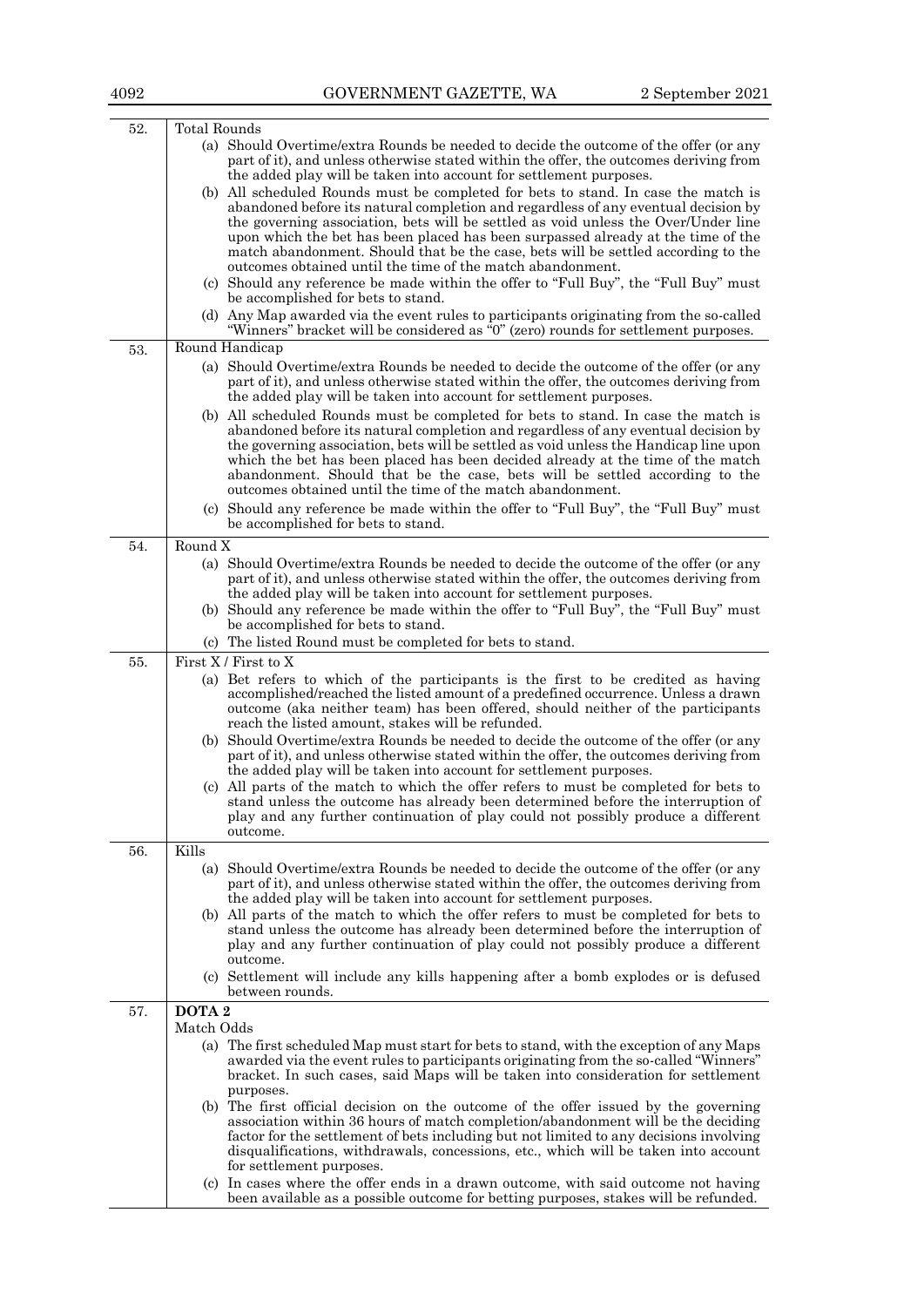| | |
|---|---|
| 52. | Total Rounds<br>(a) Should Overtime/extra Rounds be needed to decide the outcome of the offer (or any part of it), and unless otherwise stated within the offer, the outcomes deriving from the added play will be taken into account for settlement purposes.<br>(b) All scheduled Rounds must be completed for bets to stand. In case the match is abandoned before its natural completion and regardless of any eventual decision by the governing association, bets will be settled as void unless the Over/Under line upon which the bet has been placed has been surpassed already at the time of the match abandonment. Should that be the case, bets will be settled according to the outcomes obtained until the time of the match abandonment.<br>(c) Should any reference be made within the offer to "Full Buy", the "Full Buy" must be accomplished for bets to stand.<br>(d) Any Map awarded via the event rules to participants originating from the so-called "Winners" bracket will be considered as "0" (zero) rounds for settlement purposes. |
| 53. | Round Handicap<br>(a) Should Overtime/extra Rounds be needed to decide the outcome of the offer (or any part of it), and unless otherwise stated within the offer, the outcomes deriving from the added play will be taken into account for settlement purposes.<br>(b) All scheduled Rounds must be completed for bets to stand. In case the match is abandoned before its natural completion and regardless of any eventual decision by the governing association, bets will be settled as void unless the Handicap line upon which the bet has been placed has been decided already at the time of the match abandonment. Should that be the case, bets will be settled according to the outcomes obtained until the time of the match abandonment.<br>(c) Should any reference be made within the offer to "Full Buy", the "Full Buy" must be accomplished for bets to stand. |
| 54. | Round X<br>(a) Should Overtime/extra Rounds be needed to decide the outcome of the offer (or any part of it), and unless otherwise stated within the offer, the outcomes deriving from the added play will be taken into account for settlement purposes.<br>(b) Should any reference be made within the offer to "Full Buy", the "Full Buy" must be accomplished for bets to stand.<br>(c) The listed Round must be completed for bets to stand. |
| 55. | First X / First to X<br>(a) Bet refers to which of the participants is the first to be credited as having accomplished/reached the listed amount of a predefined occurrence. Unless a drawn outcome (aka neither team) has been offered, should neither of the participants reach the listed amount, stakes will be refunded.<br>(b) Should Overtime/extra Rounds be needed to decide the outcome of the offer (or any part of it), and unless otherwise stated within the offer, the outcomes deriving from the added play will be taken into account for settlement purposes.<br>(c) All parts of the match to which the offer refers to must be completed for bets to stand unless the outcome has already been determined before the interruption of play and any further continuation of play could not possibly produce a different outcome. |
| 56. | Kills<br>(a) Should Overtime/extra Rounds be needed to decide the outcome of the offer (or any part of it), and unless otherwise stated within the offer, the outcomes deriving from the added play will be taken into account for settlement purposes.<br>(b) All parts of the match to which the offer refers to must be completed for bets to stand unless the outcome has already been determined before the interruption of play and any further continuation of play could not possibly produce a different outcome.<br>(c) Settlement will include any kills happening after a bomb explodes or is defused between rounds. |
| 57. | **DOTA 2**<br>Match Odds<br>(a) The first scheduled Map must start for bets to stand, with the exception of any Maps awarded via the event rules to participants originating from the so-called "Winners" bracket. In such cases, said Maps will be taken into consideration for settlement purposes.<br>(b) The first official decision on the outcome of the offer issued by the governing association within 36 hours of match completion/abandonment will be the deciding factor for the settlement of bets including but not limited to any decisions involving disqualifications, withdrawals, concessions, etc., which will be taken into account for settlement purposes.<br>(c) In cases where the offer ends in a drawn outcome, with said outcome not having been available as a possible outcome for betting purposes, stakes will be refunded. |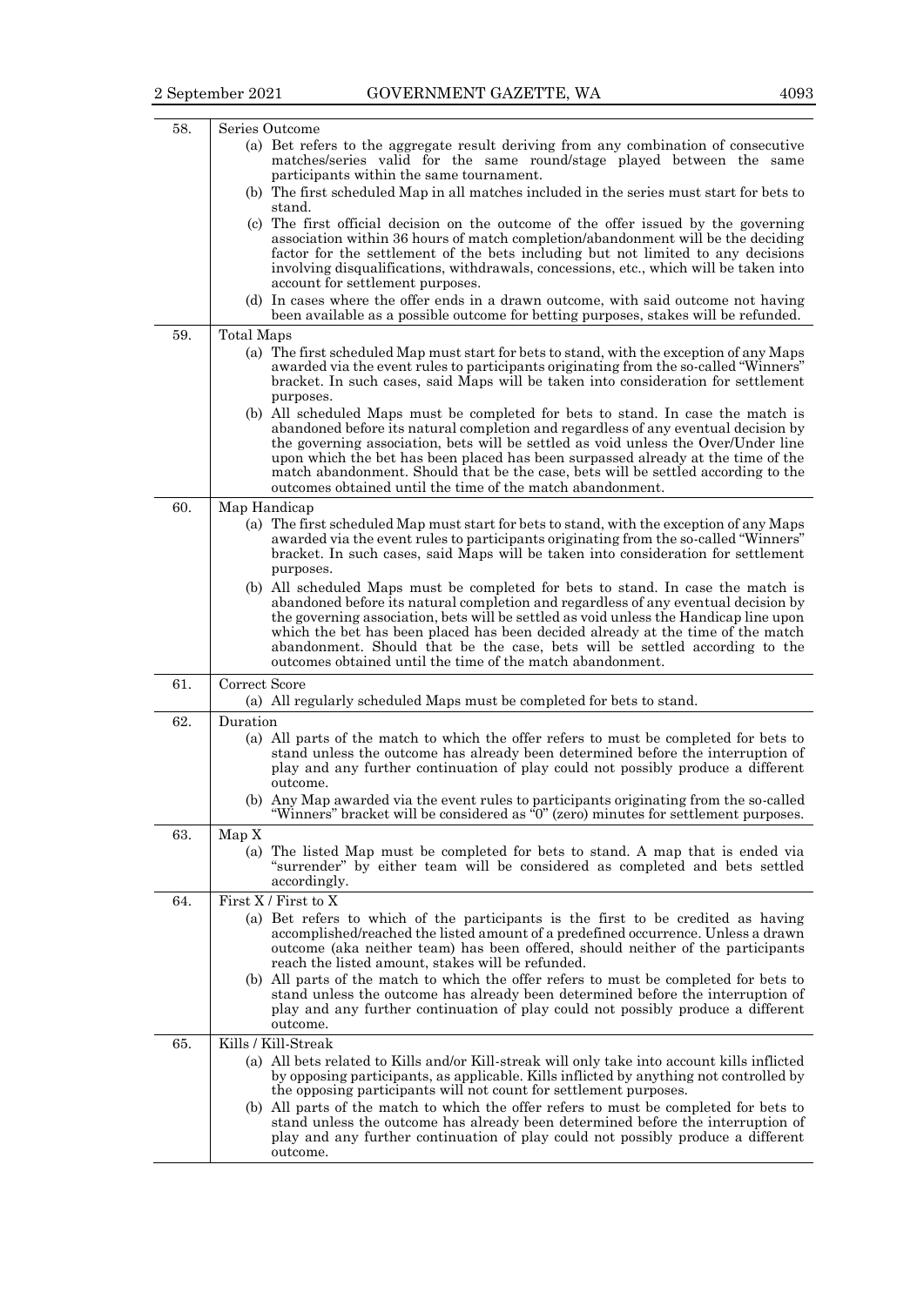| | |
|---|---|
| 58. | Series Outcome<br>(a) Bet refers to the aggregate result deriving from any combination of consecutive matches/series valid for the same round/stage played between the same participants within the same tournament.<br>(b) The first scheduled Map in all matches included in the series must start for bets to stand.<br>(c) The first official decision on the outcome of the offer issued by the governing association within 36 hours of match completion/abandonment will be the deciding factor for the settlement of the bets including but not limited to any decisions involving disqualifications, withdrawals, concessions, etc., which will be taken into account for settlement purposes.<br>(d) In cases where the offer ends in a drawn outcome, with said outcome not having been available as a possible outcome for betting purposes, stakes will be refunded. |
| 59. | Total Maps<br>(a) The first scheduled Map must start for bets to stand, with the exception of any Maps awarded via the event rules to participants originating from the so-called "Winners" bracket. In such cases, said Maps will be taken into consideration for settlement purposes.<br>(b) All scheduled Maps must be completed for bets to stand. In case the match is abandoned before its natural completion and regardless of any eventual decision by the governing association, bets will be settled as void unless the Over/Under line upon which the bet has been placed has been surpassed already at the time of the match abandonment. Should that be the case, bets will be settled according to the outcomes obtained until the time of the match abandonment. |
| 60. | Map Handicap<br>(a) The first scheduled Map must start for bets to stand, with the exception of any Maps awarded via the event rules to participants originating from the so-called "Winners" bracket. In such cases, said Maps will be taken into consideration for settlement purposes.<br>(b) All scheduled Maps must be completed for bets to stand. In case the match is abandoned before its natural completion and regardless of any eventual decision by the governing association, bets will be settled as void unless the Handicap line upon which the bet has been placed has been decided already at the time of the match abandonment. Should that be the case, bets will be settled according to the outcomes obtained until the time of the match abandonment. |
| 61. | Correct Score<br>(a) All regularly scheduled Maps must be completed for bets to stand. |
| 62. | Duration<br>(a) All parts of the match to which the offer refers to must be completed for bets to stand unless the outcome has already been determined before the interruption of play and any further continuation of play could not possibly produce a different outcome.<br>(b) Any Map awarded via the event rules to participants originating from the so-called "Winners" bracket will be considered as "0" (zero) minutes for settlement purposes. |
| 63. | Map X<br>(a) The listed Map must be completed for bets to stand. A map that is ended via "surrender" by either team will be considered as completed and bets settled accordingly. |
| 64. | First X / First to X<br>(a) Bet refers to which of the participants is the first to be credited as having accomplished/reached the listed amount of a predefined occurrence. Unless a drawn outcome (aka neither team) has been offered, should neither of the participants reach the listed amount, stakes will be refunded.<br>(b) All parts of the match to which the offer refers to must be completed for bets to stand unless the outcome has already been determined before the interruption of play and any further continuation of play could not possibly produce a different outcome. |
| 65. | Kills / Kill-Streak<br>(a) All bets related to Kills and/or Kill-streak will only take into account kills inflicted by opposing participants, as applicable. Kills inflicted by anything not controlled by the opposing participants will not count for settlement purposes.<br>(b) All parts of the match to which the offer refers to must be completed for bets to stand unless the outcome has already been determined before the interruption of play and any further continuation of play could not possibly produce a different outcome. |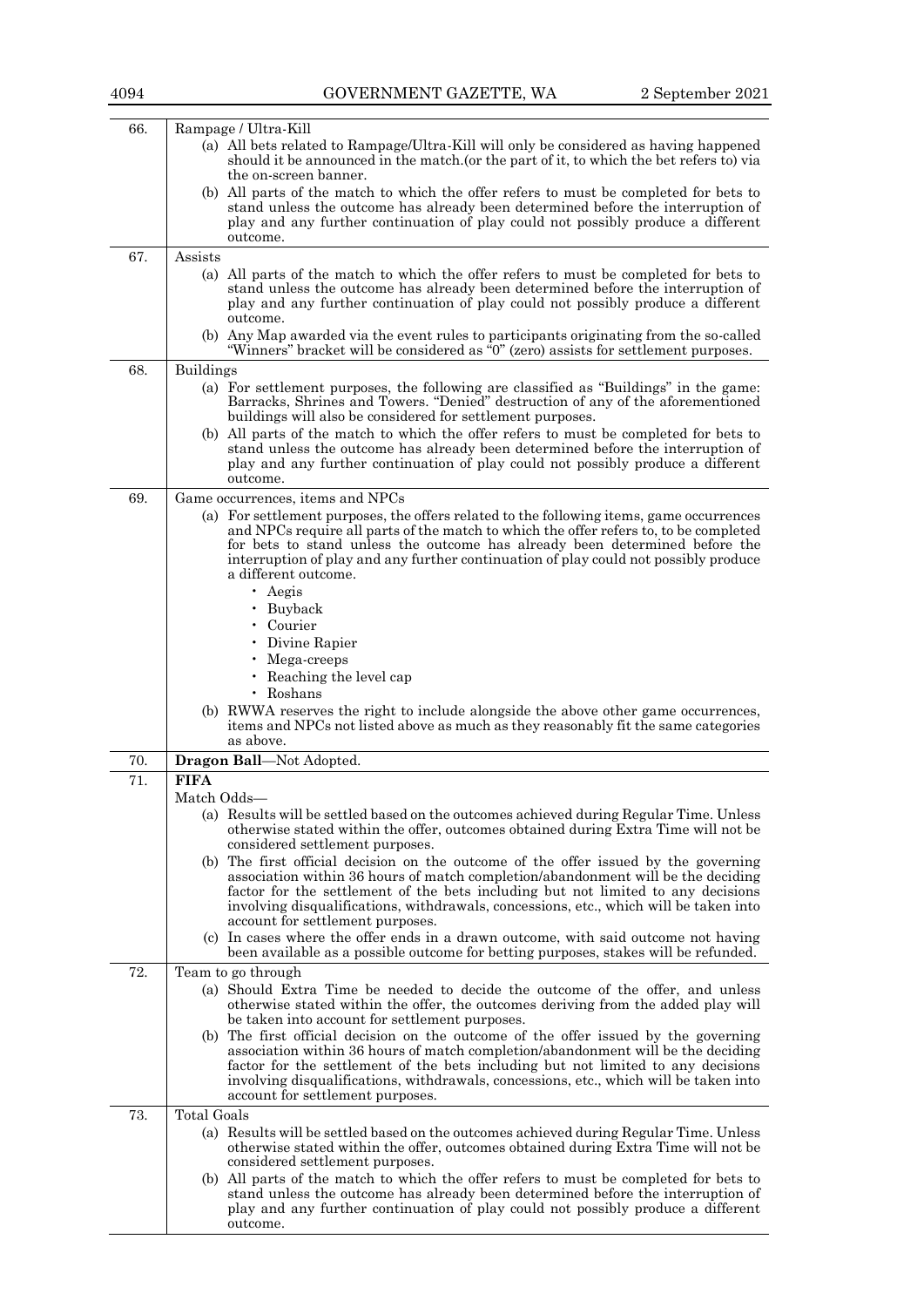| | |
|---|---|
| 66. | Rampage / Ultra-Kill<br>(a) All bets related to Rampage/Ultra-Kill will only be considered as having happened should it be announced in the match.(or the part of it, to which the bet refers to) via the on-screen banner.<br>(b) All parts of the match to which the offer refers to must be completed for bets to stand unless the outcome has already been determined before the interruption of play and any further continuation of play could not possibly produce a different outcome. |
| 67. | Assists<br>(a) All parts of the match to which the offer refers to must be completed for bets to stand unless the outcome has already been determined before the interruption of play and any further continuation of play could not possibly produce a different outcome.<br>(b) Any Map awarded via the event rules to participants originating from the so-called "Winners" bracket will be considered as "0" (zero) assists for settlement purposes. |
| 68. | Buildings<br>(a) For settlement purposes, the following are classified as "Buildings" in the game: Barracks, Shrines and Towers. "Denied" destruction of any of the aforementioned buildings will also be considered for settlement purposes.<br>(b) All parts of the match to which the offer refers to must be completed for bets to stand unless the outcome has already been determined before the interruption of play and any further continuation of play could not possibly produce a different outcome. |
| 69. | Game occurrences, items and NPCs<br>(a) For settlement purposes, the offers related to the following items, game occurrences and NPCs require all parts of the match to which the offer refers to, to be completed for bets to stand unless the outcome has already been determined before the interruption of play and any further continuation of play could not possibly produce a different outcome.<br>• Aegis<br>• Buyback<br>• Courier<br>• Divine Rapier<br>• Mega-creeps<br>• Reaching the level cap<br>• Roshans<br>(b) RWWA reserves the right to include alongside the above other game occurrences, items and NPCs not listed above as much as they reasonably fit the same categories as above. |
| 70. | **Dragon Ball**—Not Adopted. |
| 71. | **FIFA**<br>Match Odds—<br>(a) Results will be settled based on the outcomes achieved during Regular Time. Unless otherwise stated within the offer, outcomes obtained during Extra Time will not be considered settlement purposes.<br>(b) The first official decision on the outcome of the offer issued by the governing association within 36 hours of match completion/abandonment will be the deciding factor for the settlement of the bets including but not limited to any decisions involving disqualifications, withdrawals, concessions, etc., which will be taken into account for settlement purposes.<br>(c) In cases where the offer ends in a drawn outcome, with said outcome not having been available as a possible outcome for betting purposes, stakes will be refunded. |
| 72. | Team to go through<br>(a) Should Extra Time be needed to decide the outcome of the offer, and unless otherwise stated within the offer, the outcomes deriving from the added play will be taken into account for settlement purposes.<br>(b) The first official decision on the outcome of the offer issued by the governing association within 36 hours of match completion/abandonment will be the deciding factor for the settlement of the bets including but not limited to any decisions involving disqualifications, withdrawals, concessions, etc., which will be taken into account for settlement purposes. |
| 73. | Total Goals<br>(a) Results will be settled based on the outcomes achieved during Regular Time. Unless otherwise stated within the offer, outcomes obtained during Extra Time will not be considered settlement purposes.<br>(b) All parts of the match to which the offer refers to must be completed for bets to stand unless the outcome has already been determined before the interruption of play and any further continuation of play could not possibly produce a different outcome. |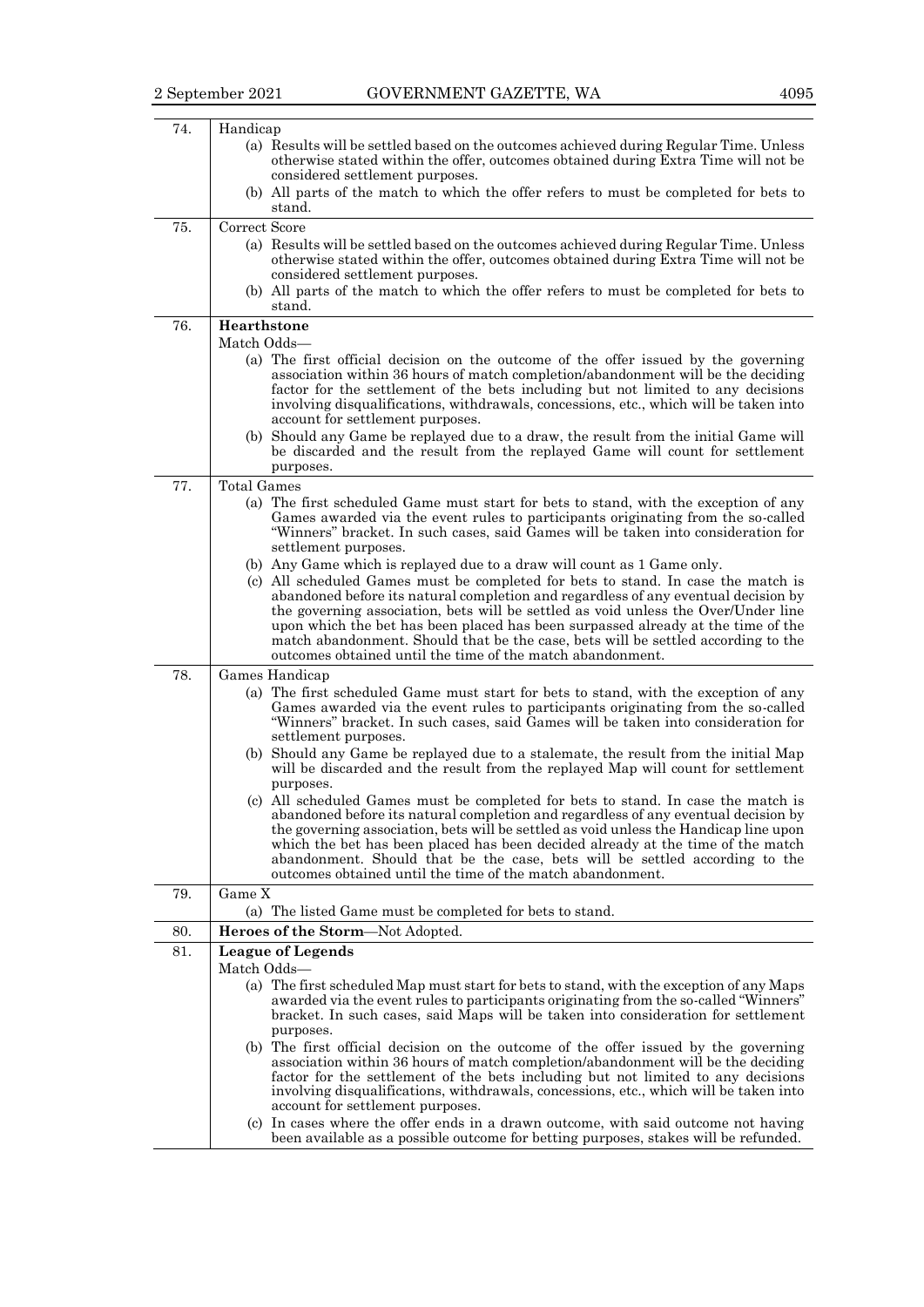| | |
|---|---|
| 74. | Handicap<br>(a) Results will be settled based on the outcomes achieved during Regular Time. Unless otherwise stated within the offer, outcomes obtained during Extra Time will not be considered settlement purposes.<br>(b) All parts of the match to which the offer refers to must be completed for bets to stand. |
| 75. | Correct Score<br>(a) Results will be settled based on the outcomes achieved during Regular Time. Unless otherwise stated within the offer, outcomes obtained during Extra Time will not be considered settlement purposes.<br>(b) All parts of the match to which the offer refers to must be completed for bets to stand. |
| 76. | **Hearthstone**<br>Match Odds—<br>(a) The first official decision on the outcome of the offer issued by the governing association within 36 hours of match completion/abandonment will be the deciding factor for the settlement of the bets including but not limited to any decisions involving disqualifications, withdrawals, concessions, etc., which will be taken into account for settlement purposes.<br>(b) Should any Game be replayed due to a draw, the result from the initial Game will be discarded and the result from the replayed Game will count for settlement purposes. |
| 77. | Total Games<br>(a) The first scheduled Game must start for bets to stand, with the exception of any Games awarded via the event rules to participants originating from the so-called "Winners" bracket. In such cases, said Games will be taken into consideration for settlement purposes.<br>(b) Any Game which is replayed due to a draw will count as 1 Game only.<br>(c) All scheduled Games must be completed for bets to stand. In case the match is abandoned before its natural completion and regardless of any eventual decision by the governing association, bets will be settled as void unless the Over/Under line upon which the bet has been placed has been surpassed already at the time of the match abandonment. Should that be the case, bets will be settled according to the outcomes obtained until the time of the match abandonment. |
| 78. | Games Handicap<br>(a) The first scheduled Game must start for bets to stand, with the exception of any Games awarded via the event rules to participants originating from the so-called "Winners" bracket. In such cases, said Games will be taken into consideration for settlement purposes.<br>(b) Should any Game be replayed due to a stalemate, the result from the initial Map will be discarded and the result from the replayed Map will count for settlement purposes.<br>(c) All scheduled Games must be completed for bets to stand. In case the match is abandoned before its natural completion and regardless of any eventual decision by the governing association, bets will be settled as void unless the Handicap line upon which the bet has been placed has been decided already at the time of the match abandonment. Should that be the case, bets will be settled according to the outcomes obtained until the time of the match abandonment. |
| 79. | Game X<br>(a) The listed Game must be completed for bets to stand. |
| 80. | **Heroes of the Storm**—Not Adopted. |
| 81. | **League of Legends**<br>Match Odds—<br>(a) The first scheduled Map must start for bets to stand, with the exception of any Maps awarded via the event rules to participants originating from the so-called "Winners" bracket. In such cases, said Maps will be taken into consideration for settlement purposes.<br>(b) The first official decision on the outcome of the offer issued by the governing association within 36 hours of match completion/abandonment will be the deciding factor for the settlement of the bets including but not limited to any decisions involving disqualifications, withdrawals, concessions, etc., which will be taken into account for settlement purposes.<br>(c) In cases where the offer ends in a drawn outcome, with said outcome not having been available as a possible outcome for betting purposes, stakes will be refunded. |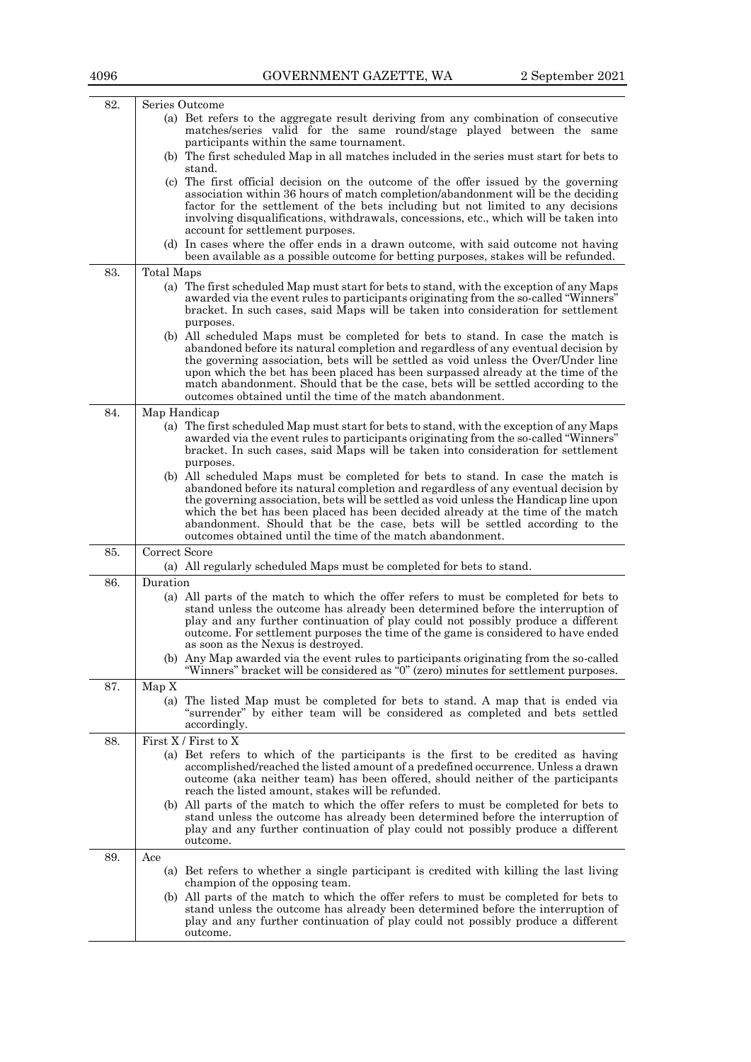| | |
|---|---|
| 82. | Series Outcome<br>(a) Bet refers to the aggregate result deriving from any combination of consecutive matches/series valid for the same round/stage played between the same participants within the same tournament.<br>(b) The first scheduled Map in all matches included in the series must start for bets to stand.<br>(c) The first official decision on the outcome of the offer issued by the governing association within 36 hours of match completion/abandonment will be the deciding factor for the settlement of the bets including but not limited to any decisions involving disqualifications, withdrawals, concessions, etc., which will be taken into account for settlement purposes.<br>(d) In cases where the offer ends in a drawn outcome, with said outcome not having been available as a possible outcome for betting purposes, stakes will be refunded. |
| 83. | Total Maps<br>(a) The first scheduled Map must start for bets to stand, with the exception of any Maps awarded via the event rules to participants originating from the so-called "Winners" bracket. In such cases, said Maps will be taken into consideration for settlement purposes.<br>(b) All scheduled Maps must be completed for bets to stand. In case the match is abandoned before its natural completion and regardless of any eventual decision by the governing association, bets will be settled as void unless the Over/Under line upon which the bet has been placed has been surpassed already at the time of the match abandonment. Should that be the case, bets will be settled according to the outcomes obtained until the time of the match abandonment. |
| 84. | Map Handicap<br>(a) The first scheduled Map must start for bets to stand, with the exception of any Maps awarded via the event rules to participants originating from the so-called "Winners" bracket. In such cases, said Maps will be taken into consideration for settlement purposes.<br>(b) All scheduled Maps must be completed for bets to stand. In case the match is abandoned before its natural completion and regardless of any eventual decision by the governing association, bets will be settled as void unless the Handicap line upon which the bet has been placed has been decided already at the time of the match abandonment. Should that be the case, bets will be settled according to the outcomes obtained until the time of the match abandonment. |
| 85. | Correct Score<br>(a) All regularly scheduled Maps must be completed for bets to stand. |
| 86. | Duration<br>(a) All parts of the match to which the offer refers to must be completed for bets to stand unless the outcome has already been determined before the interruption of play and any further continuation of play could not possibly produce a different outcome. For settlement purposes the time of the game is considered to have ended as soon as the Nexus is destroyed.<br>(b) Any Map awarded via the event rules to participants originating from the so-called "Winners" bracket will be considered as "0" (zero) minutes for settlement purposes. |
| 87. | Map X<br>(a) The listed Map must be completed for bets to stand. A map that is ended via "surrender" by either team will be considered as completed and bets settled accordingly. |
| 88. | First X / First to X<br>(a) Bet refers to which of the participants is the first to be credited as having accomplished/reached the listed amount of a predefined occurrence. Unless a drawn outcome (aka neither team) has been offered, should neither of the participants reach the listed amount, stakes will be refunded.<br>(b) All parts of the match to which the offer refers to must be completed for bets to stand unless the outcome has already been determined before the interruption of play and any further continuation of play could not possibly produce a different outcome. |
| 89. | Ace<br>(a) Bet refers to whether a single participant is credited with killing the last living champion of the opposing team.<br>(b) All parts of the match to which the offer refers to must be completed for bets to stand unless the outcome has already been determined before the interruption of play and any further continuation of play could not possibly produce a different outcome. |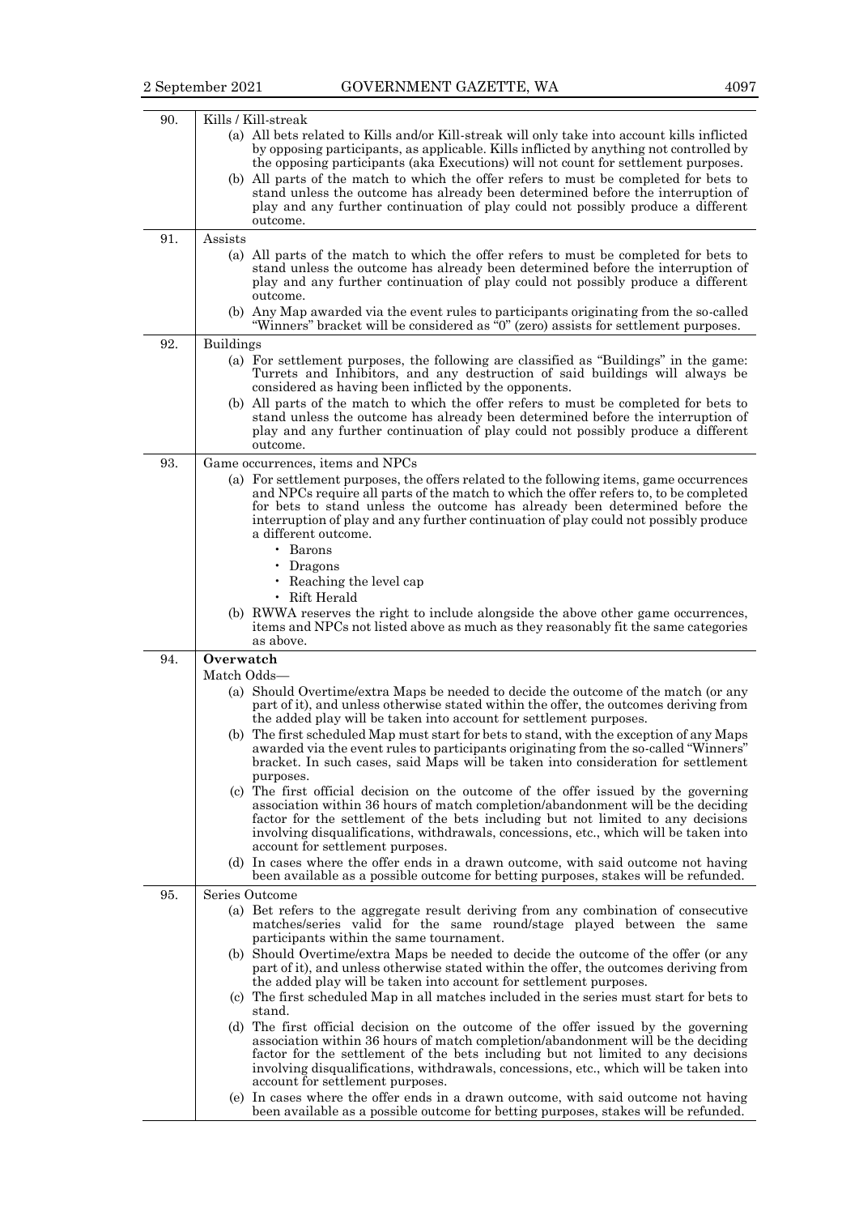| | |
|---|---|
| 90. | Kills / Kill-streak<br>(a) All bets related to Kills and/or Kill-streak will only take into account kills inflicted by opposing participants, as applicable. Kills inflicted by anything not controlled by the opposing participants (aka Executions) will not count for settlement purposes.<br>(b) All parts of the match to which the offer refers to must be completed for bets to stand unless the outcome has already been determined before the interruption of play and any further continuation of play could not possibly produce a different outcome. |
| 91. | Assists<br>(a) All parts of the match to which the offer refers to must be completed for bets to stand unless the outcome has already been determined before the interruption of play and any further continuation of play could not possibly produce a different outcome.<br>(b) Any Map awarded via the event rules to participants originating from the so-called "Winners" bracket will be considered as "0" (zero) assists for settlement purposes. |
| 92. | Buildings<br>(a) For settlement purposes, the following are classified as "Buildings" in the game: Turrets and Inhibitors, and any destruction of said buildings will always be considered as having been inflicted by the opponents.<br>(b) All parts of the match to which the offer refers to must be completed for bets to stand unless the outcome has already been determined before the interruption of play and any further continuation of play could not possibly produce a different outcome. |
| 93. | Game occurrences, items and NPCs<br>(a) For settlement purposes, the offers related to the following items, game occurrences and NPCs require all parts of the match to which the offer refers to, to be completed for bets to stand unless the outcome has already been determined before the interruption of play and any further continuation of play could not possibly produce a different outcome.<br>• Barons<br>• Dragons<br>• Reaching the level cap<br>• Rift Herald<br>(b) RWWA reserves the right to include alongside the above other game occurrences, items and NPCs not listed above as much as they reasonably fit the same categories as above. |
| 94. | **Overwatch**<br>Match Odds—<br>(a) Should Overtime/extra Maps be needed to decide the outcome of the match (or any part of it), and unless otherwise stated within the offer, the outcomes deriving from the added play will be taken into account for settlement purposes.<br>(b) The first scheduled Map must start for bets to stand, with the exception of any Maps awarded via the event rules to participants originating from the so-called "Winners" bracket. In such cases, said Maps will be taken into consideration for settlement purposes.<br>(c) The first official decision on the outcome of the offer issued by the governing association within 36 hours of match completion/abandonment will be the deciding factor for the settlement of the bets including but not limited to any decisions involving disqualifications, withdrawals, concessions, etc., which will be taken into account for settlement purposes.<br>(d) In cases where the offer ends in a drawn outcome, with said outcome not having been available as a possible outcome for betting purposes, stakes will be refunded. |
| 95. | Series Outcome<br>(a) Bet refers to the aggregate result deriving from any combination of consecutive matches/series valid for the same round/stage played between the same participants within the same tournament.<br>(b) Should Overtime/extra Maps be needed to decide the outcome of the offer (or any part of it), and unless otherwise stated within the offer, the outcomes deriving from the added play will be taken into account for settlement purposes.<br>(c) The first scheduled Map in all matches included in the series must start for bets to stand.<br>(d) The first official decision on the outcome of the offer issued by the governing association within 36 hours of match completion/abandonment will be the deciding factor for the settlement of the bets including but not limited to any decisions involving disqualifications, withdrawals, concessions, etc., which will be taken into account for settlement purposes.<br>(e) In cases where the offer ends in a drawn outcome, with said outcome not having been available as a possible outcome for betting purposes, stakes will be refunded. |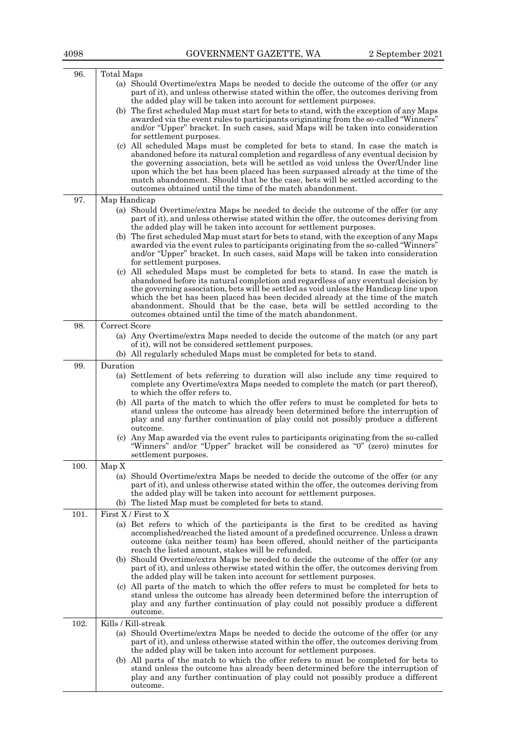| | |
|---|---|
| 96. | Total Maps<br>(a) Should Overtime/extra Maps be needed to decide the outcome of the offer (or any part of it), and unless otherwise stated within the offer, the outcomes deriving from the added play will be taken into account for settlement purposes.<br>(b) The first scheduled Map must start for bets to stand, with the exception of any Maps awarded via the event rules to participants originating from the so-called "Winners" and/or "Upper" bracket. In such cases, said Maps will be taken into consideration for settlement purposes.<br>(c) All scheduled Maps must be completed for bets to stand. In case the match is abandoned before its natural completion and regardless of any eventual decision by the governing association, bets will be settled as void unless the Over/Under line upon which the bet has been placed has been surpassed already at the time of the match abandonment. Should that be the case, bets will be settled according to the outcomes obtained until the time of the match abandonment. |
| 97. | Map Handicap<br>(a) Should Overtime/extra Maps be needed to decide the outcome of the offer (or any part of it), and unless otherwise stated within the offer, the outcomes deriving from the added play will be taken into account for settlement purposes.<br>(b) The first scheduled Map must start for bets to stand, with the exception of any Maps awarded via the event rules to participants originating from the so-called "Winners" and/or "Upper" bracket. In such cases, said Maps will be taken into consideration for settlement purposes.<br>(c) All scheduled Maps must be completed for bets to stand. In case the match is abandoned before its natural completion and regardless of any eventual decision by the governing association, bets will be settled as void unless the Handicap line upon which the bet has been placed has been decided already at the time of the match abandonment. Should that be the case, bets will be settled according to the outcomes obtained until the time of the match abandonment. |
| 98. | Correct Score<br>(a) Any Overtime/extra Maps needed to decide the outcome of the match (or any part of it), will not be considered settlement purposes.<br>(b) All regularly scheduled Maps must be completed for bets to stand. |
| 99. | Duration<br>(a) Settlement of bets referring to duration will also include any time required to complete any Overtime/extra Maps needed to complete the match (or part thereof), to which the offer refers to.<br>(b) All parts of the match to which the offer refers to must be completed for bets to stand unless the outcome has already been determined before the interruption of play and any further continuation of play could not possibly produce a different outcome.<br>(c) Any Map awarded via the event rules to participants originating from the so-called "Winners" and/or "Upper" bracket will be considered as "0" (zero) minutes for settlement purposes. |
| 100. | Map X<br>(a) Should Overtime/extra Maps be needed to decide the outcome of the offer (or any part of it), and unless otherwise stated within the offer, the outcomes deriving from the added play will be taken into account for settlement purposes.<br>(b) The listed Map must be completed for bets to stand. |
| 101. | First X / First to X<br>(a) Bet refers to which of the participants is the first to be credited as having accomplished/reached the listed amount of a predefined occurrence. Unless a drawn outcome (aka neither team) has been offered, should neither of the participants reach the listed amount, stakes will be refunded.<br>(b) Should Overtime/extra Maps be needed to decide the outcome of the offer (or any part of it), and unless otherwise stated within the offer, the outcomes deriving from the added play will be taken into account for settlement purposes.<br>(c) All parts of the match to which the offer refers to must be completed for bets to stand unless the outcome has already been determined before the interruption of play and any further continuation of play could not possibly produce a different outcome. |
| 102. | Kills / Kill-streak<br>(a) Should Overtime/extra Maps be needed to decide the outcome of the offer (or any part of it), and unless otherwise stated within the offer, the outcomes deriving from the added play will be taken into account for settlement purposes.<br>(b) All parts of the match to which the offer refers to must be completed for bets to stand unless the outcome has already been determined before the interruption of play and any further continuation of play could not possibly produce a different outcome. |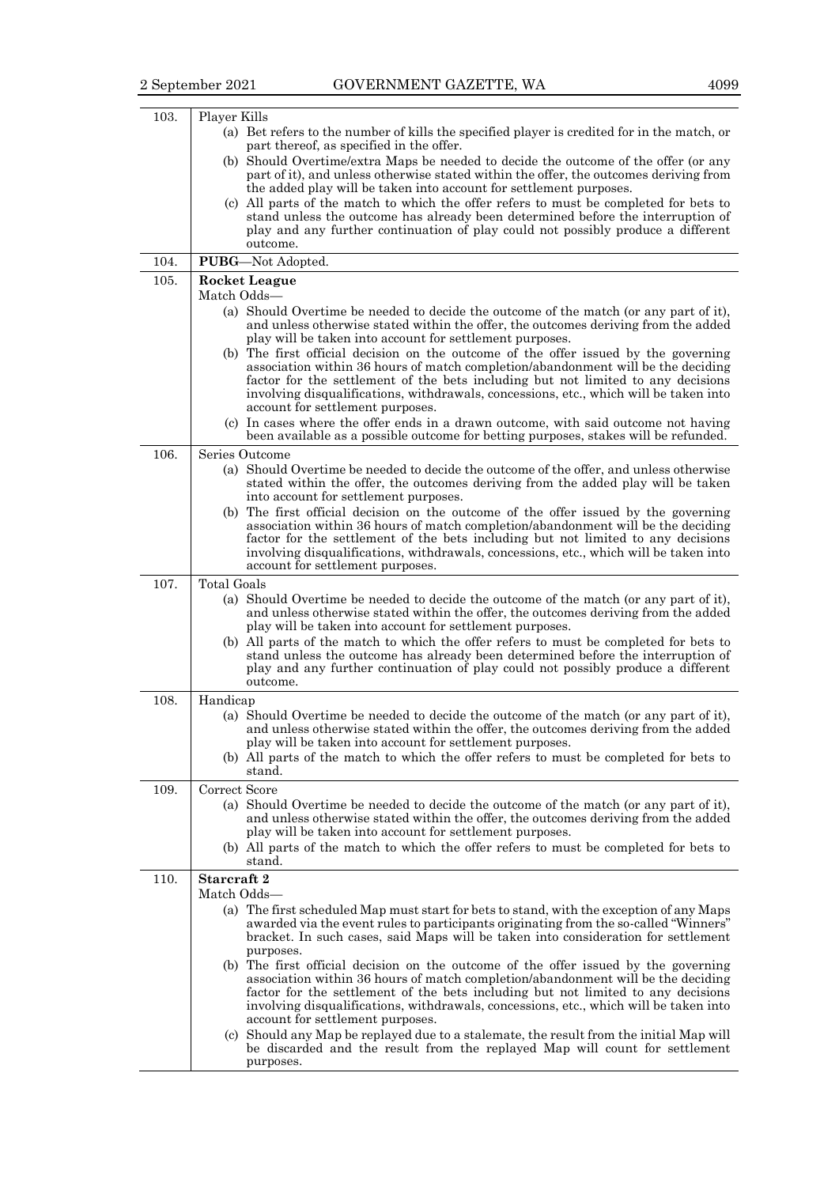| | |
|---|---|
| 103. | Player Kills<br>(a) Bet refers to the number of kills the specified player is credited for in the match, or part thereof, as specified in the offer.<br>(b) Should Overtime/extra Maps be needed to decide the outcome of the offer (or any part of it), and unless otherwise stated within the offer, the outcomes deriving from the added play will be taken into account for settlement purposes.<br>(c) All parts of the match to which the offer refers to must be completed for bets to stand unless the outcome has already been determined before the interruption of play and any further continuation of play could not possibly produce a different outcome. |
| 104. | **PUBG**—Not Adopted. |
| 105. | **Rocket League**<br>Match Odds—<br>(a) Should Overtime be needed to decide the outcome of the match (or any part of it), and unless otherwise stated within the offer, the outcomes deriving from the added play will be taken into account for settlement purposes.<br>(b) The first official decision on the outcome of the offer issued by the governing association within 36 hours of match completion/abandonment will be the deciding factor for the settlement of the bets including but not limited to any decisions involving disqualifications, withdrawals, concessions, etc., which will be taken into account for settlement purposes.<br>(c) In cases where the offer ends in a drawn outcome, with said outcome not having been available as a possible outcome for betting purposes, stakes will be refunded. |
| 106. | Series Outcome<br>(a) Should Overtime be needed to decide the outcome of the offer, and unless otherwise stated within the offer, the outcomes deriving from the added play will be taken into account for settlement purposes.<br>(b) The first official decision on the outcome of the offer issued by the governing association within 36 hours of match completion/abandonment will be the deciding factor for the settlement of the bets including but not limited to any decisions involving disqualifications, withdrawals, concessions, etc., which will be taken into account for settlement purposes. |
| 107. | Total Goals<br>(a) Should Overtime be needed to decide the outcome of the match (or any part of it), and unless otherwise stated within the offer, the outcomes deriving from the added play will be taken into account for settlement purposes.<br>(b) All parts of the match to which the offer refers to must be completed for bets to stand unless the outcome has already been determined before the interruption of play and any further continuation of play could not possibly produce a different outcome. |
| 108. | Handicap<br>(a) Should Overtime be needed to decide the outcome of the match (or any part of it), and unless otherwise stated within the offer, the outcomes deriving from the added play will be taken into account for settlement purposes.<br>(b) All parts of the match to which the offer refers to must be completed for bets to stand. |
| 109. | Correct Score<br>(a) Should Overtime be needed to decide the outcome of the match (or any part of it), and unless otherwise stated within the offer, the outcomes deriving from the added play will be taken into account for settlement purposes.<br>(b) All parts of the match to which the offer refers to must be completed for bets to stand. |
| 110. | **Starcraft 2**<br>Match Odds—<br>(a) The first scheduled Map must start for bets to stand, with the exception of any Maps awarded via the event rules to participants originating from the so-called "Winners" bracket. In such cases, said Maps will be taken into consideration for settlement purposes.<br>(b) The first official decision on the outcome of the offer issued by the governing association within 36 hours of match completion/abandonment will be the deciding factor for the settlement of the bets including but not limited to any decisions involving disqualifications, withdrawals, concessions, etc., which will be taken into account for settlement purposes.<br>(c) Should any Map be replayed due to a stalemate, the result from the initial Map will be discarded and the result from the replayed Map will count for settlement purposes. |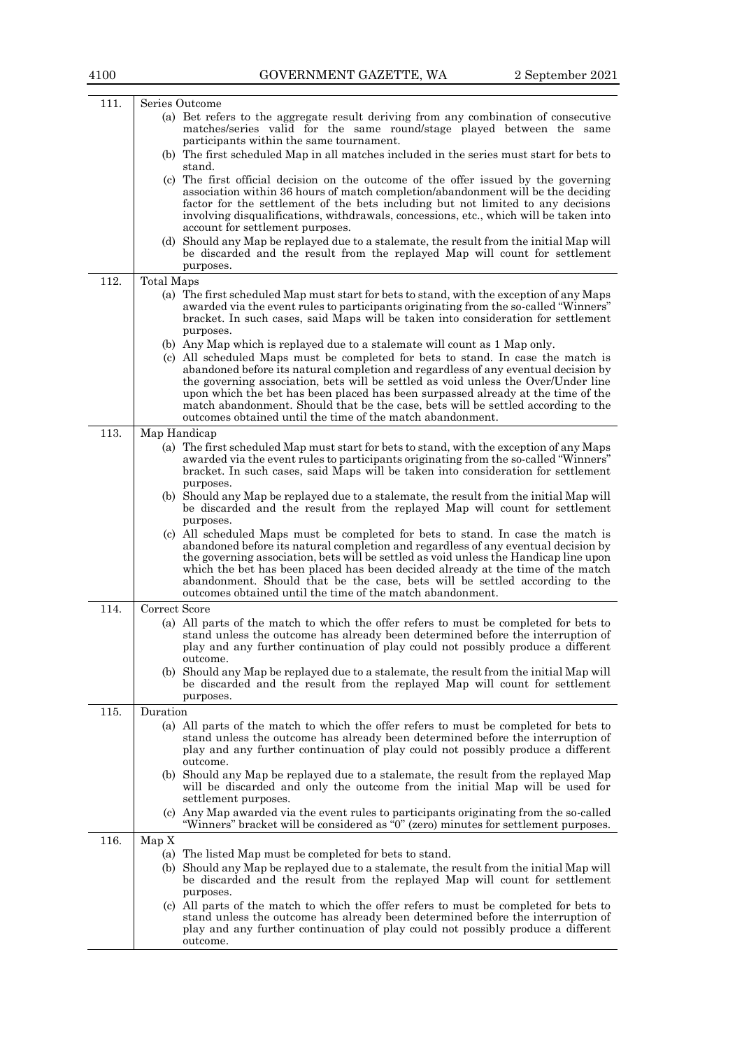| | |
|---|---|
| 111. | Series Outcome<br>(a) Bet refers to the aggregate result deriving from any combination of consecutive matches/series valid for the same round/stage played between the same participants within the same tournament.<br>(b) The first scheduled Map in all matches included in the series must start for bets to stand.<br>(c) The first official decision on the outcome of the offer issued by the governing association within 36 hours of match completion/abandonment will be the deciding factor for the settlement of the bets including but not limited to any decisions involving disqualifications, withdrawals, concessions, etc., which will be taken into account for settlement purposes.<br>(d) Should any Map be replayed due to a stalemate, the result from the initial Map will be discarded and the result from the replayed Map will count for settlement purposes. |
| 112. | Total Maps<br>(a) The first scheduled Map must start for bets to stand, with the exception of any Maps awarded via the event rules to participants originating from the so-called "Winners" bracket. In such cases, said Maps will be taken into consideration for settlement purposes.<br>(b) Any Map which is replayed due to a stalemate will count as 1 Map only.<br>(c) All scheduled Maps must be completed for bets to stand. In case the match is abandoned before its natural completion and regardless of any eventual decision by the governing association, bets will be settled as void unless the Over/Under line upon which the bet has been placed has been surpassed already at the time of the match abandonment. Should that be the case, bets will be settled according to the outcomes obtained until the time of the match abandonment. |
| 113. | Map Handicap<br>(a) The first scheduled Map must start for bets to stand, with the exception of any Maps awarded via the event rules to participants originating from the so-called "Winners" bracket. In such cases, said Maps will be taken into consideration for settlement purposes.<br>(b) Should any Map be replayed due to a stalemate, the result from the initial Map will be discarded and the result from the replayed Map will count for settlement purposes.<br>(c) All scheduled Maps must be completed for bets to stand. In case the match is abandoned before its natural completion and regardless of any eventual decision by the governing association, bets will be settled as void unless the Handicap line upon which the bet has been placed has been decided already at the time of the match abandonment. Should that be the case, bets will be settled according to the outcomes obtained until the time of the match abandonment. |
| 114. | Correct Score<br>(a) All parts of the match to which the offer refers to must be completed for bets to stand unless the outcome has already been determined before the interruption of play and any further continuation of play could not possibly produce a different outcome.<br>(b) Should any Map be replayed due to a stalemate, the result from the initial Map will be discarded and the result from the replayed Map will count for settlement purposes. |
| 115. | Duration<br>(a) All parts of the match to which the offer refers to must be completed for bets to stand unless the outcome has already been determined before the interruption of play and any further continuation of play could not possibly produce a different outcome.<br>(b) Should any Map be replayed due to a stalemate, the result from the replayed Map will be discarded and only the outcome from the initial Map will be used for settlement purposes.<br>(c) Any Map awarded via the event rules to participants originating from the so-called "Winners" bracket will be considered as "0" (zero) minutes for settlement purposes. |
| 116. | Map X<br>(a) The listed Map must be completed for bets to stand.<br>(b) Should any Map be replayed due to a stalemate, the result from the initial Map will be discarded and the result from the replayed Map will count for settlement purposes.<br>(c) All parts of the match to which the offer refers to must be completed for bets to stand unless the outcome has already been determined before the interruption of play and any further continuation of play could not possibly produce a different outcome. |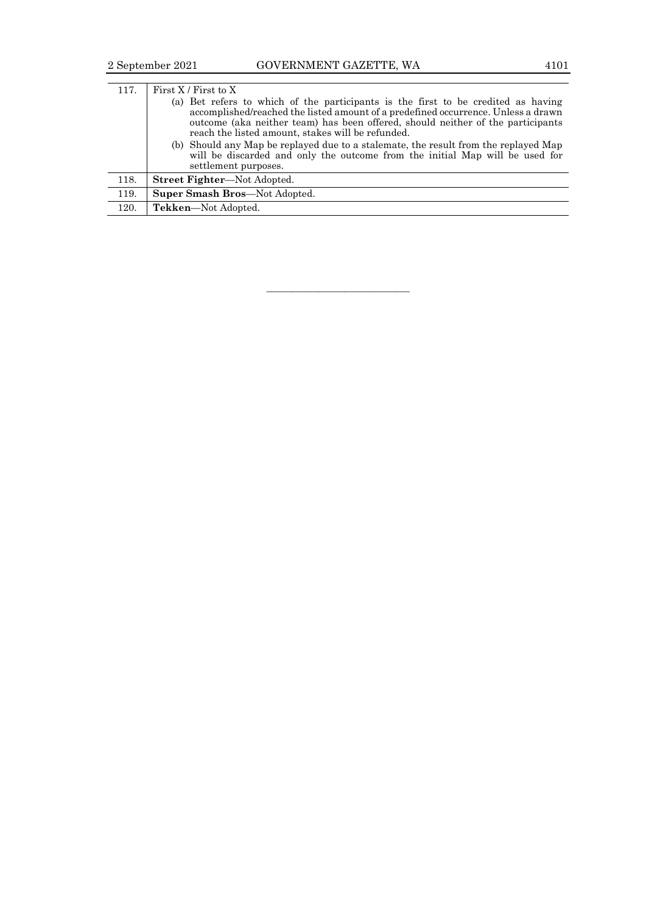| | |
|---|---|
| 117. | First X / First to X<br>(a) Bet refers to which of the participants is the first to be credited as having accomplished/reached the listed amount of a predefined occurrence. Unless a drawn outcome (aka neither team) has been offered, should neither of the participants reach the listed amount, stakes will be refunded.<br>(b) Should any Map be replayed due to a stalemate, the result from the replayed Map will be discarded and only the outcome from the initial Map will be used for settlement purposes. |
| 118. | **Street Fighter**—Not Adopted. |
| 119. | **Super Smash Bros**—Not Adopted. |
| 120. | **Tekken**—Not Adopted. |

———————————